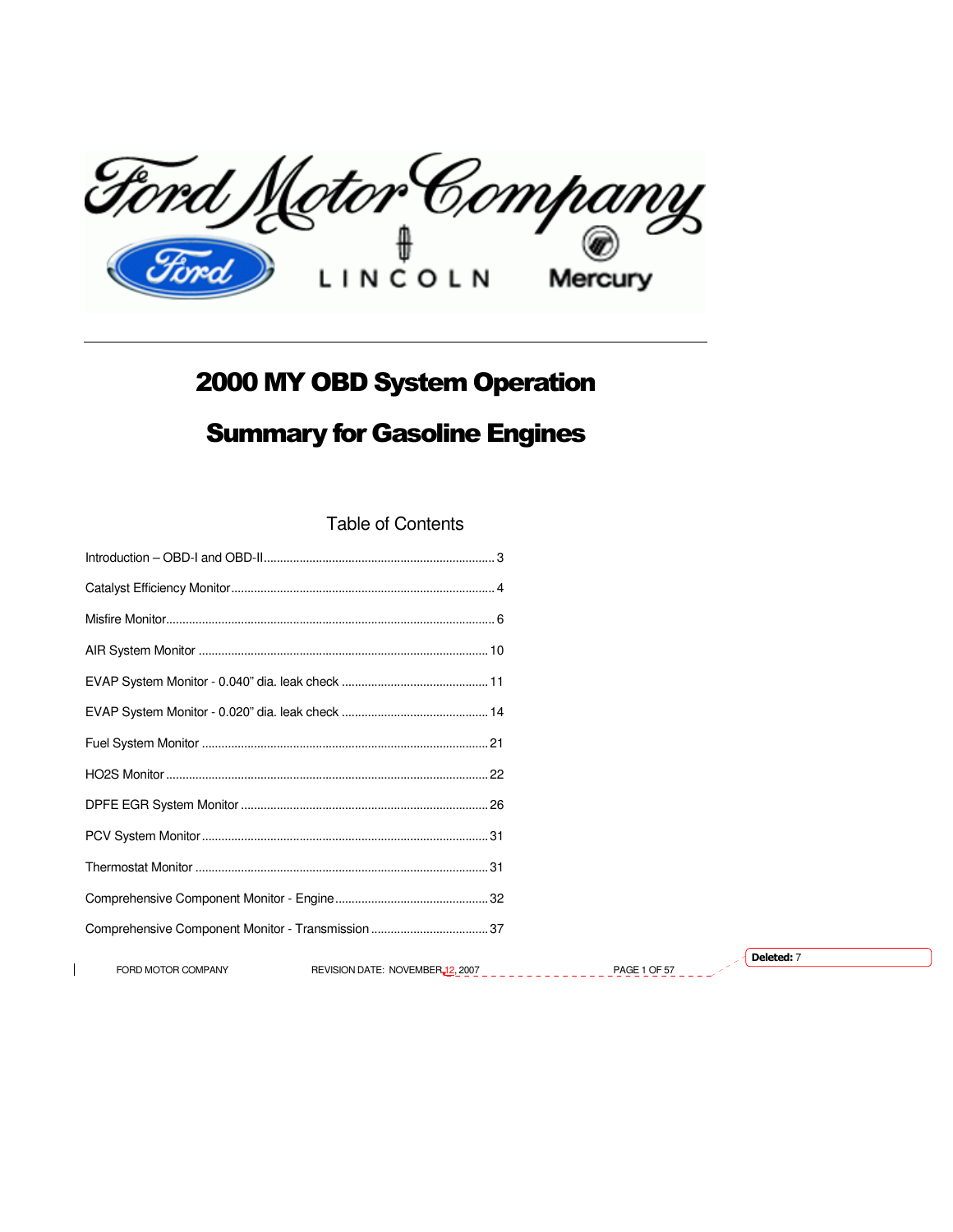# 2000 MY OBD System Operation

# Summary for Gasoline Engines

## Table of Contents

Introduction – OBD-I and OBD-II ........................................................................ 3

Catalyst Efficiency Monitor ................................................................................. 4

Misfire Monitor .................................................................................................... 6

AIR System Monitor ........................................................................................... 10

EVAP System Monitor - 0.040" dia. leak check ............................................... 11

EVAP System Monitor - 0.020" dia. leak check ............................................... 14

Fuel System Monitor .......................................................................................... 21

HO2S Monitor .................................................................................................... 22

DPFE EGR System Monitor ............................................................................... 26

PCV System Monitor .......................................................................................... 31

Thermostat Monitor ........................................................................................... 31

Comprehensive Component Monitor - Engine .................................................. 32

Comprehensive Component Monitor - Transmission ....................................... 37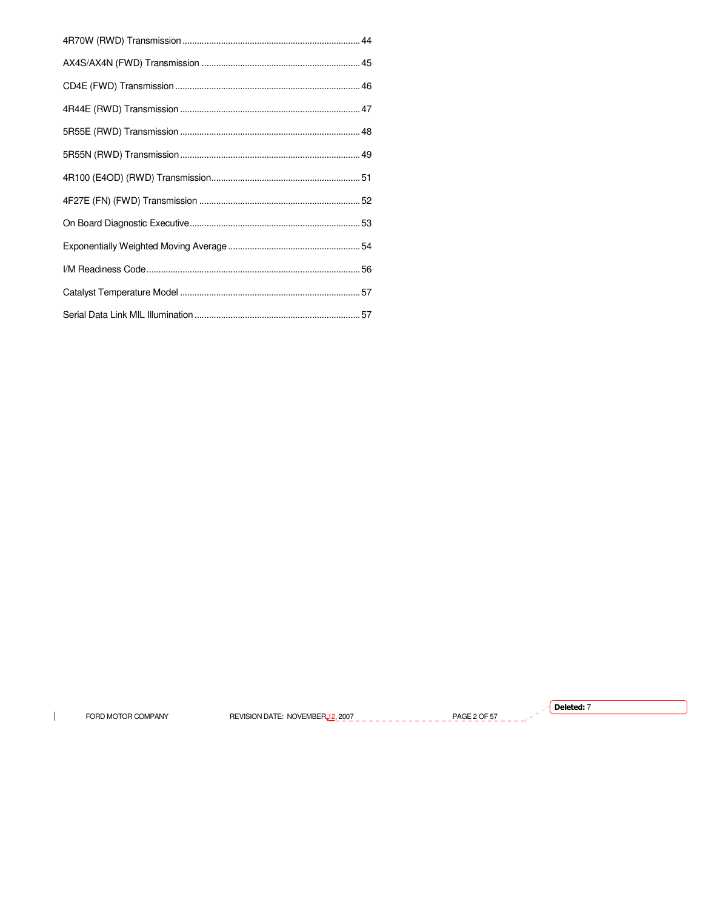4R70W (RWD) Transmission ........................................................................ 44

AX4S/AX4N (FWD) Transmission ................................................................. 45

CD4E (FWD) Transmission ........................................................................... 46

4R44E (RWD) Transmission ......................................................................... 47

5R55E (RWD) Transmission ......................................................................... 48

5R55N (RWD) Transmission ......................................................................... 49

4R100 (E4OD) (RWD) Transmission ............................................................ 51

4F27E (FN) (FWD) Transmission ................................................................. 52

On Board Diagnostic Executive ..................................................................... 53

Exponentially Weighted Moving Average ...................................................... 54

I/M Readiness Code ....................................................................................... 56

Catalyst Temperature Model .......................................................................... 57

Serial Data Link MIL Illumination .................................................................. 57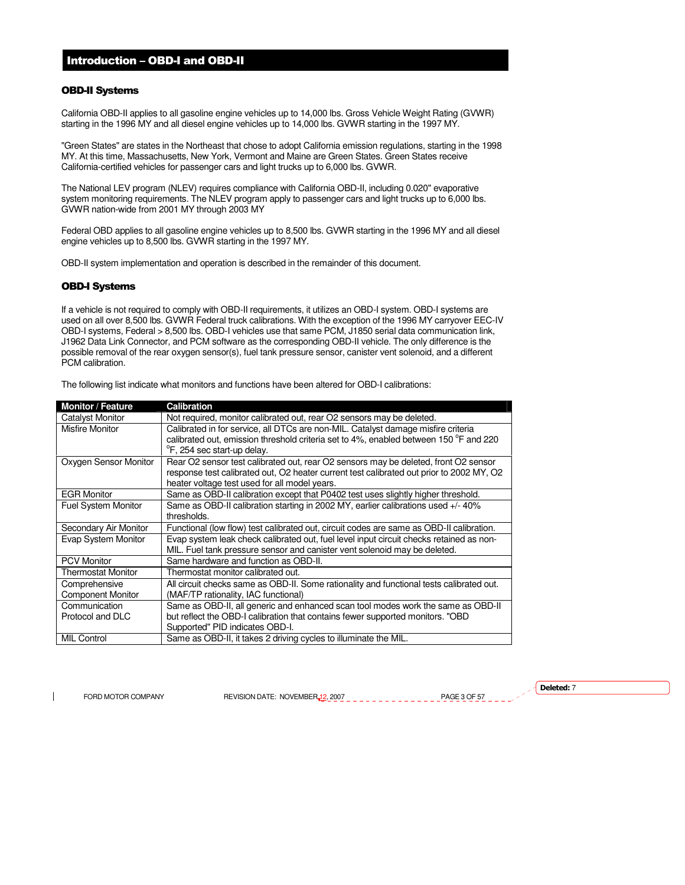# Introduction – OBD-I and OBD-II

## OBD-II Systems

California OBD-II applies to all gasoline engine vehicles up to 14,000 lbs. Gross Vehicle Weight Rating (GVWR) starting in the 1996 MY and all diesel engine vehicles up to 14,000 lbs. GVWR starting in the 1997 MY.

"Green States" are states in the Northeast that chose to adopt California emission regulations, starting in the 1998 MY. At this time, Massachusetts, New York, Vermont and Maine are Green States. Green States receive California-certified vehicles for passenger cars and light trucks up to 6,000 lbs. GVWR.

The National LEV program (NLEV) requires compliance with California OBD-II, including 0.020" evaporative system monitoring requirements. The NLEV program apply to passenger cars and light trucks up to 6,000 lbs. GVWR nation-wide from 2001 MY through 2003 MY

Federal OBD applies to all gasoline engine vehicles up to 8,500 lbs. GVWR starting in the 1996 MY and all diesel engine vehicles up to 8,500 lbs. GVWR starting in the 1997 MY.

OBD-II system implementation and operation is described in the remainder of this document.

## OBD-I Systems

If a vehicle is not required to comply with OBD-II requirements, it utilizes an OBD-I system. OBD-I systems are used on all over 8,500 lbs. GVWR Federal truck calibrations. With the exception of the 1996 MY carryover EEC-IV OBD-I systems, Federal > 8,500 lbs. OBD-I vehicles use that same PCM, J1850 serial data communication link, J1962 Data Link Connector, and PCM software as the corresponding OBD-II vehicle. The only difference is the possible removal of the rear oxygen sensor(s), fuel tank pressure sensor, canister vent solenoid, and a different PCM calibration.

The following list indicate what monitors and functions have been altered for OBD-I calibrations:

| Monitor / Feature | Calibration |
|---|---|
| Catalyst Monitor | Not required, monitor calibrated out, rear O2 sensors may be deleted. |
| Misfire Monitor | Calibrated in for service, all DTCs are non-MIL. Catalyst damage misfire criteria calibrated out, emission threshold criteria set to 4%, enabled between 150 °F and 220 °F, 254 sec start-up delay. |
| Oxygen Sensor Monitor | Rear O2 sensor test calibrated out, rear O2 sensors may be deleted, front O2 sensor response test calibrated out, O2 heater current test calibrated out prior to 2002 MY, O2 heater voltage test used for all model years. |
| EGR Monitor | Same as OBD-II calibration except that P0402 test uses slightly higher threshold. |
| Fuel System Monitor | Same as OBD-II calibration starting in 2002 MY, earlier calibrations used +/- 40% thresholds. |
| Secondary Air Monitor | Functional (low flow) test calibrated out, circuit codes are same as OBD-II calibration. |
| Evap System Monitor | Evap system leak check calibrated out, fuel level input circuit checks retained as non-MIL. Fuel tank pressure sensor and canister vent solenoid may be deleted. |
| PCV Monitor | Same hardware and function as OBD-II. |
| Thermostat Monitor | Thermostat monitor calibrated out. |
| Comprehensive Component Monitor | All circuit checks same as OBD-II. Some rationality and functional tests calibrated out. (MAF/TP rationality, IAC functional) |
| Communication Protocol and DLC | Same as OBD-II, all generic and enhanced scan tool modes work the same as OBD-II but reflect the OBD-I calibration that contains fewer supported monitors. "OBD Supported" PID indicates OBD-I. |
| MIL Control | Same as OBD-II, it takes 2 driving cycles to illuminate the MIL. |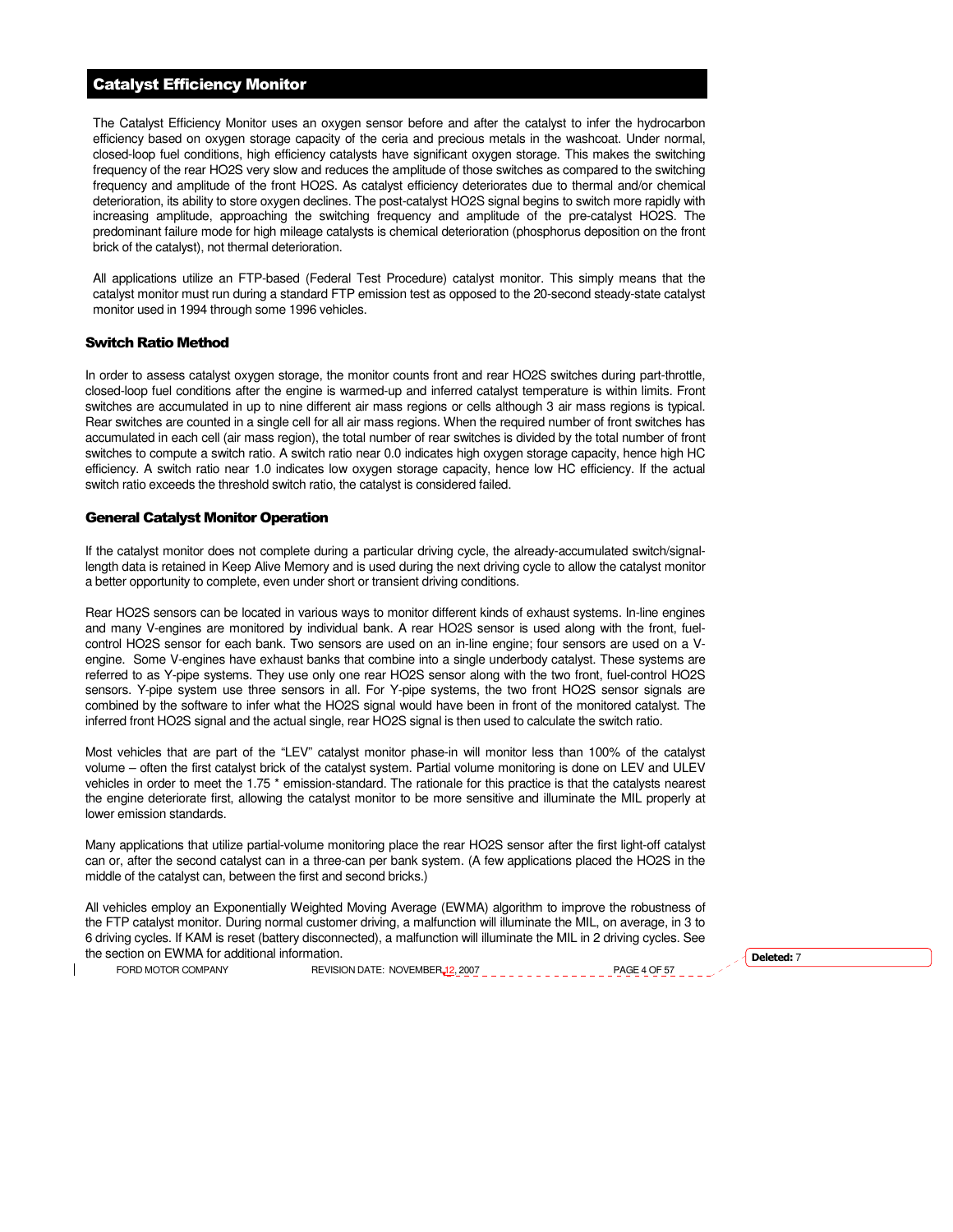## Catalyst Efficiency Monitor

The Catalyst Efficiency Monitor uses an oxygen sensor before and after the catalyst to infer the hydrocarbon efficiency based on oxygen storage capacity of the ceria and precious metals in the washcoat. Under normal, closed-loop fuel conditions, high efficiency catalysts have significant oxygen storage. This makes the switching frequency of the rear HO2S very slow and reduces the amplitude of those switches as compared to the switching frequency and amplitude of the front HO2S. As catalyst efficiency deteriorates due to thermal and/or chemical deterioration, its ability to store oxygen declines. The post-catalyst HO2S signal begins to switch more rapidly with increasing amplitude, approaching the switching frequency and amplitude of the pre-catalyst HO2S. The predominant failure mode for high mileage catalysts is chemical deterioration (phosphorus deposition on the front brick of the catalyst), not thermal deterioration.

All applications utilize an FTP-based (Federal Test Procedure) catalyst monitor. This simply means that the catalyst monitor must run during a standard FTP emission test as opposed to the 20-second steady-state catalyst monitor used in 1994 through some 1996 vehicles.

### Switch Ratio Method

In order to assess catalyst oxygen storage, the monitor counts front and rear HO2S switches during part-throttle, closed-loop fuel conditions after the engine is warmed-up and inferred catalyst temperature is within limits. Front switches are accumulated in up to nine different air mass regions or cells although 3 air mass regions is typical. Rear switches are counted in a single cell for all air mass regions. When the required number of front switches has accumulated in each cell (air mass region), the total number of rear switches is divided by the total number of front switches to compute a switch ratio. A switch ratio near 0.0 indicates high oxygen storage capacity, hence high HC efficiency. A switch ratio near 1.0 indicates low oxygen storage capacity, hence low HC efficiency. If the actual switch ratio exceeds the threshold switch ratio, the catalyst is considered failed.

### General Catalyst Monitor Operation

If the catalyst monitor does not complete during a particular driving cycle, the already-accumulated switch/signal-length data is retained in Keep Alive Memory and is used during the next driving cycle to allow the catalyst monitor a better opportunity to complete, even under short or transient driving conditions.

Rear HO2S sensors can be located in various ways to monitor different kinds of exhaust systems. In-line engines and many V-engines are monitored by individual bank. A rear HO2S sensor is used along with the front, fuel-control HO2S sensor for each bank. Two sensors are used on an in-line engine; four sensors are used on a V-engine. Some V-engines have exhaust banks that combine into a single underbody catalyst. These systems are referred to as Y-pipe systems. They use only one rear HO2S sensor along with the two front, fuel-control HO2S sensors. Y-pipe system use three sensors in all. For Y-pipe systems, the two front HO2S sensor signals are combined by the software to infer what the HO2S signal would have been in front of the monitored catalyst. The inferred front HO2S signal and the actual single, rear HO2S signal is then used to calculate the switch ratio.

Most vehicles that are part of the "LEV" catalyst monitor phase-in will monitor less than 100% of the catalyst volume – often the first catalyst brick of the catalyst system. Partial volume monitoring is done on LEV and ULEV vehicles in order to meet the 1.75 * emission-standard. The rationale for this practice is that the catalysts nearest the engine deteriorate first, allowing the catalyst monitor to be more sensitive and illuminate the MIL properly at lower emission standards.

Many applications that utilize partial-volume monitoring place the rear HO2S sensor after the first light-off catalyst can or, after the second catalyst can in a three-can per bank system. (A few applications placed the HO2S in the middle of the catalyst can, between the first and second bricks.)

All vehicles employ an Exponentially Weighted Moving Average (EWMA) algorithm to improve the robustness of the FTP catalyst monitor. During normal customer driving, a malfunction will illuminate the MIL, on average, in 3 to 6 driving cycles. If KAM is reset (battery disconnected), a malfunction will illuminate the MIL in 2 driving cycles. See the section on EWMA for additional information.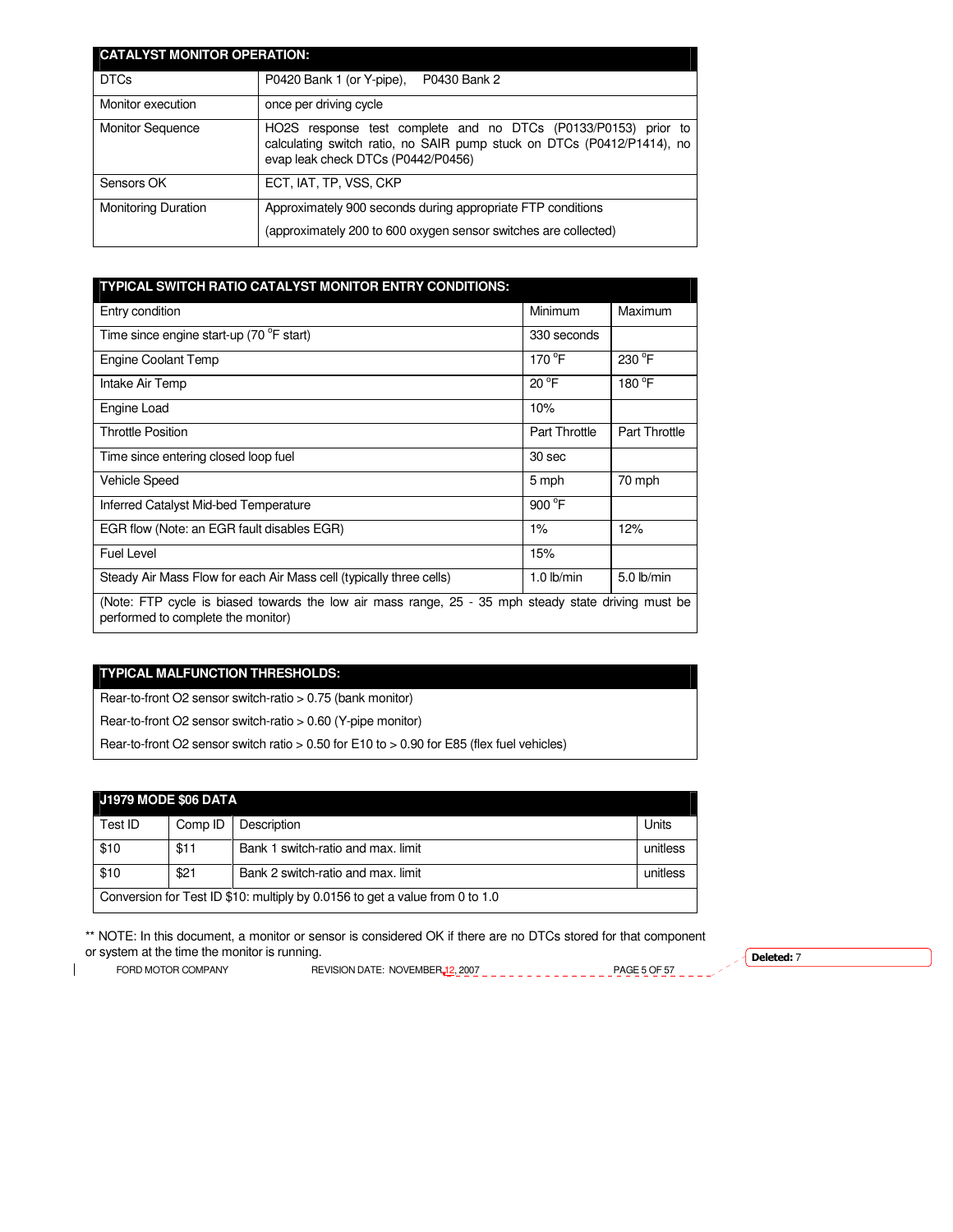| CATALYST MONITOR OPERATION: | |
|---|---|
| DTCs | P0420 Bank 1 (or Y-pipe), P0430 Bank 2 |
| Monitor execution | once per driving cycle |
| Monitor Sequence | HO2S response test complete and no DTCs (P0133/P0153) prior to calculating switch ratio, no SAIR pump stuck on DTCs (P0412/P1414), no evap leak check DTCs (P0442/P0456) |
| Sensors OK | ECT, IAT, TP, VSS, CKP |
| Monitoring Duration | Approximately 900 seconds during appropriate FTP conditions (approximately 200 to 600 oxygen sensor switches are collected) |

| TYPICAL SWITCH RATIO CATALYST MONITOR ENTRY CONDITIONS: | | |
|---|---|---|
| Entry condition | Minimum | Maximum |
| Time since engine start-up (70 °F start) | 330 seconds | |
| Engine Coolant Temp | 170 °F | 230 °F |
| Intake Air Temp | 20 °F | 180 °F |
| Engine Load | 10% | |
| Throttle Position | Part Throttle | Part Throttle |
| Time since entering closed loop fuel | 30 sec | |
| Vehicle Speed | 5 mph | 70 mph |
| Inferred Catalyst Mid-bed Temperature | 900 °F | |
| EGR flow (Note: an EGR fault disables EGR) | 1% | 12% |
| Fuel Level | 15% | |
| Steady Air Mass Flow for each Air Mass cell (typically three cells) | 1.0 lb/min | 5.0 lb/min |
| (Note: FTP cycle is biased towards the low air mass range, 25 - 35 mph steady state driving must be performed to complete the monitor) | | |

| TYPICAL MALFUNCTION THRESHOLDS: |
|---|
| Rear-to-front O2 sensor switch-ratio > 0.75 (bank monitor) |
| Rear-to-front O2 sensor switch-ratio > 0.60 (Y-pipe monitor) |
| Rear-to-front O2 sensor switch ratio > 0.50 for E10 to > 0.90 for E85 (flex fuel vehicles) |

| J1979 MODE $06 DATA | | | |
|---|---|---|---|
| Test ID | Comp ID | Description | Units |
| $10 | $11 | Bank 1 switch-ratio and max. limit | unitless |
| $10 | $21 | Bank 2 switch-ratio and max. limit | unitless |
| Conversion for Test ID $10: multiply by 0.0156 to get a value from 0 to 1.0 | | | |

** NOTE: In this document, a monitor or sensor is considered OK if there are no DTCs stored for that component or system at the time the monitor is running.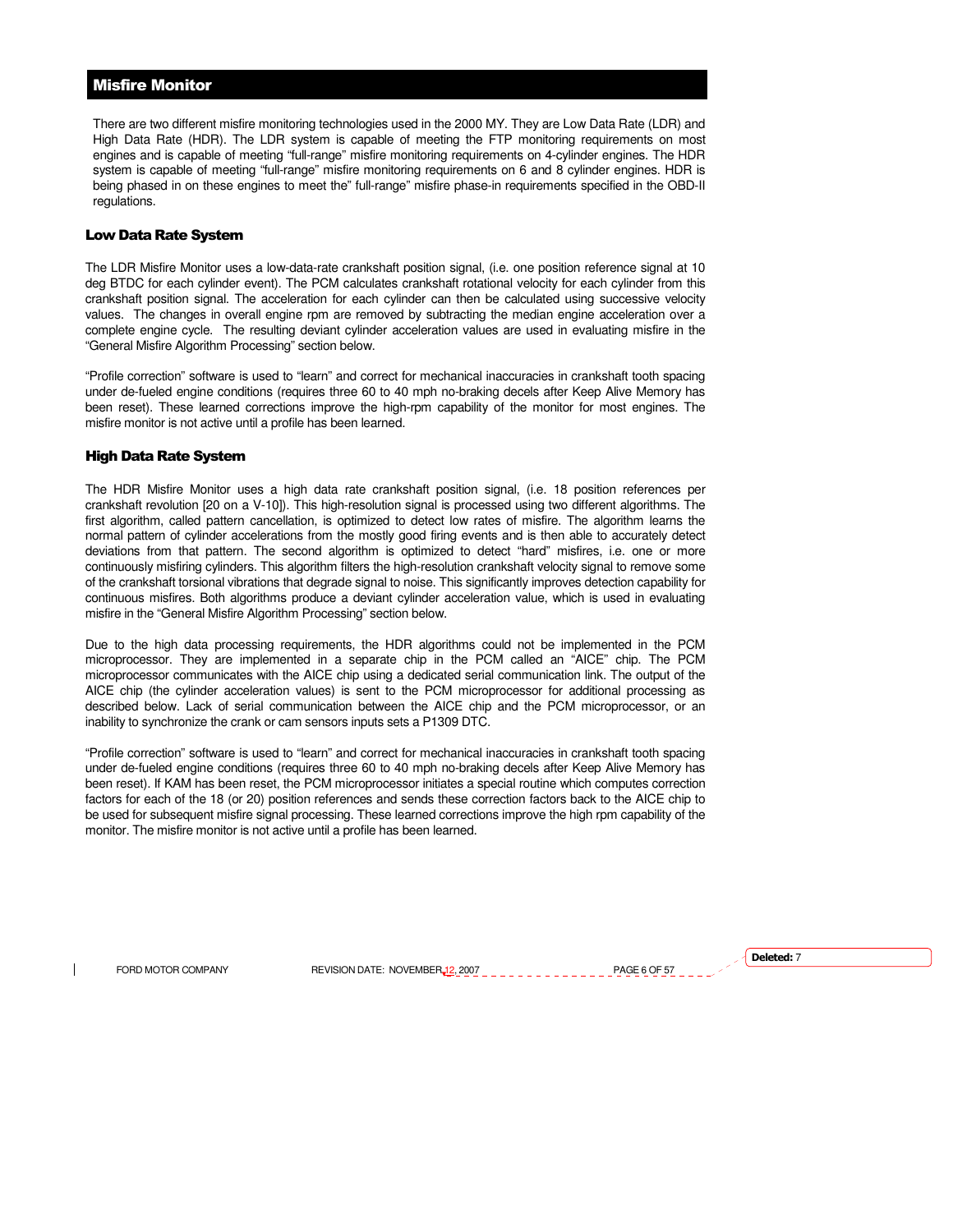## Misfire Monitor

There are two different misfire monitoring technologies used in the 2000 MY. They are Low Data Rate (LDR) and High Data Rate (HDR). The LDR system is capable of meeting the FTP monitoring requirements on most engines and is capable of meeting "full-range" misfire monitoring requirements on 4-cylinder engines. The HDR system is capable of meeting "full-range" misfire monitoring requirements on 6 and 8 cylinder engines. HDR is being phased in on these engines to meet the" full-range" misfire phase-in requirements specified in the OBD-II regulations.

### Low Data Rate System

The LDR Misfire Monitor uses a low-data-rate crankshaft position signal, (i.e. one position reference signal at 10 deg BTDC for each cylinder event). The PCM calculates crankshaft rotational velocity for each cylinder from this crankshaft position signal. The acceleration for each cylinder can then be calculated using successive velocity values. The changes in overall engine rpm are removed by subtracting the median engine acceleration over a complete engine cycle. The resulting deviant cylinder acceleration values are used in evaluating misfire in the "General Misfire Algorithm Processing" section below.

"Profile correction" software is used to "learn" and correct for mechanical inaccuracies in crankshaft tooth spacing under de-fueled engine conditions (requires three 60 to 40 mph no-braking decels after Keep Alive Memory has been reset). These learned corrections improve the high-rpm capability of the monitor for most engines. The misfire monitor is not active until a profile has been learned.

### High Data Rate System

The HDR Misfire Monitor uses a high data rate crankshaft position signal, (i.e. 18 position references per crankshaft revolution [20 on a V-10]). This high-resolution signal is processed using two different algorithms. The first algorithm, called pattern cancellation, is optimized to detect low rates of misfire. The algorithm learns the normal pattern of cylinder accelerations from the mostly good firing events and is then able to accurately detect deviations from that pattern. The second algorithm is optimized to detect "hard" misfires, i.e. one or more continuously misfiring cylinders. This algorithm filters the high-resolution crankshaft velocity signal to remove some of the crankshaft torsional vibrations that degrade signal to noise. This significantly improves detection capability for continuous misfires. Both algorithms produce a deviant cylinder acceleration value, which is used in evaluating misfire in the "General Misfire Algorithm Processing" section below.

Due to the high data processing requirements, the HDR algorithms could not be implemented in the PCM microprocessor. They are implemented in a separate chip in the PCM called an "AICE" chip. The PCM microprocessor communicates with the AICE chip using a dedicated serial communication link. The output of the AICE chip (the cylinder acceleration values) is sent to the PCM microprocessor for additional processing as described below. Lack of serial communication between the AICE chip and the PCM microprocessor, or an inability to synchronize the crank or cam sensors inputs sets a P1309 DTC.

"Profile correction" software is used to "learn" and correct for mechanical inaccuracies in crankshaft tooth spacing under de-fueled engine conditions (requires three 60 to 40 mph no-braking decels after Keep Alive Memory has been reset). If KAM has been reset, the PCM microprocessor initiates a special routine which computes correction factors for each of the 18 (or 20) position references and sends these correction factors back to the AICE chip to be used for subsequent misfire signal processing. These learned corrections improve the high rpm capability of the monitor. The misfire monitor is not active until a profile has been learned.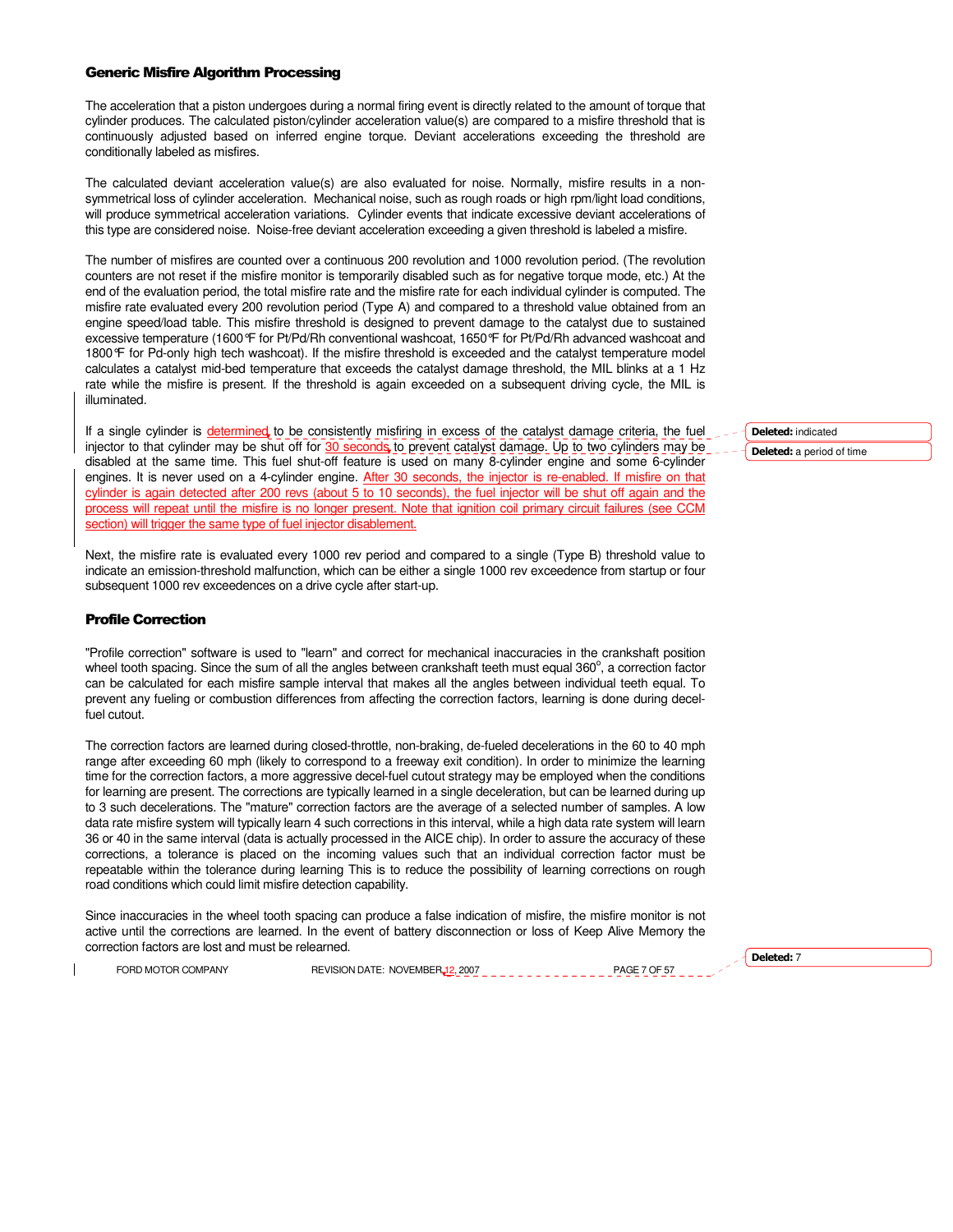## Generic Misfire Algorithm Processing

The acceleration that a piston undergoes during a normal firing event is directly related to the amount of torque that cylinder produces. The calculated piston/cylinder acceleration value(s) are compared to a misfire threshold that is continuously adjusted based on inferred engine torque. Deviant accelerations exceeding the threshold are conditionally labeled as misfires.

The calculated deviant acceleration value(s) are also evaluated for noise. Normally, misfire results in a non-symmetrical loss of cylinder acceleration. Mechanical noise, such as rough roads or high rpm/light load conditions, will produce symmetrical acceleration variations. Cylinder events that indicate excessive deviant accelerations of this type are considered noise. Noise-free deviant acceleration exceeding a given threshold is labeled a misfire.

The number of misfires are counted over a continuous 200 revolution and 1000 revolution period. (The revolution counters are not reset if the misfire monitor is temporarily disabled such as for negative torque mode, etc.) At the end of the evaluation period, the total misfire rate and the misfire rate for each individual cylinder is computed. The misfire rate evaluated every 200 revolution period (Type A) and compared to a threshold value obtained from an engine speed/load table. This misfire threshold is designed to prevent damage to the catalyst due to sustained excessive temperature (1600°F for Pt/Pd/Rh conventional washcoat, 1650°F for Pt/Pd/Rh advanced washcoat and 1800°F for Pd-only high tech washcoat). If the misfire threshold is exceeded and the catalyst temperature model calculates a catalyst mid-bed temperature that exceeds the catalyst damage threshold, the MIL blinks at a 1 Hz rate while the misfire is present. If the threshold is again exceeded on a subsequent driving cycle, the MIL is illuminated.

If a single cylinder is determined to be consistently misfiring in excess of the catalyst damage criteria, the fuel injector to that cylinder may be shut off for 30 seconds to prevent catalyst damage. Up to two cylinders may be disabled at the same time. This fuel shut-off feature is used on many 8-cylinder engine and some 6-cylinder engines. It is never used on a 4-cylinder engine. After 30 seconds, the injector is re-enabled. If misfire on that cylinder is again detected after 200 revs (about 5 to 10 seconds), the fuel injector will be shut off again and the process will repeat until the misfire is no longer present. Note that ignition coil primary circuit failures (see CCM section) will trigger the same type of fuel injector disablement.

Next, the misfire rate is evaluated every 1000 rev period and compared to a single (Type B) threshold value to indicate an emission-threshold malfunction, which can be either a single 1000 rev exceedence from startup or four subsequent 1000 rev exceedences on a drive cycle after start-up.

## Profile Correction

"Profile correction" software is used to "learn" and correct for mechanical inaccuracies in the crankshaft position wheel tooth spacing. Since the sum of all the angles between crankshaft teeth must equal 360°, a correction factor can be calculated for each misfire sample interval that makes all the angles between individual teeth equal. To prevent any fueling or combustion differences from affecting the correction factors, learning is done during decel-fuel cutout.

The correction factors are learned during closed-throttle, non-braking, de-fueled decelerations in the 60 to 40 mph range after exceeding 60 mph (likely to correspond to a freeway exit condition). In order to minimize the learning time for the correction factors, a more aggressive decel-fuel cutout strategy may be employed when the conditions for learning are present. The corrections are typically learned in a single deceleration, but can be learned during up to 3 such decelerations. The "mature" correction factors are the average of a selected number of samples. A low data rate misfire system will typically learn 4 such corrections in this interval, while a high data rate system will learn 36 or 40 in the same interval (data is actually processed in the AICE chip). In order to assure the accuracy of these corrections, a tolerance is placed on the incoming values such that an individual correction factor must be repeatable within the tolerance during learning This is to reduce the possibility of learning corrections on rough road conditions which could limit misfire detection capability.

Since inaccuracies in the wheel tooth spacing can produce a false indication of misfire, the misfire monitor is not active until the corrections are learned. In the event of battery disconnection or loss of Keep Alive Memory the correction factors are lost and must be relearned.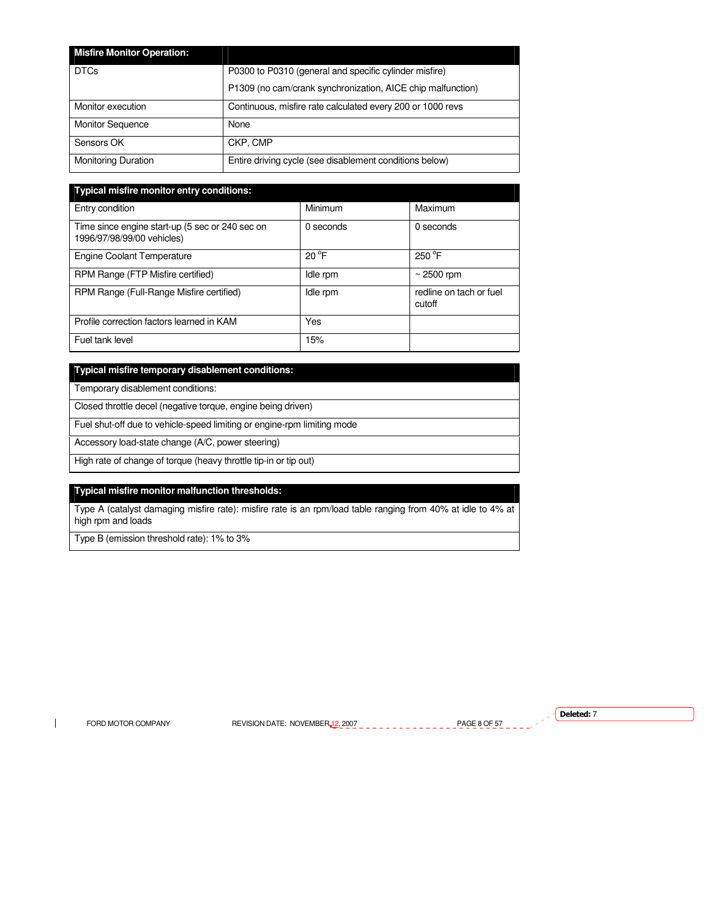| Misfire Monitor Operation: | |
| --- | --- |
| DTCs | P0300 to P0310 (general and specific cylinder misfire)<br>P1309 (no cam/crank synchronization, AICE chip malfunction) |
| Monitor execution | Continuous, misfire rate calculated every 200 or 1000 revs |
| Monitor Sequence | None |
| Sensors OK | CKP, CMP |
| Monitoring Duration | Entire driving cycle (see disablement conditions below) |

| Typical misfire monitor entry conditions: | | |
| --- | --- | --- |
| Entry condition | Minimum | Maximum |
| Time since engine start-up (5 sec or 240 sec on 1996/97/98/99/00 vehicles) | 0 seconds | 0 seconds |
| Engine Coolant Temperature | 20 °F | 250 °F |
| RPM Range (FTP Misfire certified) | Idle rpm | ~ 2500 rpm |
| RPM Range (Full-Range Misfire certified) | Idle rpm | redline on tach or fuel cutoff |
| Profile correction factors learned in KAM | Yes | |
| Fuel tank level | 15% | |

| Typical misfire temporary disablement conditions: |
| --- |
| Temporary disablement conditions: |
| Closed throttle decel (negative torque, engine being driven) |
| Fuel shut-off due to vehicle-speed limiting or engine-rpm limiting mode |
| Accessory load-state change (A/C, power steering) |
| High rate of change of torque (heavy throttle tip-in or tip out) |

| Typical misfire monitor malfunction thresholds: |
| --- |
| Type A (catalyst damaging misfire rate): misfire rate is an rpm/load table ranging from 40% at idle to 4% at high rpm and loads |
| Type B (emission threshold rate): 1% to 3% |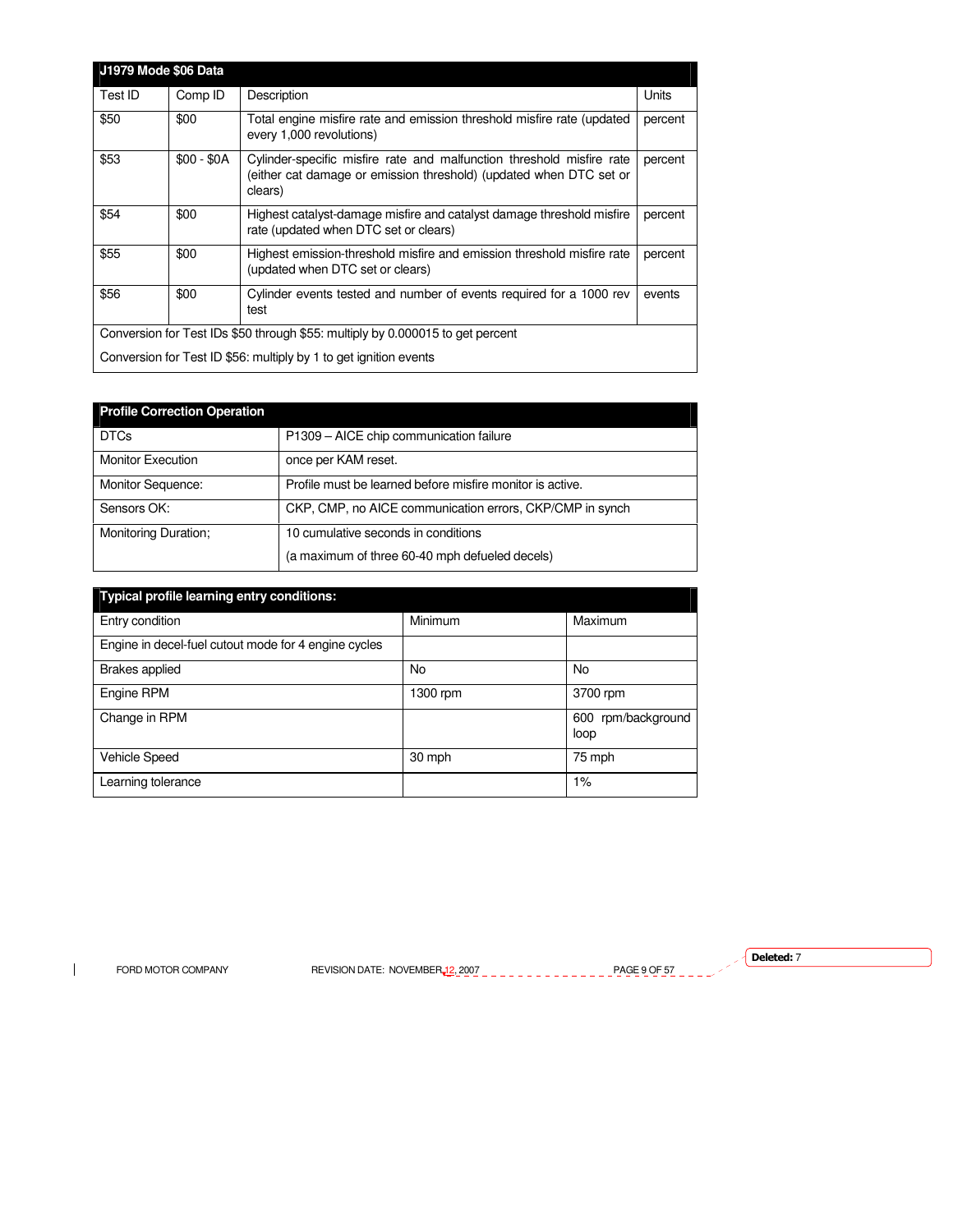| J1979 Mode $06 Data | | | |
|---|---|---|---|
| Test ID | Comp ID | Description | Units |
| $50 | $00 | Total engine misfire rate and emission threshold misfire rate (updated every 1,000 revolutions) | percent |
| $53 | $00 - $0A | Cylinder-specific misfire rate and malfunction threshold misfire rate (either cat damage or emission threshold) (updated when DTC set or clears) | percent |
| $54 | $00 | Highest catalyst-damage misfire and catalyst damage threshold misfire rate (updated when DTC set or clears) | percent |
| $55 | $00 | Highest emission-threshold misfire and emission threshold misfire rate (updated when DTC set or clears) | percent |
| $56 | $00 | Cylinder events tested and number of events required for a 1000 rev test | events |
| Conversion for Test IDs $50 through $55: multiply by 0.000015 to get percent<br>Conversion for Test ID $56: multiply by 1 to get ignition events | | | |

| Profile Correction Operation | |
|---|---|
| DTCs | P1309 – AICE chip communication failure |
| Monitor Execution | once per KAM reset. |
| Monitor Sequence: | Profile must be learned before misfire monitor is active. |
| Sensors OK: | CKP, CMP, no AICE communication errors, CKP/CMP in synch |
| Monitoring Duration; | 10 cumulative seconds in conditions<br>(a maximum of three 60-40 mph defueled decels) |

| Typical profile learning entry conditions: | | |
|---|---|---|
| Entry condition | Minimum | Maximum |
| Engine in decel-fuel cutout mode for 4 engine cycles | | |
| Brakes applied | No | No |
| Engine RPM | 1300 rpm | 3700 rpm |
| Change in RPM | | 600 rpm/background loop |
| Vehicle Speed | 30 mph | 75 mph |
| Learning tolerance | | 1% |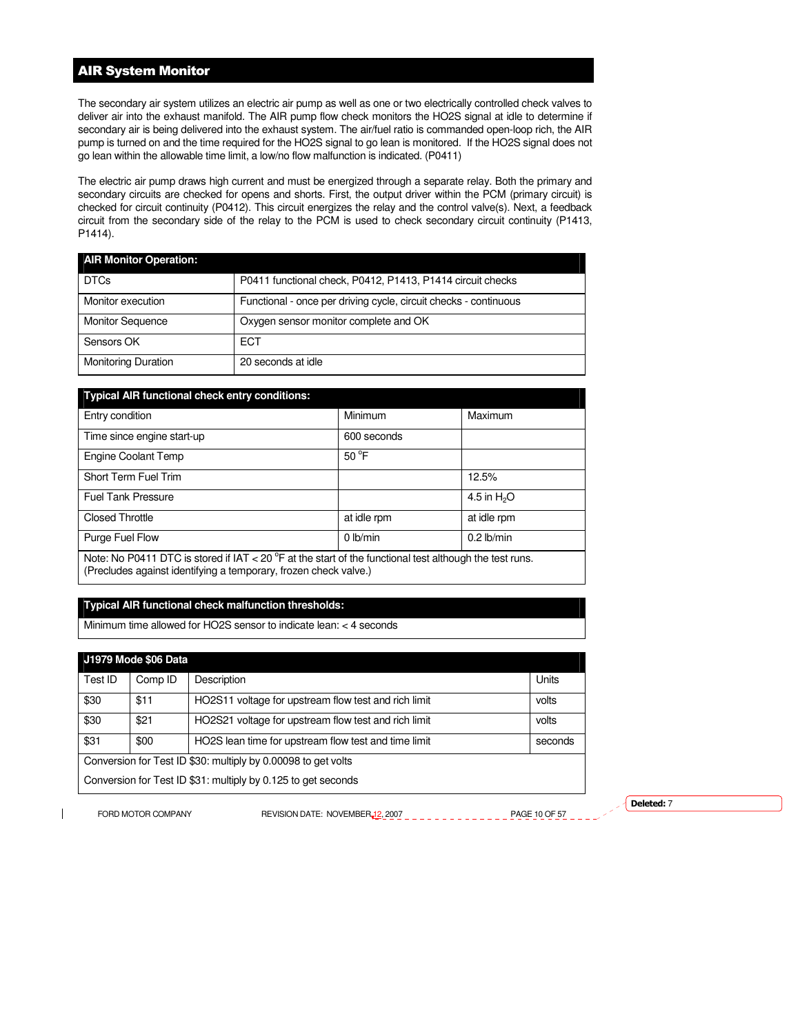## AIR System Monitor

The secondary air system utilizes an electric air pump as well as one or two electrically controlled check valves to deliver air into the exhaust manifold. The AIR pump flow check monitors the HO2S signal at idle to determine if secondary air is being delivered into the exhaust system. The air/fuel ratio is commanded open-loop rich, the AIR pump is turned on and the time required for the HO2S signal to go lean is monitored. If the HO2S signal does not go lean within the allowable time limit, a low/no flow malfunction is indicated. (P0411)

The electric air pump draws high current and must be energized through a separate relay. Both the primary and secondary circuits are checked for opens and shorts. First, the output driver within the PCM (primary circuit) is checked for circuit continuity (P0412). This circuit energizes the relay and the control valve(s). Next, a feedback circuit from the secondary side of the relay to the PCM is used to check secondary circuit continuity (P1413, P1414).

| AIR Monitor Operation: | |
|---|---|
| DTCs | P0411 functional check, P0412, P1413, P1414 circuit checks |
| Monitor execution | Functional - once per driving cycle, circuit checks - continuous |
| Monitor Sequence | Oxygen sensor monitor complete and OK |
| Sensors OK | ECT |
| Monitoring Duration | 20 seconds at idle |

| Typical AIR functional check entry conditions: | | |
|---|---|---|
| Entry condition | Minimum | Maximum |
| Time since engine start-up | 600 seconds | |
| Engine Coolant Temp | 50 °F | |
| Short Term Fuel Trim | | 12.5% |
| Fuel Tank Pressure | | 4.5 in $H_2O$ |
| Closed Throttle | at idle rpm | at idle rpm |
| Purge Fuel Flow | 0 lb/min | 0.2 lb/min |
| Note: No P0411 DTC is stored if IAT < 20 °F at the start of the functional test although the test runs. (Precludes against identifying a temporary, frozen check valve.) | | |

| Typical AIR functional check malfunction thresholds: |
|---|
| Minimum time allowed for HO2S sensor to indicate lean: < 4 seconds |

| J1979 Mode $06 Data | | | |
|---|---|---|---|
| Test ID | Comp ID | Description | Units |
| $30 | $11 | HO2S11 voltage for upstream flow test and rich limit | volts |
| $30 | $21 | HO2S21 voltage for upstream flow test and rich limit | volts |
| $31 | $00 | HO2S lean time for upstream flow test and time limit | seconds |
| Conversion for Test ID $30: multiply by 0.00098 to get volts | | | |
| Conversion for Test ID $31: multiply by 0.125 to get seconds | | | |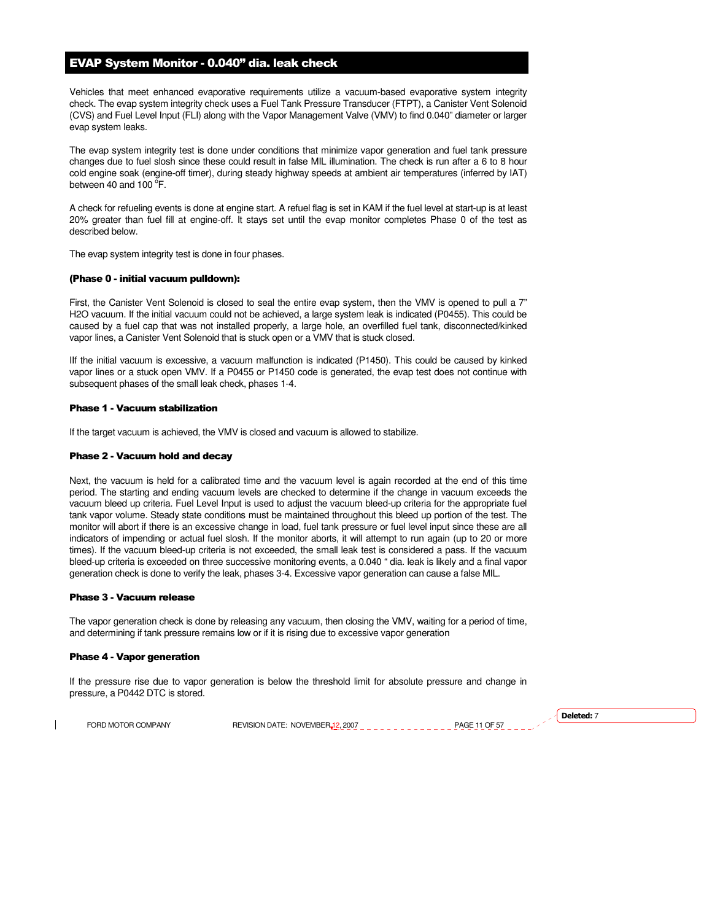## EVAP System Monitor - 0.040" dia. leak check

Vehicles that meet enhanced evaporative requirements utilize a vacuum-based evaporative system integrity check. The evap system integrity check uses a Fuel Tank Pressure Transducer (FTPT), a Canister Vent Solenoid (CVS) and Fuel Level Input (FLI) along with the Vapor Management Valve (VMV) to find 0.040" diameter or larger evap system leaks.

The evap system integrity test is done under conditions that minimize vapor generation and fuel tank pressure changes due to fuel slosh since these could result in false MIL illumination. The check is run after a 6 to 8 hour cold engine soak (engine-off timer), during steady highway speeds at ambient air temperatures (inferred by IAT) between 40 and 100 °F.

A check for refueling events is done at engine start. A refuel flag is set in KAM if the fuel level at start-up is at least 20% greater than fuel fill at engine-off. It stays set until the evap monitor completes Phase 0 of the test as described below.

The evap system integrity test is done in four phases.

**(Phase 0 - initial vacuum pulldown):**

First, the Canister Vent Solenoid is closed to seal the entire evap system, then the VMV is opened to pull a 7" H2O vacuum. If the initial vacuum could not be achieved, a large system leak is indicated (P0455). This could be caused by a fuel cap that was not installed properly, a large hole, an overfilled fuel tank, disconnected/kinked vapor lines, a Canister Vent Solenoid that is stuck open or a VMV that is stuck closed.

IIf the initial vacuum is excessive, a vacuum malfunction is indicated (P1450). This could be caused by kinked vapor lines or a stuck open VMV. If a P0455 or P1450 code is generated, the evap test does not continue with subsequent phases of the small leak check, phases 1-4.

**Phase 1 - Vacuum stabilization**

If the target vacuum is achieved, the VMV is closed and vacuum is allowed to stabilize.

**Phase 2 - Vacuum hold and decay**

Next, the vacuum is held for a calibrated time and the vacuum level is again recorded at the end of this time period. The starting and ending vacuum levels are checked to determine if the change in vacuum exceeds the vacuum bleed up criteria. Fuel Level Input is used to adjust the vacuum bleed-up criteria for the appropriate fuel tank vapor volume. Steady state conditions must be maintained throughout this bleed up portion of the test. The monitor will abort if there is an excessive change in load, fuel tank pressure or fuel level input since these are all indicators of impending or actual fuel slosh. If the monitor aborts, it will attempt to run again (up to 20 or more times). If the vacuum bleed-up criteria is not exceeded, the small leak test is considered a pass. If the vacuum bleed-up criteria is exceeded on three successive monitoring events, a 0.040 " dia. leak is likely and a final vapor generation check is done to verify the leak, phases 3-4. Excessive vapor generation can cause a false MIL.

**Phase 3 - Vacuum release**

The vapor generation check is done by releasing any vacuum, then closing the VMV, waiting for a period of time, and determining if tank pressure remains low or if it is rising due to excessive vapor generation

**Phase 4 - Vapor generation**

If the pressure rise due to vapor generation is below the threshold limit for absolute pressure and change in pressure, a P0442 DTC is stored.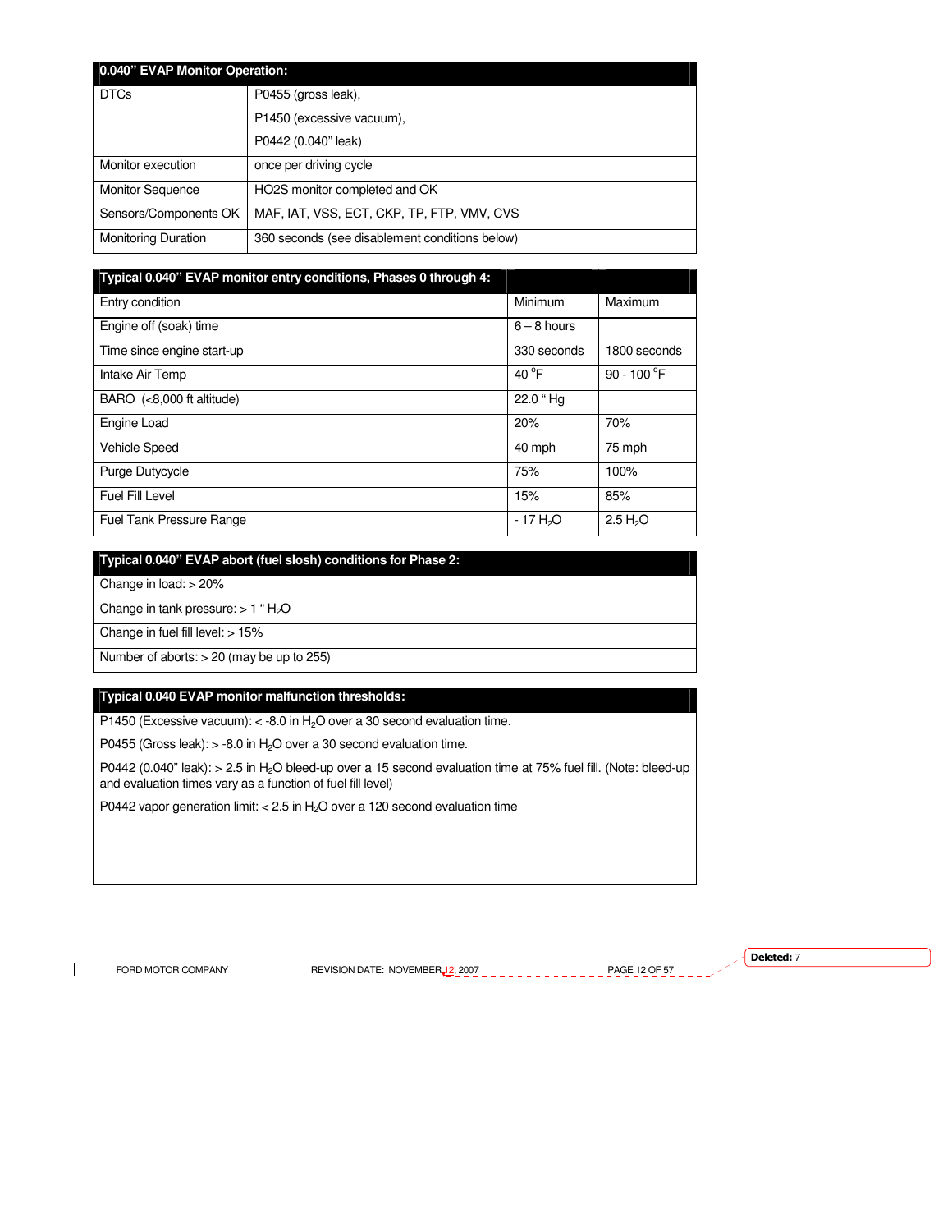| 0.040" EVAP Monitor Operation: | |
|---|---|
| DTCs | P0455 (gross leak),<br>P1450 (excessive vacuum),<br>P0442 (0.040" leak) |
| Monitor execution | once per driving cycle |
| Monitor Sequence | HO2S monitor completed and OK |
| Sensors/Components OK | MAF, IAT, VSS, ECT, CKP, TP, FTP, VMV, CVS |
| Monitoring Duration | 360 seconds (see disablement conditions below) |

| Typical 0.040" EVAP monitor entry conditions, Phases 0 through 4: | | |
|---|---|---|
| Entry condition | Minimum | Maximum |
| Engine off (soak) time | 6 – 8 hours | |
| Time since engine start-up | 330 seconds | 1800 seconds |
| Intake Air Temp | 40 °F | 90 - 100 °F |
| BARO (<8,000 ft altitude) | 22.0 " Hg | |
| Engine Load | 20% | 70% |
| Vehicle Speed | 40 mph | 75 mph |
| Purge Dutycycle | 75% | 100% |
| Fuel Fill Level | 15% | 85% |
| Fuel Tank Pressure Range | - 17 $H_2O$ | 2.5 $H_2O$ |

| Typical 0.040" EVAP abort (fuel slosh) conditions for Phase 2: |
|---|
| Change in load: > 20% |
| Change in tank pressure: > 1 " $H_2O$ |
| Change in fuel fill level: > 15% |
| Number of aborts: > 20 (may be up to 255) |

| Typical 0.040 EVAP monitor malfunction thresholds: |
|---|
| P1450 (Excessive vacuum): < -8.0 in $H_2O$ over a 30 second evaluation time.<br>P0455 (Gross leak): > -8.0 in $H_2O$ over a 30 second evaluation time.<br>P0442 (0.040" leak): > 2.5 in $H_2O$ bleed-up over a 15 second evaluation time at 75% fuel fill. (Note: bleed-up and evaluation times vary as a function of fuel fill level)<br>P0442 vapor generation limit: < 2.5 in $H_2O$ over a 120 second evaluation time |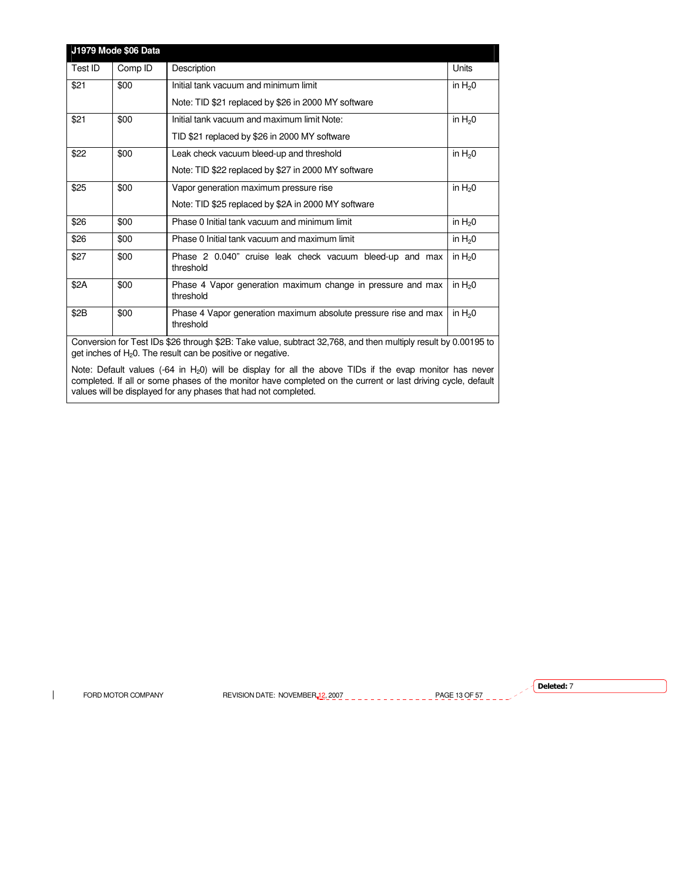| J1979 Mode $06 Data | | | |
|---|---|---|---|
| Test ID | Comp ID | Description | Units |
| $21 | $00 | Initial tank vacuum and minimum limit<br><br>Note: TID $21 replaced by $26 in 2000 MY software | in $H_20$ |
| $21 | $00 | Initial tank vacuum and maximum limit Note:<br><br>TID $21 replaced by $26 in 2000 MY software | in $H_20$ |
| $22 | $00 | Leak check vacuum bleed-up and threshold<br><br>Note: TID $22 replaced by $27 in 2000 MY software | in $H_20$ |
| $25 | $00 | Vapor generation maximum pressure rise<br><br>Note: TID $25 replaced by $2A in 2000 MY software | in $H_20$ |
| $26 | $00 | Phase 0 Initial tank vacuum and minimum limit | in $H_20$ |
| $26 | $00 | Phase 0 Initial tank vacuum and maximum limit | in $H_20$ |
| $27 | $00 | Phase 2 0.040" cruise leak check vacuum bleed-up and max threshold | in $H_20$ |
| $2A | $00 | Phase 4 Vapor generation maximum change in pressure and max threshold | in $H_20$ |
| $2B | $00 | Phase 4 Vapor generation maximum absolute pressure rise and max threshold | in $H_20$ |
| Conversion for Test IDs $26 through $2B: Take value, subtract 32,768, and then multiply result by 0.00195 to get inches of $H_20$. The result can be positive or negative.<br><br>Note: Default values (-64 in $H_20$) will be display for all the above TIDs if the evap monitor has never completed. If all or some phases of the monitor have completed on the current or last driving cycle, default values will be displayed for any phases that had not completed. | | | |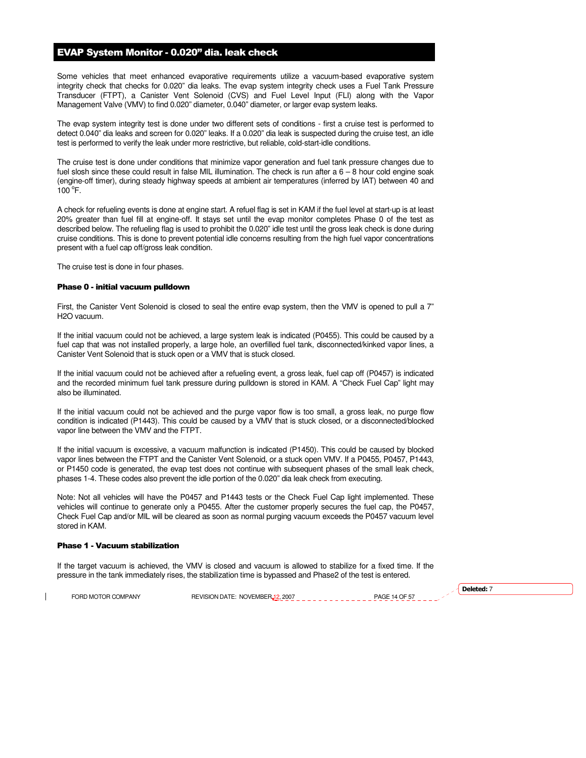## EVAP System Monitor - 0.020" dia. leak check

Some vehicles that meet enhanced evaporative requirements utilize a vacuum-based evaporative system integrity check that checks for 0.020" dia leaks. The evap system integrity check uses a Fuel Tank Pressure Transducer (FTPT), a Canister Vent Solenoid (CVS) and Fuel Level Input (FLI) along with the Vapor Management Valve (VMV) to find 0.020" diameter, 0.040" diameter, or larger evap system leaks.

The evap system integrity test is done under two different sets of conditions - first a cruise test is performed to detect 0.040" dia leaks and screen for 0.020" leaks. If a 0.020" dia leak is suspected during the cruise test, an idle test is performed to verify the leak under more restrictive, but reliable, cold-start-idle conditions.

The cruise test is done under conditions that minimize vapor generation and fuel tank pressure changes due to fuel slosh since these could result in false MIL illumination. The check is run after a 6 – 8 hour cold engine soak (engine-off timer), during steady highway speeds at ambient air temperatures (inferred by IAT) between 40 and 100 °F.

A check for refueling events is done at engine start. A refuel flag is set in KAM if the fuel level at start-up is at least 20% greater than fuel fill at engine-off. It stays set until the evap monitor completes Phase 0 of the test as described below. The refueling flag is used to prohibit the 0.020" idle test until the gross leak check is done during cruise conditions. This is done to prevent potential idle concerns resulting from the high fuel vapor concentrations present with a fuel cap off/gross leak condition.

The cruise test is done in four phases.

### Phase 0 - initial vacuum pulldown

First, the Canister Vent Solenoid is closed to seal the entire evap system, then the VMV is opened to pull a 7" H2O vacuum.

If the initial vacuum could not be achieved, a large system leak is indicated (P0455). This could be caused by a fuel cap that was not installed properly, a large hole, an overfilled fuel tank, disconnected/kinked vapor lines, a Canister Vent Solenoid that is stuck open or a VMV that is stuck closed.

If the initial vacuum could not be achieved after a refueling event, a gross leak, fuel cap off (P0457) is indicated and the recorded minimum fuel tank pressure during pulldown is stored in KAM. A "Check Fuel Cap" light may also be illuminated.

If the initial vacuum could not be achieved and the purge vapor flow is too small, a gross leak, no purge flow condition is indicated (P1443). This could be caused by a VMV that is stuck closed, or a disconnected/blocked vapor line between the VMV and the FTPT.

If the initial vacuum is excessive, a vacuum malfunction is indicated (P1450). This could be caused by blocked vapor lines between the FTPT and the Canister Vent Solenoid, or a stuck open VMV. If a P0455, P0457, P1443, or P1450 code is generated, the evap test does not continue with subsequent phases of the small leak check, phases 1-4. These codes also prevent the idle portion of the 0.020" dia leak check from executing.

Note: Not all vehicles will have the P0457 and P1443 tests or the Check Fuel Cap light implemented. These vehicles will continue to generate only a P0455. After the customer properly secures the fuel cap, the P0457, Check Fuel Cap and/or MIL will be cleared as soon as normal purging vacuum exceeds the P0457 vacuum level stored in KAM.

### Phase 1 - Vacuum stabilization

If the target vacuum is achieved, the VMV is closed and vacuum is allowed to stabilize for a fixed time. If the pressure in the tank immediately rises, the stabilization time is bypassed and Phase2 of the test is entered.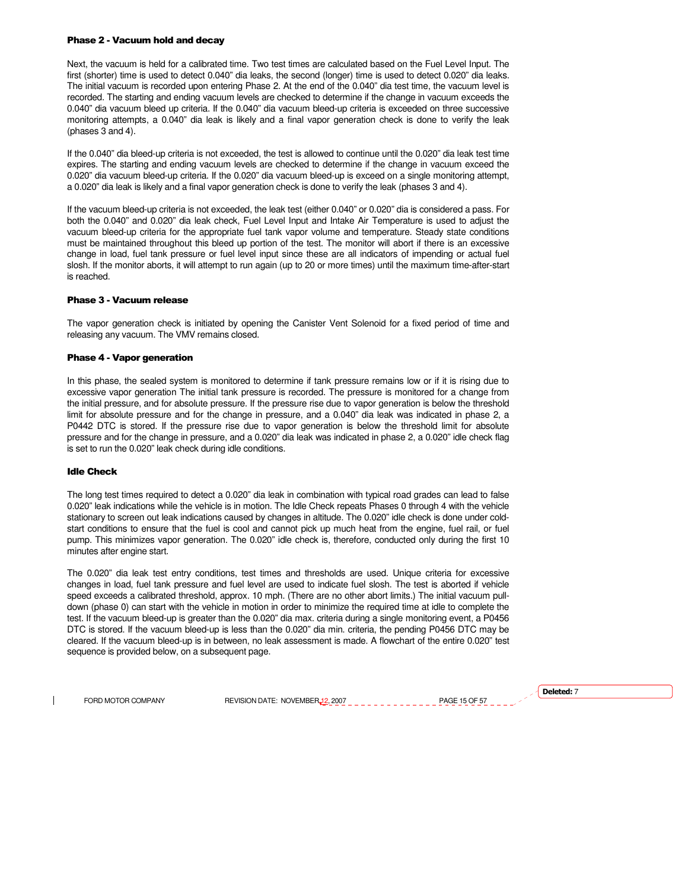### Phase 2 - Vacuum hold and decay

Next, the vacuum is held for a calibrated time. Two test times are calculated based on the Fuel Level Input. The first (shorter) time is used to detect 0.040" dia leaks, the second (longer) time is used to detect 0.020" dia leaks. The initial vacuum is recorded upon entering Phase 2. At the end of the 0.040" dia test time, the vacuum level is recorded. The starting and ending vacuum levels are checked to determine if the change in vacuum exceeds the 0.040" dia vacuum bleed up criteria. If the 0.040" dia vacuum bleed-up criteria is exceeded on three successive monitoring attempts, a 0.040" dia leak is likely and a final vapor generation check is done to verify the leak (phases 3 and 4).

If the 0.040" dia bleed-up criteria is not exceeded, the test is allowed to continue until the 0.020" dia leak test time expires. The starting and ending vacuum levels are checked to determine if the change in vacuum exceed the 0.020" dia vacuum bleed-up criteria. If the 0.020" dia vacuum bleed-up is exceed on a single monitoring attempt, a 0.020" dia leak is likely and a final vapor generation check is done to verify the leak (phases 3 and 4).

If the vacuum bleed-up criteria is not exceeded, the leak test (either 0.040" or 0.020" dia is considered a pass. For both the 0.040" and 0.020" dia leak check, Fuel Level Input and Intake Air Temperature is used to adjust the vacuum bleed-up criteria for the appropriate fuel tank vapor volume and temperature. Steady state conditions must be maintained throughout this bleed up portion of the test. The monitor will abort if there is an excessive change in load, fuel tank pressure or fuel level input since these are all indicators of impending or actual fuel slosh. If the monitor aborts, it will attempt to run again (up to 20 or more times) until the maximum time-after-start is reached.

### Phase 3 - Vacuum release

The vapor generation check is initiated by opening the Canister Vent Solenoid for a fixed period of time and releasing any vacuum. The VMV remains closed.

### Phase 4 - Vapor generation

In this phase, the sealed system is monitored to determine if tank pressure remains low or if it is rising due to excessive vapor generation The initial tank pressure is recorded. The pressure is monitored for a change from the initial pressure, and for absolute pressure. If the pressure rise due to vapor generation is below the threshold limit for absolute pressure and for the change in pressure, and a 0.040" dia leak was indicated in phase 2, a P0442 DTC is stored. If the pressure rise due to vapor generation is below the threshold limit for absolute pressure and for the change in pressure, and a 0.020" dia leak was indicated in phase 2, a 0.020" idle check flag is set to run the 0.020" leak check during idle conditions.

### Idle Check

The long test times required to detect a 0.020" dia leak in combination with typical road grades can lead to false 0.020" leak indications while the vehicle is in motion. The Idle Check repeats Phases 0 through 4 with the vehicle stationary to screen out leak indications caused by changes in altitude. The 0.020" idle check is done under cold-start conditions to ensure that the fuel is cool and cannot pick up much heat from the engine, fuel rail, or fuel pump. This minimizes vapor generation. The 0.020" idle check is, therefore, conducted only during the first 10 minutes after engine start.

The 0.020" dia leak test entry conditions, test times and thresholds are used. Unique criteria for excessive changes in load, fuel tank pressure and fuel level are used to indicate fuel slosh. The test is aborted if vehicle speed exceeds a calibrated threshold, approx. 10 mph. (There are no other abort limits.) The initial vacuum pull-down (phase 0) can start with the vehicle in motion in order to minimize the required time at idle to complete the test. If the vacuum bleed-up is greater than the 0.020" dia max. criteria during a single monitoring event, a P0456 DTC is stored. If the vacuum bleed-up is less than the 0.020" dia min. criteria, the pending P0456 DTC may be cleared. If the vacuum bleed-up is in between, no leak assessment is made. A flowchart of the entire 0.020" test sequence is provided below, on a subsequent page.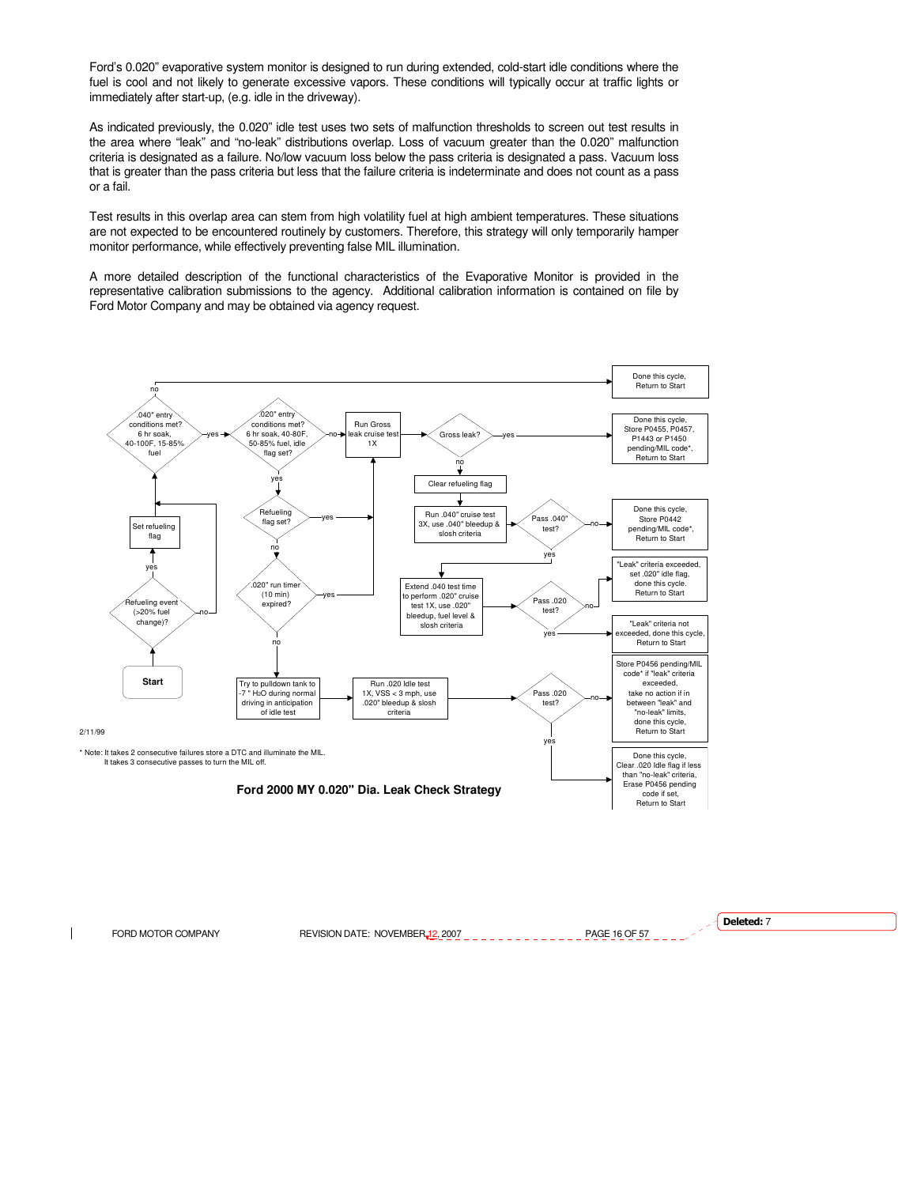Ford's 0.020" evaporative system monitor is designed to run during extended, cold-start idle conditions where the fuel is cool and not likely to generate excessive vapors. These conditions will typically occur at traffic lights or immediately after start-up, (e.g. idle in the driveway).

As indicated previously, the 0.020" idle test uses two sets of malfunction thresholds to screen out test results in the area where "leak" and "no-leak" distributions overlap. Loss of vacuum greater than the 0.020" malfunction criteria is designated as a failure. No/low vacuum loss below the pass criteria is designated a pass. Vacuum loss that is greater than the pass criteria but less that the failure criteria is indeterminate and does not count as a pass or a fail.

Test results in this overlap area can stem from high volatility fuel at high ambient temperatures. These situations are not expected to be encountered routinely by customers. Therefore, this strategy will only temporarily hamper monitor performance, while effectively preventing false MIL illumination.

A more detailed description of the functional characteristics of the Evaporative Monitor is provided in the representative calibration submissions to the agency. Additional calibration information is contained on file by Ford Motor Company and may be obtained via agency request.

Start → Refueling event (>20% fuel change)? — yes → Set refueling flag → .040" entry conditions met? 6 hr soak, 40-100F, 15-85% fuel; — no → .040" entry conditions met?

.040" entry conditions met? — no → Done this cycle, Return to Start; — yes → .020" entry conditions met? 6 hr soak, 40-80F, 50-85% fuel, idle flag set?

.020" entry conditions met? — no → Run Gross leak cruise test 1X; — yes → Refueling flag set?

Refueling flag set? — yes → Run Gross leak cruise test 1X; — no → .020" run timer (10 min) expired?

.020" run timer (10 min) expired? — yes → Run Gross leak cruise test 1X; — no → Try to pulldown tank to -7 " $H_2O$ during normal driving in anticipation of idle test → Run .020 Idle test 1X, VSS < 3 mph, use .020" bleedup & slosh criteria → Pass .020 test?

Run Gross leak cruise test 1X → Gross leak? — yes → Done this cycle, Store P0455, P0457, P1443 or P1450 pending/MIL code*, Return to Start; — no → Clear refueling flag → Run .040" cruise test 3X, use .040" bleedup & slosh criteria → Pass .040" test?

Pass .040" test? — no → Done this cycle, Store P0442 pending/MIL code*, Return to Start; — yes → Extend .040 test time to perform .020" cruise test 1X, use .020" bleedup, fuel level & slosh criteria → Pass .020 test?

Pass .020 test? (cruise) — no → "Leak" criteria exceeded, set .020" idle flag, done this cycle, Return to Start; — yes → "Leak" criteria not exceeded, done this cycle, Return to Start

Pass .020 test? (idle) — no → Store P0456 pending/MIL code* if "leak" criteria exceeded, take no action if in between "leak" and "no-leak" limits, done this cycle, Return to Start; — yes → Done this cycle, Clear .020 Idle flag if less than "no-leak" criteria, Erase P0456 pending code if set, Return to Start

2/11/99

\* Note: It takes 2 consecutive failures store a DTC and illuminate the MIL.
It takes 3 consecutive passes to turn the MIL off.

**Ford 2000 MY 0.020" Dia. Leak Check Strategy**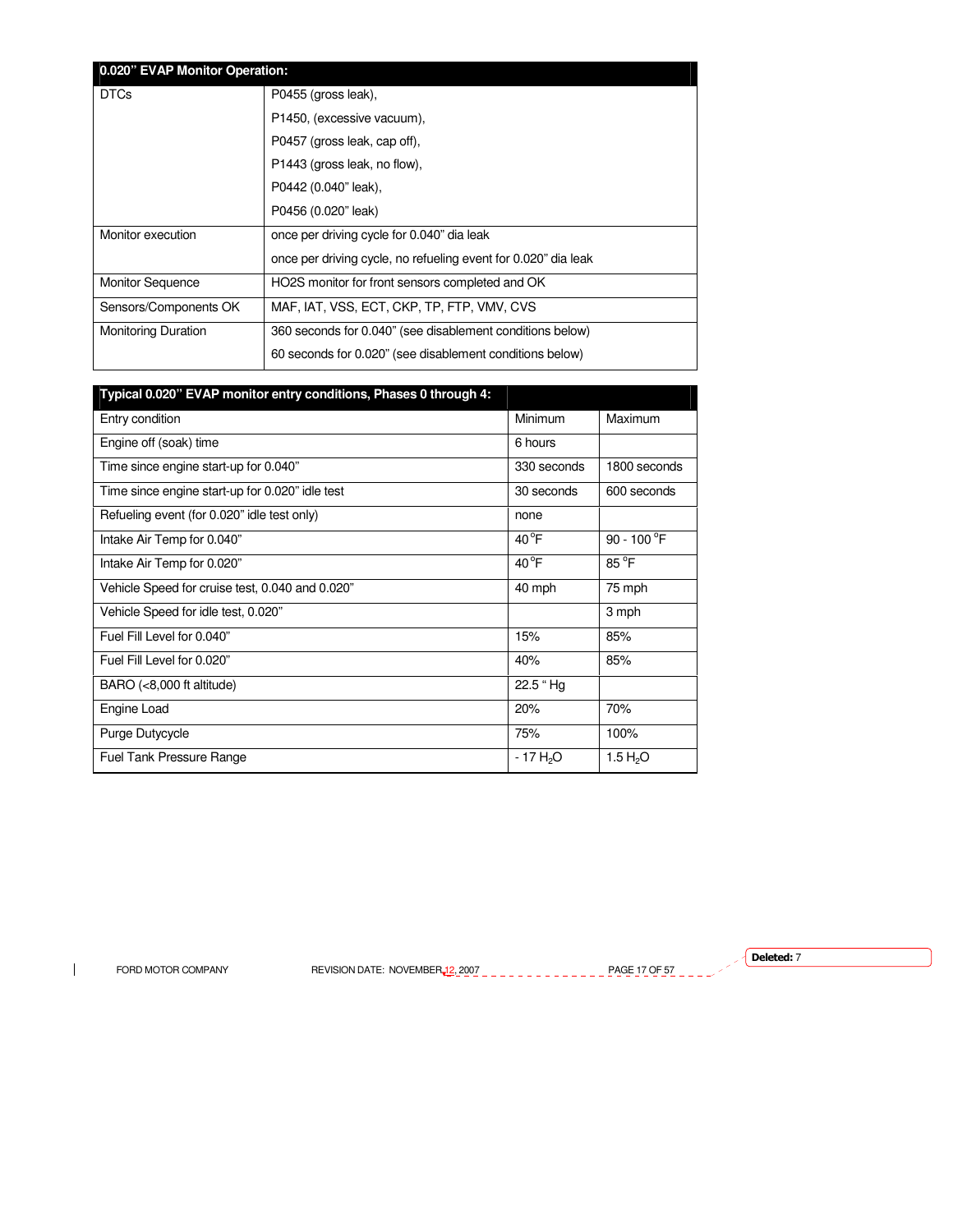| 0.020" EVAP Monitor Operation: | |
|---|---|
| DTCs | P0455 (gross leak),<br>P1450, (excessive vacuum),<br>P0457 (gross leak, cap off),<br>P1443 (gross leak, no flow),<br>P0442 (0.040" leak),<br>P0456 (0.020" leak) |
| Monitor execution | once per driving cycle for 0.040" dia leak<br>once per driving cycle, no refueling event for 0.020" dia leak |
| Monitor Sequence | HO2S monitor for front sensors completed and OK |
| Sensors/Components OK | MAF, IAT, VSS, ECT, CKP, TP, FTP, VMV, CVS |
| Monitoring Duration | 360 seconds for 0.040" (see disablement conditions below)<br>60 seconds for 0.020" (see disablement conditions below) |

| Typical 0.020" EVAP monitor entry conditions, Phases 0 through 4: | | |
|---|---|---|
| Entry condition | Minimum | Maximum |
| Engine off (soak) time | 6 hours | |
| Time since engine start-up for 0.040" | 330 seconds | 1800 seconds |
| Time since engine start-up for 0.020" idle test | 30 seconds | 600 seconds |
| Refueling event (for 0.020" idle test only) | none | |
| Intake Air Temp for 0.040" | 40 °F | 90 - 100 °F |
| Intake Air Temp for 0.020" | 40 °F | 85 °F |
| Vehicle Speed for cruise test, 0.040 and 0.020" | 40 mph | 75 mph |
| Vehicle Speed for idle test, 0.020" | | 3 mph |
| Fuel Fill Level for 0.040" | 15% | 85% |
| Fuel Fill Level for 0.020" | 40% | 85% |
| BARO (<8,000 ft altitude) | 22.5 " Hg | |
| Engine Load | 20% | 70% |
| Purge Dutycycle | 75% | 100% |
| Fuel Tank Pressure Range | - 17 $H_2O$ | 1.5 $H_2O$ |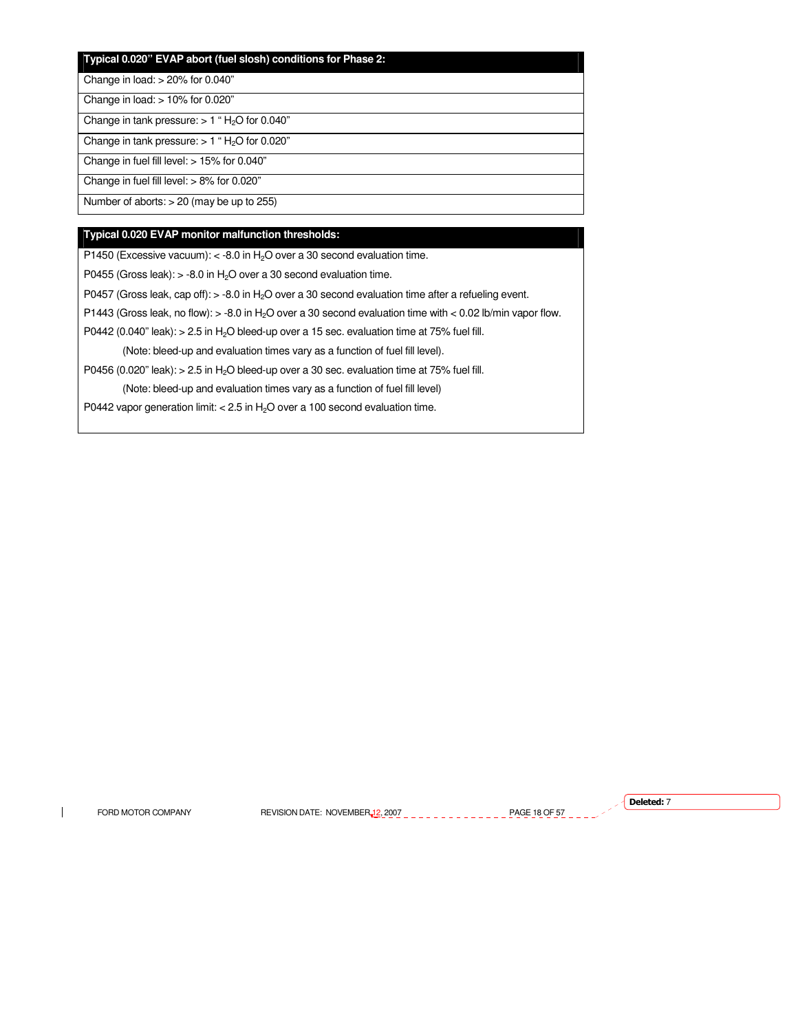| Typical 0.020" EVAP abort (fuel slosh) conditions for Phase 2: |
|---|
| Change in load: > 20% for 0.040" |
| Change in load: > 10% for 0.020" |
| Change in tank pressure: > 1 " $H_2O$ for 0.040" |
| Change in tank pressure: > 1 " $H_2O$ for 0.020" |
| Change in fuel fill level: > 15% for 0.040" |
| Change in fuel fill level: > 8% for 0.020" |
| Number of aborts: > 20 (may be up to 255) |

| Typical 0.020 EVAP monitor malfunction thresholds: |
|---|
| P1450 (Excessive vacuum): < -8.0 in $H_2O$ over a 30 second evaluation time. |
| P0455 (Gross leak): > -8.0 in $H_2O$ over a 30 second evaluation time. |
| P0457 (Gross leak, cap off): > -8.0 in $H_2O$ over a 30 second evaluation time after a refueling event. |
| P1443 (Gross leak, no flow): > -8.0 in $H_2O$ over a 30 second evaluation time with < 0.02 lb/min vapor flow. |
| P0442 (0.040" leak): > 2.5 in $H_2O$ bleed-up over a 15 sec. evaluation time at 75% fuel fill. (Note: bleed-up and evaluation times vary as a function of fuel fill level). |
| P0456 (0.020" leak): > 2.5 in $H_2O$ bleed-up over a 30 sec. evaluation time at 75% fuel fill. (Note: bleed-up and evaluation times vary as a function of fuel fill level) |
| P0442 vapor generation limit: < 2.5 in $H_2O$ over a 100 second evaluation time. |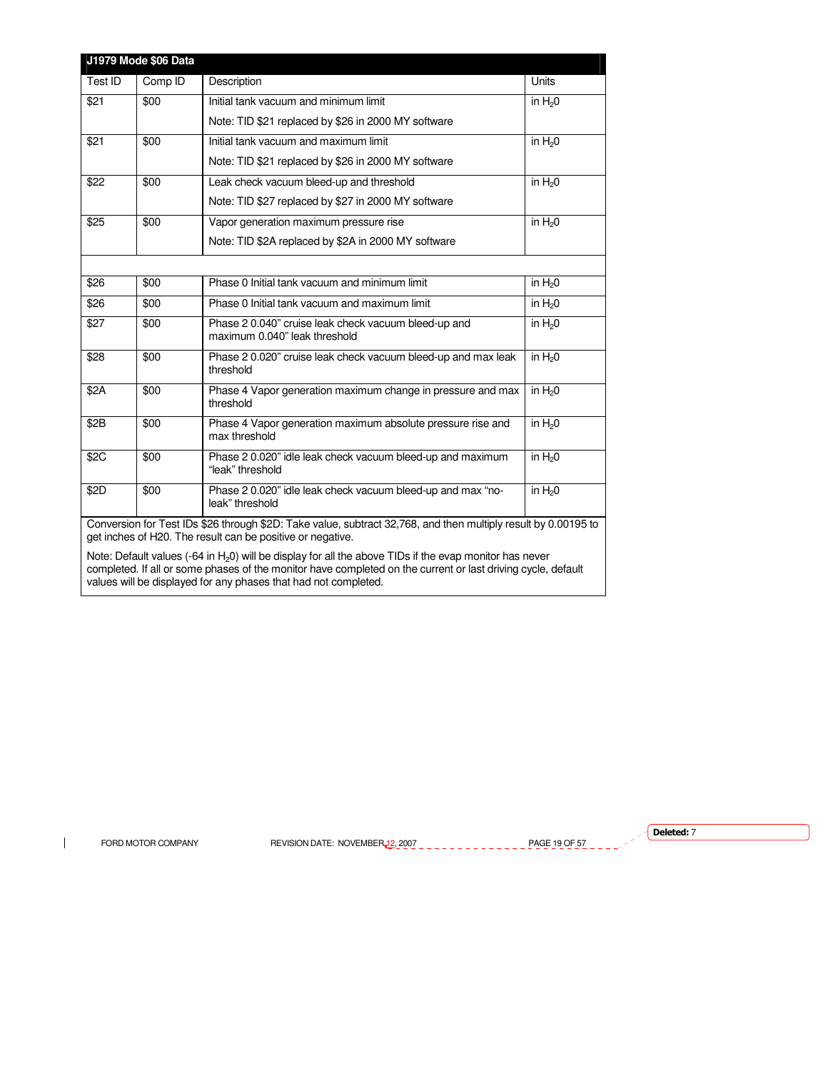| J1979 Mode $06 Data | | | |
|---|---|---|---|
| Test ID | Comp ID | Description | Units |
| $21 | $00 | Initial tank vacuum and minimum limit<br>Note: TID $21 replaced by $26 in 2000 MY software | in $H_2$0 |
| $21 | $00 | Initial tank vacuum and maximum limit<br>Note: TID $21 replaced by $26 in 2000 MY software | in $H_2$0 |
| $22 | $00 | Leak check vacuum bleed-up and threshold<br>Note: TID $27 replaced by $27 in 2000 MY software | in $H_2$0 |
| $25 | $00 | Vapor generation maximum pressure rise<br>Note: TID $2A replaced by $2A in 2000 MY software | in $H_2$0 |
| | | | |
| $26 | $00 | Phase 0 Initial tank vacuum and minimum limit | in $H_2$0 |
| $26 | $00 | Phase 0 Initial tank vacuum and maximum limit | in $H_2$0 |
| $27 | $00 | Phase 2 0.040" cruise leak check vacuum bleed-up and maximum 0.040" leak threshold | in $H_2$0 |
| $28 | $00 | Phase 2 0.020" cruise leak check vacuum bleed-up and max leak threshold | in $H_2$0 |
| $2A | $00 | Phase 4 Vapor generation maximum change in pressure and max threshold | in $H_2$0 |
| $2B | $00 | Phase 4 Vapor generation maximum absolute pressure rise and max threshold | in $H_2$0 |
| $2C | $00 | Phase 2 0.020" idle leak check vacuum bleed-up and maximum "leak" threshold | in $H_2$0 |
| $2D | $00 | Phase 2 0.020" idle leak check vacuum bleed-up and max "no-leak" threshold | in $H_2$0 |

Conversion for Test IDs $26 through $2D: Take value, subtract 32,768, and then multiply result by 0.00195 to get inches of H20. The result can be positive or negative.

Note: Default values (-64 in $H_2$0) will be display for all the above TIDs if the evap monitor has never completed. If all or some phases of the monitor have completed on the current or last driving cycle, default values will be displayed for any phases that had not completed.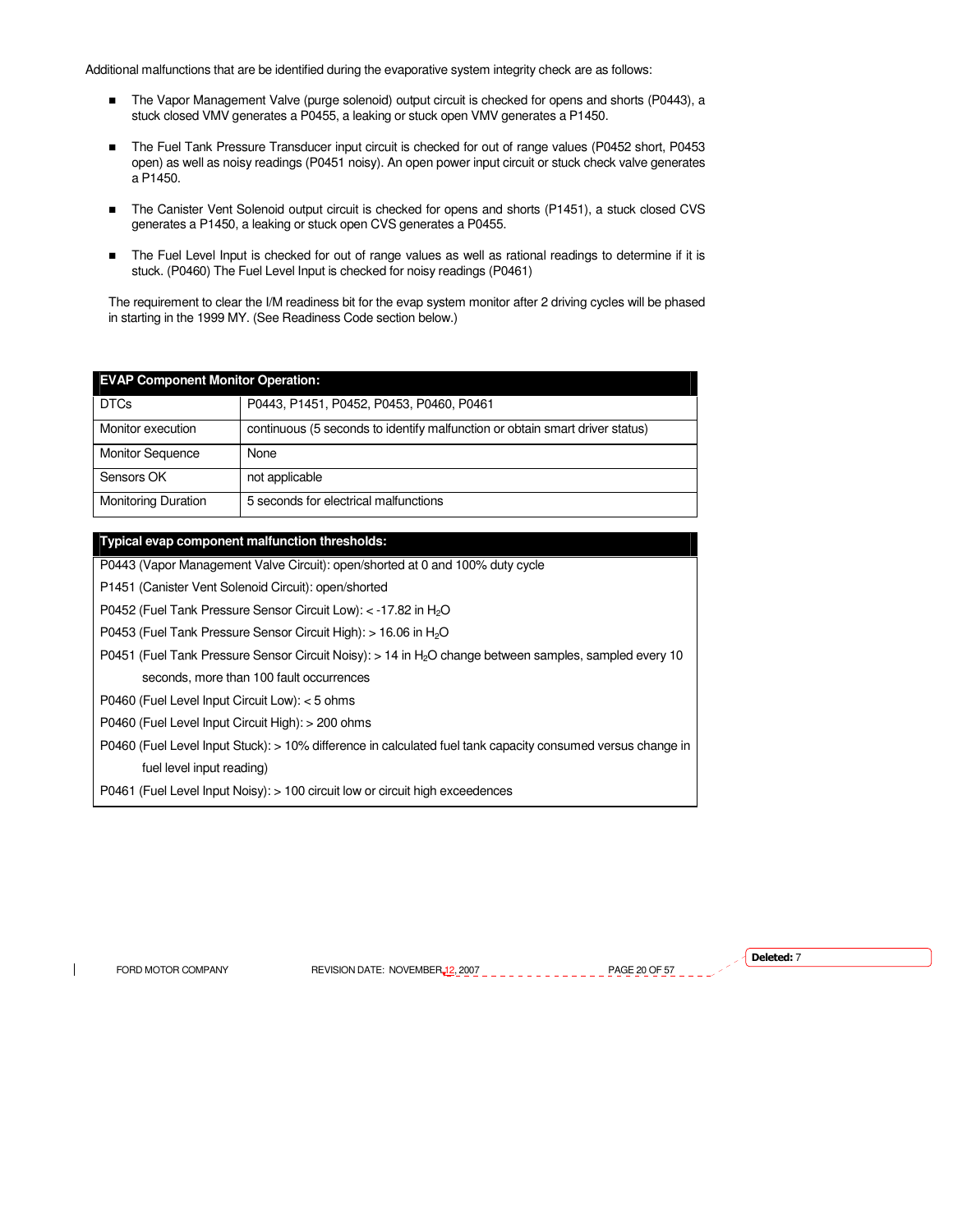Additional malfunctions that are be identified during the evaporative system integrity check are as follows:

- The Vapor Management Valve (purge solenoid) output circuit is checked for opens and shorts (P0443), a stuck closed VMV generates a P0455, a leaking or stuck open VMV generates a P1450.
- The Fuel Tank Pressure Transducer input circuit is checked for out of range values (P0452 short, P0453 open) as well as noisy readings (P0451 noisy). An open power input circuit or stuck check valve generates a P1450.
- The Canister Vent Solenoid output circuit is checked for opens and shorts (P1451), a stuck closed CVS generates a P1450, a leaking or stuck open CVS generates a P0455.
- The Fuel Level Input is checked for out of range values as well as rational readings to determine if it is stuck. (P0460) The Fuel Level Input is checked for noisy readings (P0461)

The requirement to clear the I/M readiness bit for the evap system monitor after 2 driving cycles will be phased in starting in the 1999 MY. (See Readiness Code section below.)

| EVAP Component Monitor Operation: | |
|---|---|
| DTCs | P0443, P1451, P0452, P0453, P0460, P0461 |
| Monitor execution | continuous (5 seconds to identify malfunction or obtain smart driver status) |
| Monitor Sequence | None |
| Sensors OK | not applicable |
| Monitoring Duration | 5 seconds for electrical malfunctions |

| Typical evap component malfunction thresholds: |
|---|
| P0443 (Vapor Management Valve Circuit): open/shorted at 0 and 100% duty cycle |
| P1451 (Canister Vent Solenoid Circuit): open/shorted |
| P0452 (Fuel Tank Pressure Sensor Circuit Low): < -17.82 in $H_2O$ |
| P0453 (Fuel Tank Pressure Sensor Circuit High): > 16.06 in $H_2O$ |
| P0451 (Fuel Tank Pressure Sensor Circuit Noisy): > 14 in $H_2O$ change between samples, sampled every 10 seconds, more than 100 fault occurrences |
| P0460 (Fuel Level Input Circuit Low): < 5 ohms |
| P0460 (Fuel Level Input Circuit High): > 200 ohms |
| P0460 (Fuel Level Input Stuck): > 10% difference in calculated fuel tank capacity consumed versus change in fuel level input reading) |
| P0461 (Fuel Level Input Noisy): > 100 circuit low or circuit high exceedences |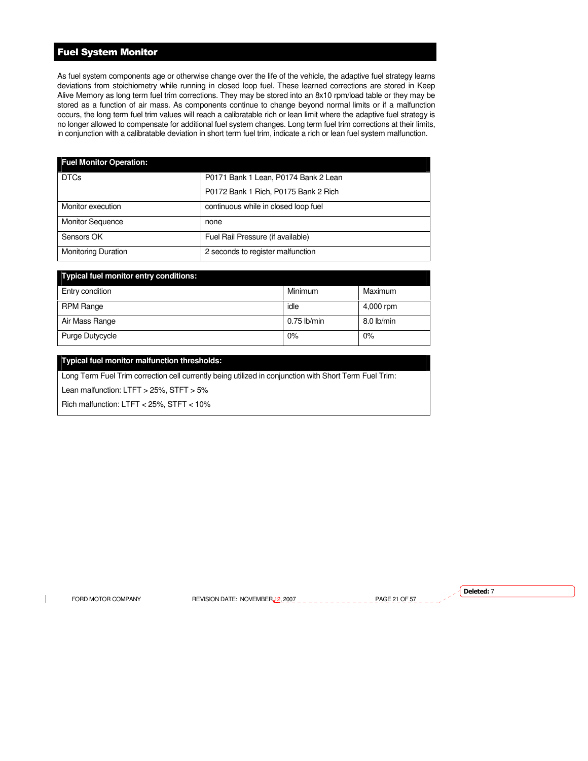## Fuel System Monitor

As fuel system components age or otherwise change over the life of the vehicle, the adaptive fuel strategy learns deviations from stoichiometry while running in closed loop fuel. These learned corrections are stored in Keep Alive Memory as long term fuel trim corrections. They may be stored into an 8x10 rpm/load table or they may be stored as a function of air mass. As components continue to change beyond normal limits or if a malfunction occurs, the long term fuel trim values will reach a calibratable rich or lean limit where the adaptive fuel strategy is no longer allowed to compensate for additional fuel system changes. Long term fuel trim corrections at their limits, in conjunction with a calibratable deviation in short term fuel trim, indicate a rich or lean fuel system malfunction.

| Fuel Monitor Operation: | |
|---|---|
| DTCs | P0171 Bank 1 Lean, P0174 Bank 2 Lean<br>P0172 Bank 1 Rich, P0175 Bank 2 Rich |
| Monitor execution | continuous while in closed loop fuel |
| Monitor Sequence | none |
| Sensors OK | Fuel Rail Pressure (if available) |
| Monitoring Duration | 2 seconds to register malfunction |

| Typical fuel monitor entry conditions: | | |
|---|---|---|
| Entry condition | Minimum | Maximum |
| RPM Range | idle | 4,000 rpm |
| Air Mass Range | 0.75 lb/min | 8.0 lb/min |
| Purge Dutycycle | 0% | 0% |

| Typical fuel monitor malfunction thresholds: |
|---|
| Long Term Fuel Trim correction cell currently being utilized in conjunction with Short Term Fuel Trim:<br>Lean malfunction: LTFT > 25%, STFT > 5%<br>Rich malfunction: LTFT < 25%, STFT < 10% |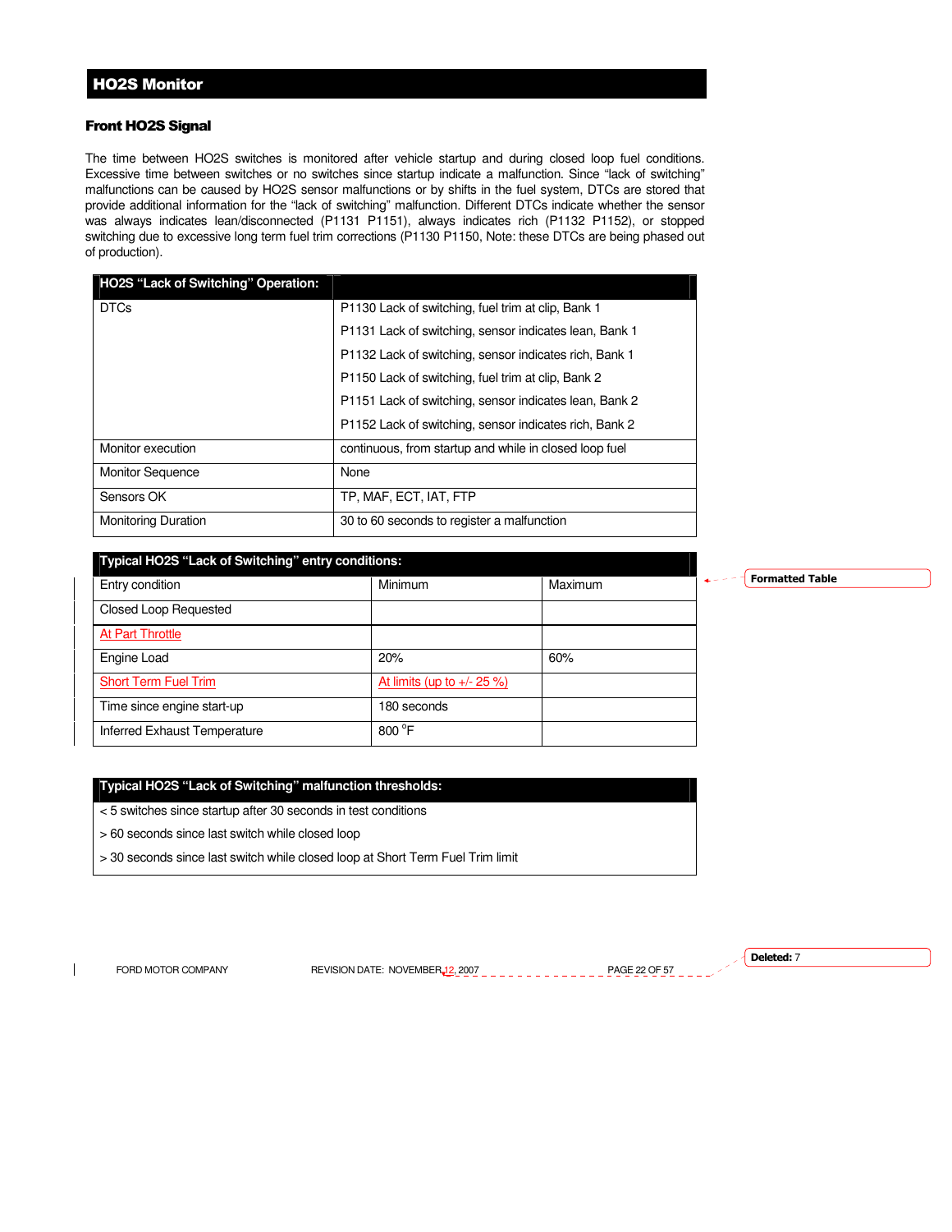## HO2S Monitor

### Front HO2S Signal

The time between HO2S switches is monitored after vehicle startup and during closed loop fuel conditions. Excessive time between switches or no switches since startup indicate a malfunction. Since "lack of switching" malfunctions can be caused by HO2S sensor malfunctions or by shifts in the fuel system, DTCs are stored that provide additional information for the "lack of switching" malfunction. Different DTCs indicate whether the sensor was always indicates lean/disconnected (P1131 P1151), always indicates rich (P1132 P1152), or stopped switching due to excessive long term fuel trim corrections (P1130 P1150, Note: these DTCs are being phased out of production).

| HO2S "Lack of Switching" Operation: | |
|---|---|
| DTCs | P1130 Lack of switching, fuel trim at clip, Bank 1<br>P1131 Lack of switching, sensor indicates lean, Bank 1<br>P1132 Lack of switching, sensor indicates rich, Bank 1<br>P1150 Lack of switching, fuel trim at clip, Bank 2<br>P1151 Lack of switching, sensor indicates lean, Bank 2<br>P1152 Lack of switching, sensor indicates rich, Bank 2 |
| Monitor execution | continuous, from startup and while in closed loop fuel |
| Monitor Sequence | None |
| Sensors OK | TP, MAF, ECT, IAT, FTP |
| Monitoring Duration | 30 to 60 seconds to register a malfunction |

| Typical HO2S "Lack of Switching" entry conditions: | | |
|---|---|---|
| Entry condition | Minimum | Maximum |
| Closed Loop Requested | | |
| At Part Throttle | | |
| Engine Load | 20% | 60% |
| Short Term Fuel Trim | At limits (up to +/- 25 %) | |
| Time since engine start-up | 180 seconds | |
| Inferred Exhaust Temperature | 800 °F | |

| Typical HO2S "Lack of Switching" malfunction thresholds: |
|---|
| < 5 switches since startup after 30 seconds in test conditions |
| > 60 seconds since last switch while closed loop |
| > 30 seconds since last switch while closed loop at Short Term Fuel Trim limit |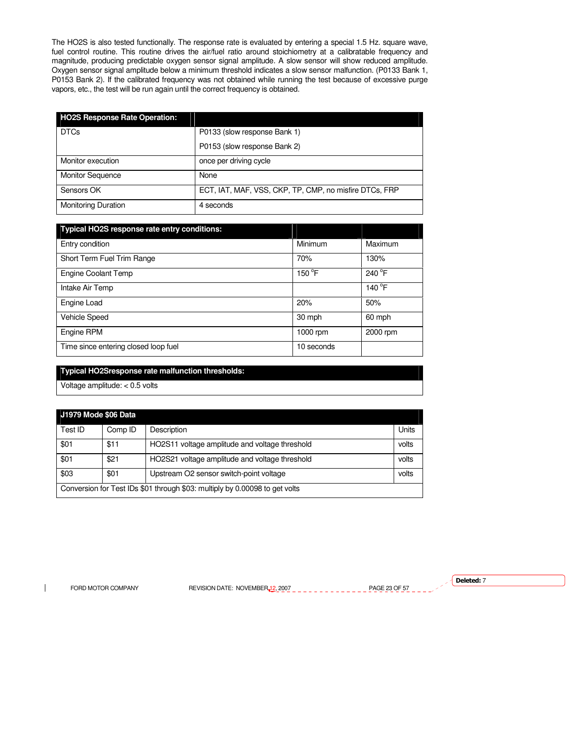The HO2S is also tested functionally. The response rate is evaluated by entering a special 1.5 Hz. square wave, fuel control routine. This routine drives the air/fuel ratio around stoichiometry at a calibratable frequency and magnitude, producing predictable oxygen sensor signal amplitude. A slow sensor will show reduced amplitude. Oxygen sensor signal amplitude below a minimum threshold indicates a slow sensor malfunction. (P0133 Bank 1, P0153 Bank 2). If the calibrated frequency was not obtained while running the test because of excessive purge vapors, etc., the test will be run again until the correct frequency is obtained.

| **HO2S Response Rate Operation:** | |
|---|---|
| DTCs | P0133 (slow response Bank 1)<br>P0153 (slow response Bank 2) |
| Monitor execution | once per driving cycle |
| Monitor Sequence | None |
| Sensors OK | ECT, IAT, MAF, VSS, CKP, TP, CMP, no misfire DTCs, FRP |
| Monitoring Duration | 4 seconds |

| **Typical HO2S response rate entry conditions:** | | |
|---|---|---|
| Entry condition | Minimum | Maximum |
| Short Term Fuel Trim Range | 70% | 130% |
| Engine Coolant Temp | 150 °F | 240 °F |
| Intake Air Temp | | 140 °F |
| Engine Load | 20% | 50% |
| Vehicle Speed | 30 mph | 60 mph |
| Engine RPM | 1000 rpm | 2000 rpm |
| Time since entering closed loop fuel | 10 seconds | |

| **Typical HO2Sresponse rate malfunction thresholds:** |
|---|
| Voltage amplitude: < 0.5 volts |

| **J1979 Mode $06 Data** | | | |
|---|---|---|---|
| Test ID | Comp ID | Description | Units |
| $01 | $11 | HO2S11 voltage amplitude and voltage threshold | volts |
| $01 | $21 | HO2S21 voltage amplitude and voltage threshold | volts |
| $03 | $01 | Upstream O2 sensor switch-point voltage | volts |
| Conversion for Test IDs $01 through $03: multiply by 0.00098 to get volts | | | |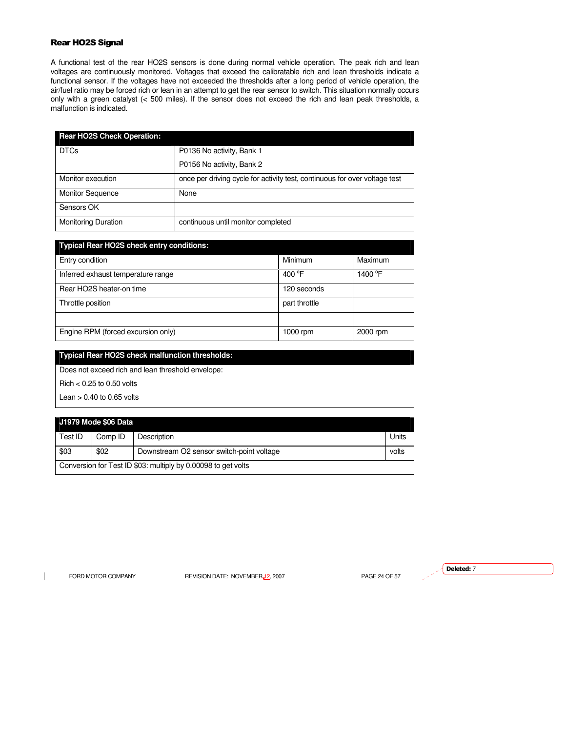### Rear HO2S Signal

A functional test of the rear HO2S sensors is done during normal vehicle operation. The peak rich and lean voltages are continuously monitored. Voltages that exceed the calibratable rich and lean thresholds indicate a functional sensor. If the voltages have not exceeded the thresholds after a long period of vehicle operation, the air/fuel ratio may be forced rich or lean in an attempt to get the rear sensor to switch. This situation normally occurs only with a green catalyst (< 500 miles). If the sensor does not exceed the rich and lean peak thresholds, a malfunction is indicated.

| Rear HO2S Check Operation: | |
|---|---|
| DTCs | P0136 No activity, Bank 1<br>P0156 No activity, Bank 2 |
| Monitor execution | once per driving cycle for activity test, continuous for over voltage test |
| Monitor Sequence | None |
| Sensors OK | |
| Monitoring Duration | continuous until monitor completed |

| Typical Rear HO2S check entry conditions: | | |
|---|---|---|
| Entry condition | Minimum | Maximum |
| Inferred exhaust temperature range | 400 °F | 1400 °F |
| Rear HO2S heater-on time | 120 seconds | |
| Throttle position | part throttle | |
| | | |
| Engine RPM (forced excursion only) | 1000 rpm | 2000 rpm |

| Typical Rear HO2S check malfunction thresholds: |
|---|
| Does not exceed rich and lean threshold envelope:<br>Rich < 0.25 to 0.50 volts<br>Lean > 0.40 to 0.65 volts |

| J1979 Mode $06 Data | | | |
|---|---|---|---|
| Test ID | Comp ID | Description | Units |
| $03 | $02 | Downstream O2 sensor switch-point voltage | volts |
| Conversion for Test ID $03: multiply by 0.00098 to get volts | | | |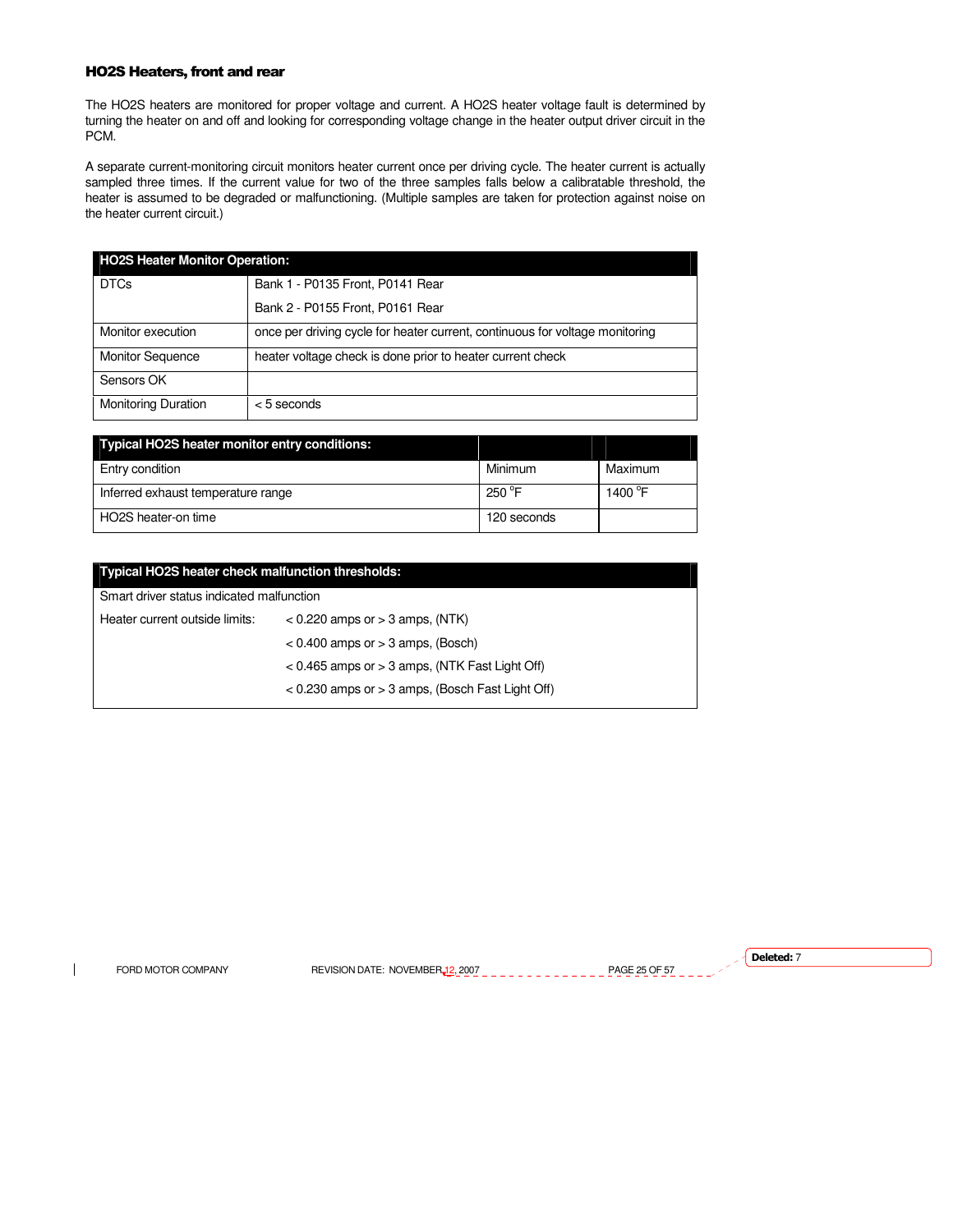### HO2S Heaters, front and rear

The HO2S heaters are monitored for proper voltage and current. A HO2S heater voltage fault is determined by turning the heater on and off and looking for corresponding voltage change in the heater output driver circuit in the PCM.

A separate current-monitoring circuit monitors heater current once per driving cycle. The heater current is actually sampled three times. If the current value for two of the three samples falls below a calibratable threshold, the heater is assumed to be degraded or malfunctioning. (Multiple samples are taken for protection against noise on the heater current circuit.)

| HO2S Heater Monitor Operation: | |
|---|---|
| DTCs | Bank 1 - P0135 Front, P0141 Rear<br>Bank 2 - P0155 Front, P0161 Rear |
| Monitor execution | once per driving cycle for heater current, continuous for voltage monitoring |
| Monitor Sequence | heater voltage check is done prior to heater current check |
| Sensors OK | |
| Monitoring Duration | < 5 seconds |

| Typical HO2S heater monitor entry conditions: | | |
|---|---|---|
| Entry condition | Minimum | Maximum |
| Inferred exhaust temperature range | 250 °F | 1400 °F |
| HO2S heater-on time | 120 seconds | |

| Typical HO2S heater check malfunction thresholds: | |
|---|---|
| Smart driver status indicated malfunction | |
| Heater current outside limits: | < 0.220 amps or > 3 amps, (NTK) |
| | < 0.400 amps or > 3 amps, (Bosch) |
| | < 0.465 amps or > 3 amps, (NTK Fast Light Off) |
| | < 0.230 amps or > 3 amps, (Bosch Fast Light Off) |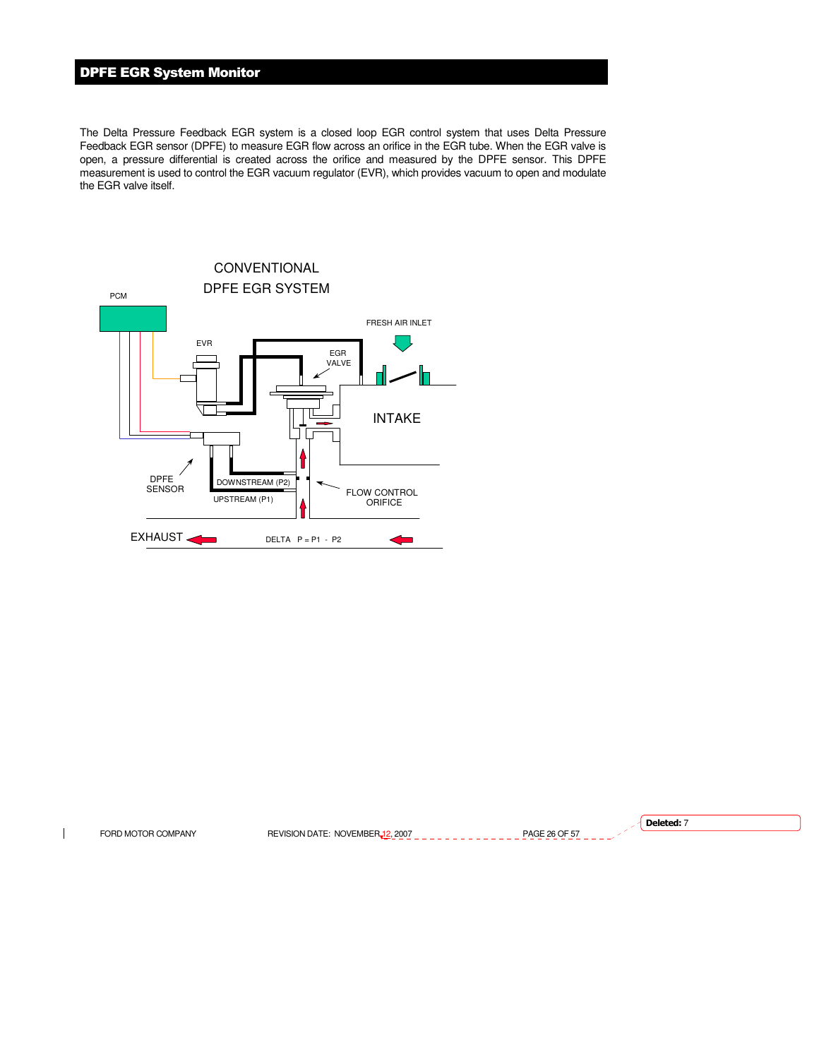# DPFE EGR System Monitor

The Delta Pressure Feedback EGR system is a closed loop EGR control system that uses Delta Pressure Feedback EGR sensor (DPFE) to measure EGR flow across an orifice in the EGR tube. When the EGR valve is open, a pressure differential is created across the orifice and measured by the DPFE sensor. This DPFE measurement is used to control the EGR vacuum regulator (EVR), which provides vacuum to open and modulate the EGR valve itself.

CONVENTIONAL DPFE EGR SYSTEM

PCM

EVR

EGR VALVE

FRESH AIR INLET

INTAKE

DPFE SENSOR

DOWNSTREAM (P2)

UPSTREAM (P1)

FLOW CONTROL ORIFICE

EXHAUST

DELTA P = P1 - P2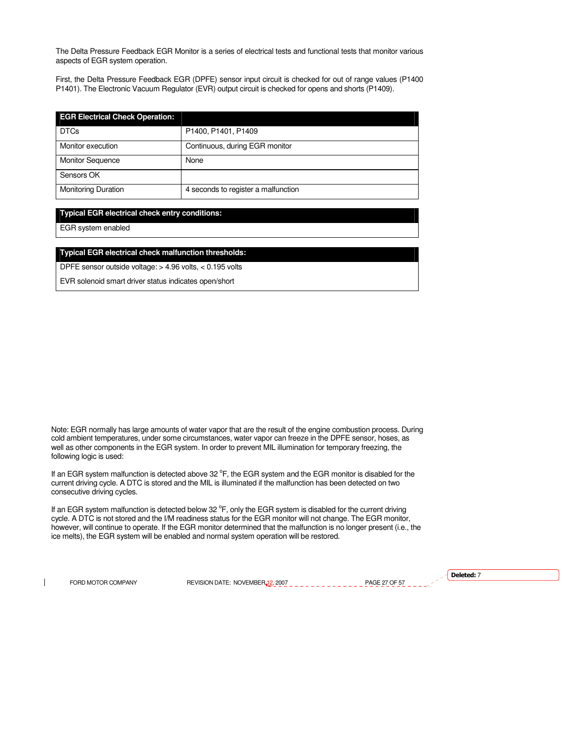The Delta Pressure Feedback EGR Monitor is a series of electrical tests and functional tests that monitor various aspects of EGR system operation.

First, the Delta Pressure Feedback EGR (DPFE) sensor input circuit is checked for out of range values (P1400 P1401). The Electronic Vacuum Regulator (EVR) output circuit is checked for opens and shorts (P1409).

| EGR Electrical Check Operation: | |
|---|---|
| DTCs | P1400, P1401, P1409 |
| Monitor execution | Continuous, during EGR monitor |
| Monitor Sequence | None |
| Sensors OK | |
| Monitoring Duration | 4 seconds to register a malfunction |

| Typical EGR electrical check entry conditions: |
|---|
| EGR system enabled |

| Typical EGR electrical check malfunction thresholds: |
|---|
| DPFE sensor outside voltage: > 4.96 volts, < 0.195 volts |
| EVR solenoid smart driver status indicates open/short |

Note: EGR normally has large amounts of water vapor that are the result of the engine combustion process. During cold ambient temperatures, under some circumstances, water vapor can freeze in the DPFE sensor, hoses, as well as other components in the EGR system. In order to prevent MIL illumination for temporary freezing, the following logic is used:

If an EGR system malfunction is detected above 32 °F, the EGR system and the EGR monitor is disabled for the current driving cycle. A DTC is stored and the MIL is illuminated if the malfunction has been detected on two consecutive driving cycles.

If an EGR system malfunction is detected below 32 °F, only the EGR system is disabled for the current driving cycle. A DTC is not stored and the I/M readiness status for the EGR monitor will not change. The EGR monitor, however, will continue to operate. If the EGR monitor determined that the malfunction is no longer present (i.e., the ice melts), the EGR system will be enabled and normal system operation will be restored.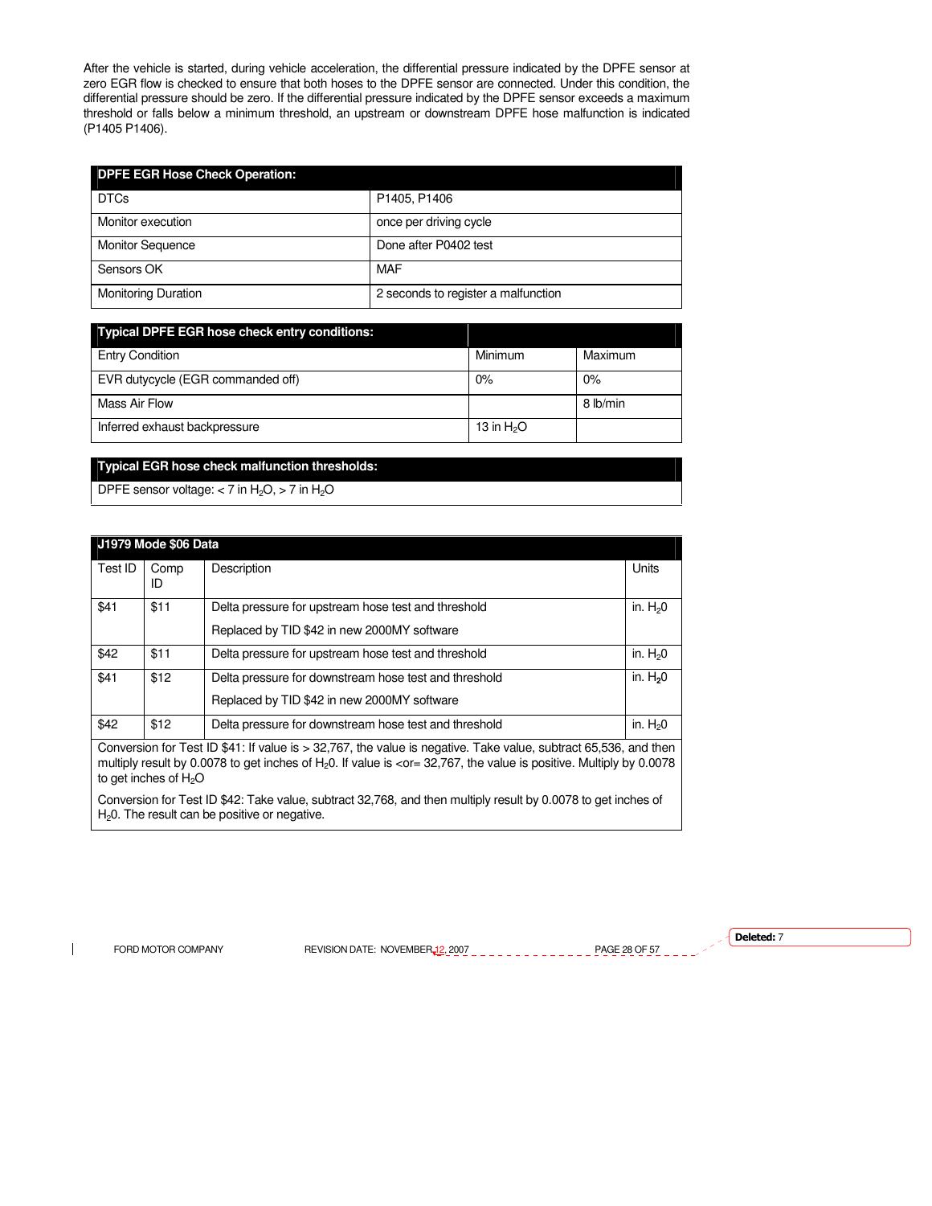After the vehicle is started, during vehicle acceleration, the differential pressure indicated by the DPFE sensor at zero EGR flow is checked to ensure that both hoses to the DPFE sensor are connected. Under this condition, the differential pressure should be zero. If the differential pressure indicated by the DPFE sensor exceeds a maximum threshold or falls below a minimum threshold, an upstream or downstream DPFE hose malfunction is indicated (P1405 P1406).

| DPFE EGR Hose Check Operation: | |
|---|---|
| DTCs | P1405, P1406 |
| Monitor execution | once per driving cycle |
| Monitor Sequence | Done after P0402 test |
| Sensors OK | MAF |
| Monitoring Duration | 2 seconds to register a malfunction |

| Typical DPFE EGR hose check entry conditions: | | |
|---|---|---|
| Entry Condition | Minimum | Maximum |
| EVR dutycycle (EGR commanded off) | 0% | 0% |
| Mass Air Flow | | 8 lb/min |
| Inferred exhaust backpressure | 13 in $H_2O$ | |

| Typical EGR hose check malfunction thresholds: |
|---|
| DPFE sensor voltage: < 7 in $H_2O$, > 7 in $H_2O$ |

| J1979 Mode $06 Data | | | |
|---|---|---|---|
| Test ID | Comp ID | Description | Units |
| $41 | $11 | Delta pressure for upstream hose test and threshold<br>Replaced by TID $42 in new 2000MY software | in. $H_20$ |
| $42 | $11 | Delta pressure for upstream hose test and threshold | in. $H_20$ |
| $41 | $12 | Delta pressure for downstream hose test and threshold<br>Replaced by TID $42 in new 2000MY software | in. $H_20$ |
| $42 | $12 | Delta pressure for downstream hose test and threshold | in. $H_20$ |
| Conversion for Test ID $41: If value is > 32,767, the value is negative. Take value, subtract 65,536, and then multiply result by 0.0078 to get inches of $H_20$. If value is <or= 32,767, the value is positive. Multiply by 0.0078 to get inches of $H_2O$<br><br>Conversion for Test ID $42: Take value, subtract 32,768, and then multiply result by 0.0078 to get inches of $H_20$. The result can be positive or negative. | | | |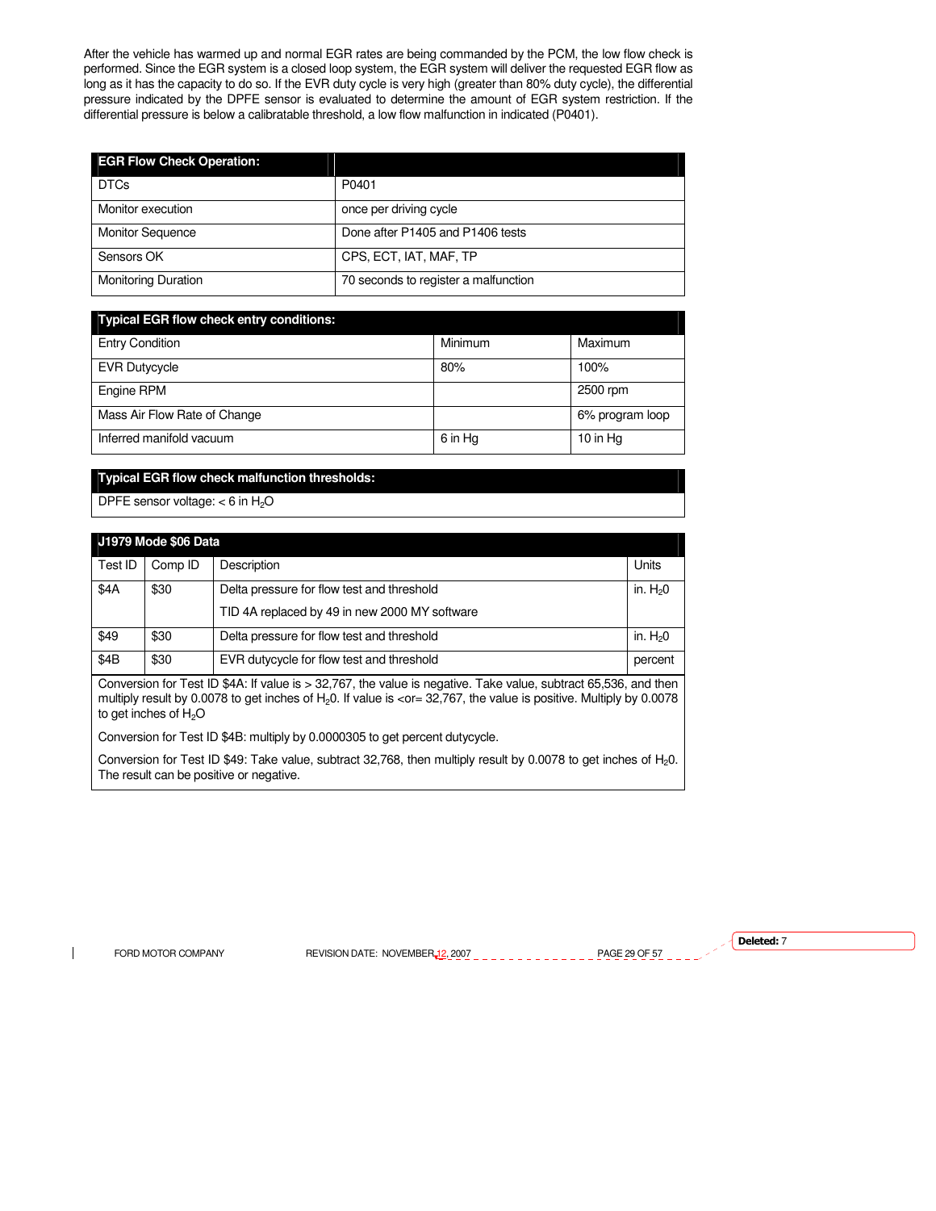After the vehicle has warmed up and normal EGR rates are being commanded by the PCM, the low flow check is performed. Since the EGR system is a closed loop system, the EGR system will deliver the requested EGR flow as long as it has the capacity to do so. If the EVR duty cycle is very high (greater than 80% duty cycle), the differential pressure indicated by the DPFE sensor is evaluated to determine the amount of EGR system restriction. If the differential pressure is below a calibratable threshold, a low flow malfunction in indicated (P0401).

| EGR Flow Check Operation: | |
|---|---|
| DTCs | P0401 |
| Monitor execution | once per driving cycle |
| Monitor Sequence | Done after P1405 and P1406 tests |
| Sensors OK | CPS, ECT, IAT, MAF, TP |
| Monitoring Duration | 70 seconds to register a malfunction |

| Typical EGR flow check entry conditions: | | |
|---|---|---|
| Entry Condition | Minimum | Maximum |
| EVR Dutycycle | 80% | 100% |
| Engine RPM | | 2500 rpm |
| Mass Air Flow Rate of Change | | 6% program loop |
| Inferred manifold vacuum | 6 in Hg | 10 in Hg |

| Typical EGR flow check malfunction thresholds: |
|---|
| DPFE sensor voltage: < 6 in $H_2O$ |

| J1979 Mode $06 Data | | | |
|---|---|---|---|
| Test ID | Comp ID | Description | Units |
| $4A | $30 | Delta pressure for flow test and threshold<br>TID 4A replaced by 49 in new 2000 MY software | in. $H_20$ |
| $49 | $30 | Delta pressure for flow test and threshold | in. $H_20$ |
| $4B | $30 | EVR dutycycle for flow test and threshold | percent |

Conversion for Test ID $4A: If value is > 32,767, the value is negative. Take value, subtract 65,536, and then multiply result by 0.0078 to get inches of $H_20$. If value is <or= 32,767, the value is positive. Multiply by 0.0078 to get inches of $H_2O$

Conversion for Test ID $4B: multiply by 0.0000305 to get percent dutycycle.

Conversion for Test ID $49: Take value, subtract 32,768, then multiply result by 0.0078 to get inches of $H_20$. The result can be positive or negative.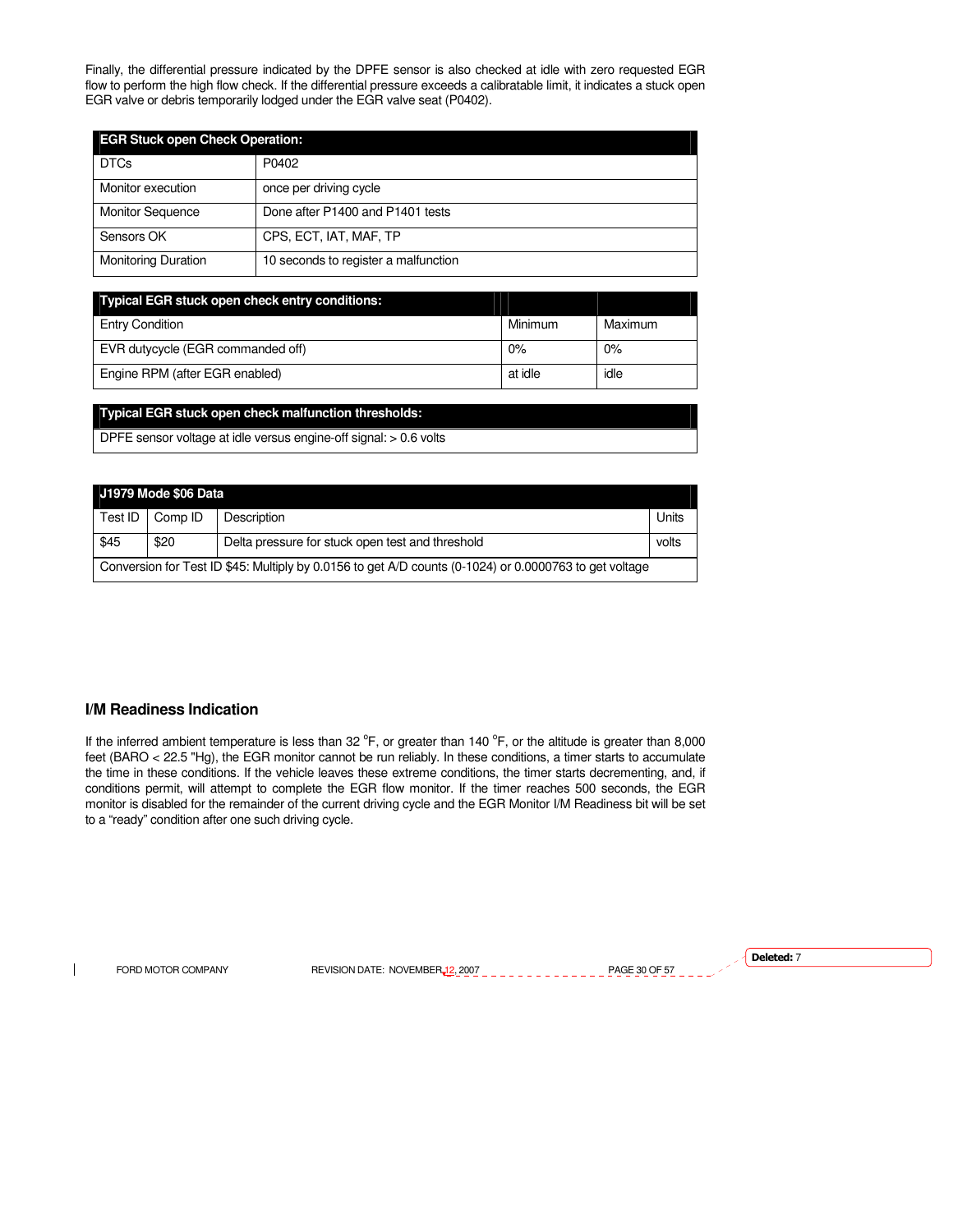Finally, the differential pressure indicated by the DPFE sensor is also checked at idle with zero requested EGR flow to perform the high flow check. If the differential pressure exceeds a calibratable limit, it indicates a stuck open EGR valve or debris temporarily lodged under the EGR valve seat (P0402).

| EGR Stuck open Check Operation: | |
|---|---|
| DTCs | P0402 |
| Monitor execution | once per driving cycle |
| Monitor Sequence | Done after P1400 and P1401 tests |
| Sensors OK | CPS, ECT, IAT, MAF, TP |
| Monitoring Duration | 10 seconds to register a malfunction |

| Typical EGR stuck open check entry conditions: | | |
|---|---|---|
| Entry Condition | Minimum | Maximum |
| EVR dutycycle (EGR commanded off) | 0% | 0% |
| Engine RPM (after EGR enabled) | at idle | idle |

| Typical EGR stuck open check malfunction thresholds: |
|---|
| DPFE sensor voltage at idle versus engine-off signal: > 0.6 volts |

| J1979 Mode $06 Data | | | |
|---|---|---|---|
| Test ID | Comp ID | Description | Units |
| $45 | $20 | Delta pressure for stuck open test and threshold | volts |
| Conversion for Test ID $45: Multiply by 0.0156 to get A/D counts (0-1024) or 0.0000763 to get voltage | | | |

## I/M Readiness Indication

If the inferred ambient temperature is less than 32 °F, or greater than 140 °F, or the altitude is greater than 8,000 feet (BARO < 22.5 "Hg), the EGR monitor cannot be run reliably. In these conditions, a timer starts to accumulate the time in these conditions. If the vehicle leaves these extreme conditions, the timer starts decrementing, and, if conditions permit, will attempt to complete the EGR flow monitor. If the timer reaches 500 seconds, the EGR monitor is disabled for the remainder of the current driving cycle and the EGR Monitor I/M Readiness bit will be set to a "ready" condition after one such driving cycle.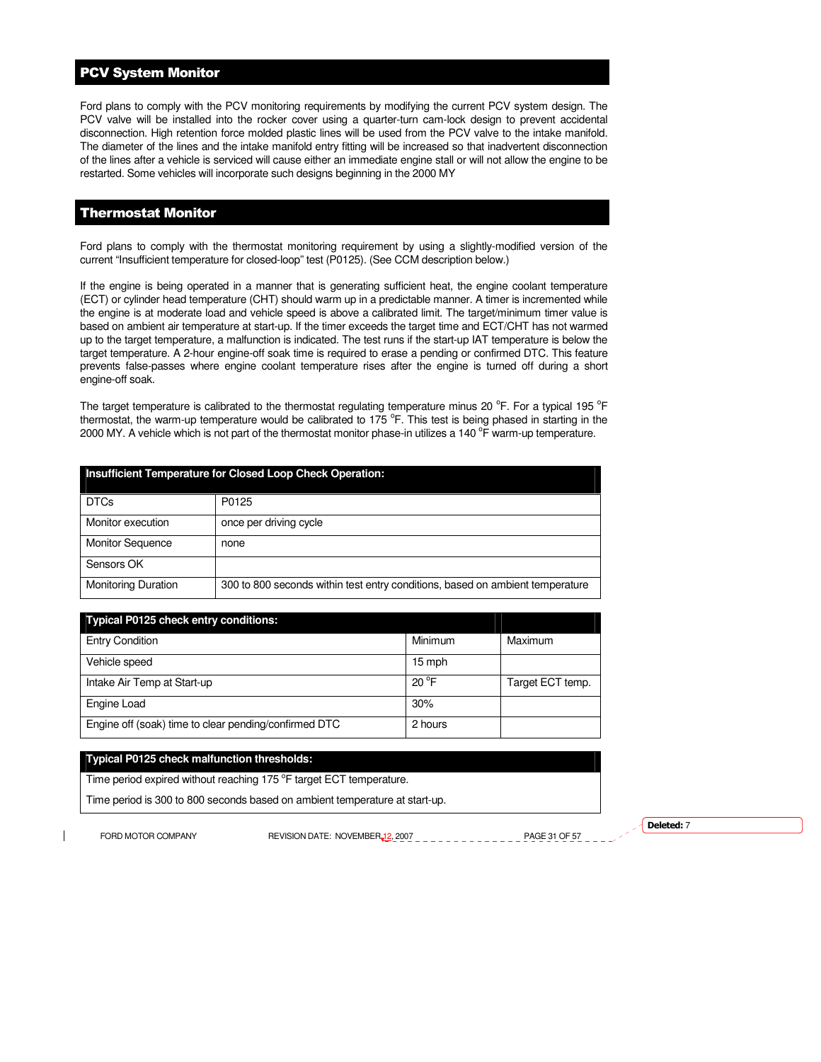## PCV System Monitor

Ford plans to comply with the PCV monitoring requirements by modifying the current PCV system design. The PCV valve will be installed into the rocker cover using a quarter-turn cam-lock design to prevent accidental disconnection. High retention force molded plastic lines will be used from the PCV valve to the intake manifold. The diameter of the lines and the intake manifold entry fitting will be increased so that inadvertent disconnection of the lines after a vehicle is serviced will cause either an immediate engine stall or will not allow the engine to be restarted. Some vehicles will incorporate such designs beginning in the 2000 MY

## Thermostat Monitor

Ford plans to comply with the thermostat monitoring requirement by using a slightly-modified version of the current "Insufficient temperature for closed-loop" test (P0125). (See CCM description below.)

If the engine is being operated in a manner that is generating sufficient heat, the engine coolant temperature (ECT) or cylinder head temperature (CHT) should warm up in a predictable manner. A timer is incremented while the engine is at moderate load and vehicle speed is above a calibrated limit. The target/minimum timer value is based on ambient air temperature at start-up. If the timer exceeds the target time and ECT/CHT has not warmed up to the target temperature, a malfunction is indicated. The test runs if the start-up IAT temperature is below the target temperature. A 2-hour engine-off soak time is required to erase a pending or confirmed DTC. This feature prevents false-passes where engine coolant temperature rises after the engine is turned off during a short engine-off soak.

The target temperature is calibrated to the thermostat regulating temperature minus 20 °F. For a typical 195 °F thermostat, the warm-up temperature would be calibrated to 175 °F. This test is being phased in starting in the 2000 MY. A vehicle which is not part of the thermostat monitor phase-in utilizes a 140 °F warm-up temperature.

| Insufficient Temperature for Closed Loop Check Operation: | |
|---|---|
| DTCs | P0125 |
| Monitor execution | once per driving cycle |
| Monitor Sequence | none |
| Sensors OK | |
| Monitoring Duration | 300 to 800 seconds within test entry conditions, based on ambient temperature |

| Typical P0125 check entry conditions: | | |
|---|---|---|
| Entry Condition | Minimum | Maximum |
| Vehicle speed | 15 mph | |
| Intake Air Temp at Start-up | 20 °F | Target ECT temp. |
| Engine Load | 30% | |
| Engine off (soak) time to clear pending/confirmed DTC | 2 hours | |

| Typical P0125 check malfunction thresholds: |
|---|
| Time period expired without reaching 175 °F target ECT temperature. |
| Time period is 300 to 800 seconds based on ambient temperature at start-up. |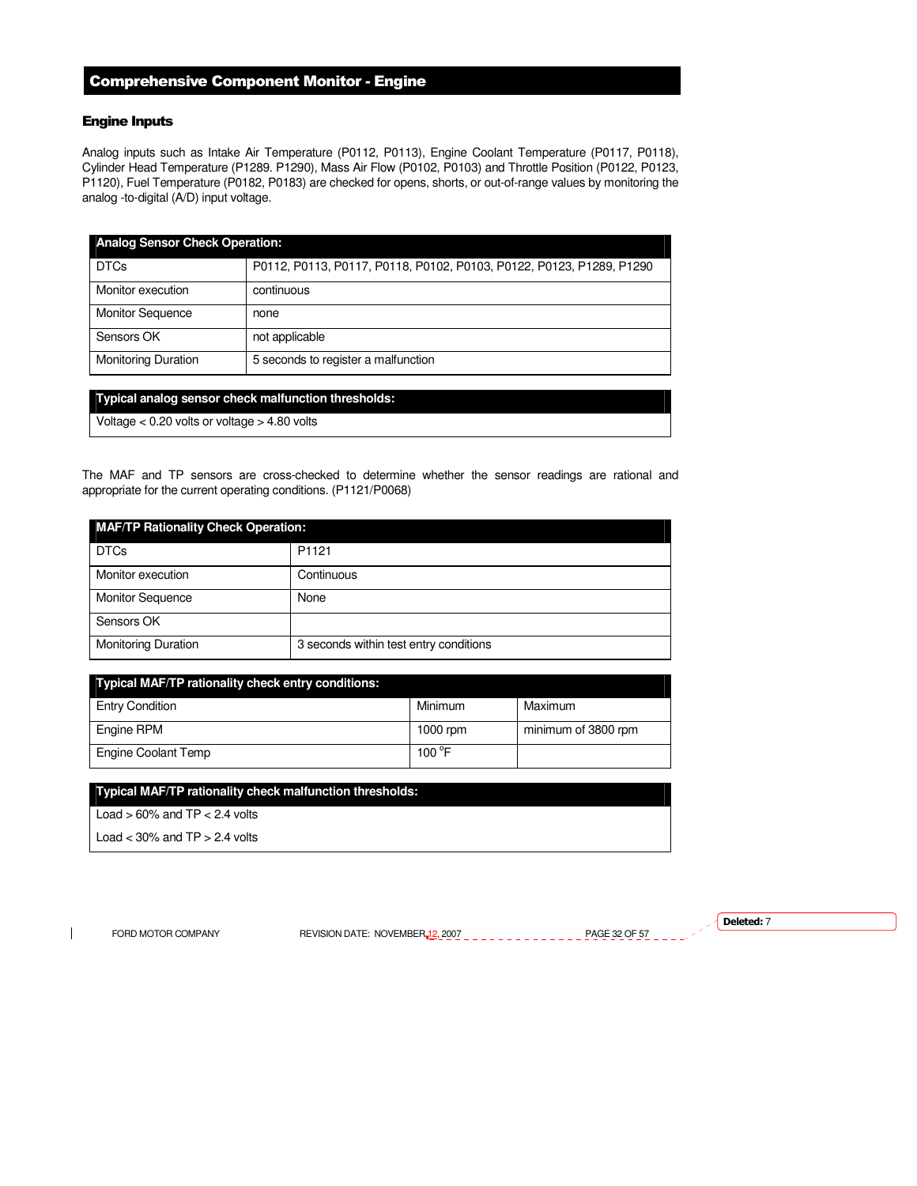## Comprehensive Component Monitor - Engine

### Engine Inputs

Analog inputs such as Intake Air Temperature (P0112, P0113), Engine Coolant Temperature (P0117, P0118), Cylinder Head Temperature (P1289. P1290), Mass Air Flow (P0102, P0103) and Throttle Position (P0122, P0123, P1120), Fuel Temperature (P0182, P0183) are checked for opens, shorts, or out-of-range values by monitoring the analog -to-digital (A/D) input voltage.

| Analog Sensor Check Operation: | |
|---|---|
| DTCs | P0112, P0113, P0117, P0118, P0102, P0103, P0122, P0123, P1289, P1290 |
| Monitor execution | continuous |
| Monitor Sequence | none |
| Sensors OK | not applicable |
| Monitoring Duration | 5 seconds to register a malfunction |

| Typical analog sensor check malfunction thresholds: |
|---|
| Voltage < 0.20 volts or voltage > 4.80 volts |

The MAF and TP sensors are cross-checked to determine whether the sensor readings are rational and appropriate for the current operating conditions. (P1121/P0068)

| MAF/TP Rationality Check Operation: | |
|---|---|
| DTCs | P1121 |
| Monitor execution | Continuous |
| Monitor Sequence | None |
| Sensors OK | |
| Monitoring Duration | 3 seconds within test entry conditions |

| Typical MAF/TP rationality check entry conditions: | | |
|---|---|---|
| Entry Condition | Minimum | Maximum |
| Engine RPM | 1000 rpm | minimum of 3800 rpm |
| Engine Coolant Temp | 100 °F | |

| Typical MAF/TP rationality check malfunction thresholds: |
|---|
| Load > 60% and TP < 2.4 volts |
| Load < 30% and TP > 2.4 volts |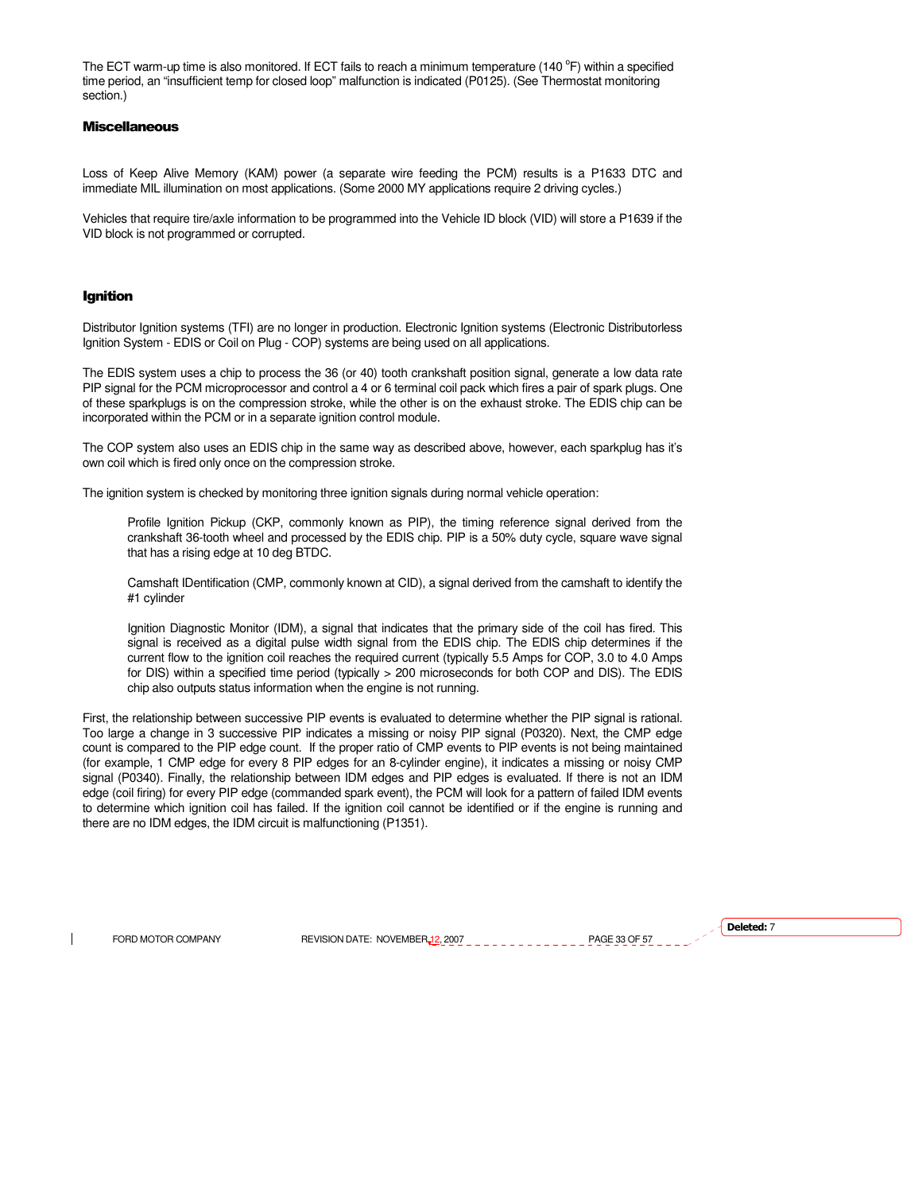The ECT warm-up time is also monitored. If ECT fails to reach a minimum temperature (140 $^{o}$F) within a specified time period, an "insufficient temp for closed loop" malfunction is indicated (P0125). (See Thermostat monitoring section.)

### Miscellaneous

Loss of Keep Alive Memory (KAM) power (a separate wire feeding the PCM) results is a P1633 DTC and immediate MIL illumination on most applications. (Some 2000 MY applications require 2 driving cycles.)

Vehicles that require tire/axle information to be programmed into the Vehicle ID block (VID) will store a P1639 if the VID block is not programmed or corrupted.

### Ignition

Distributor Ignition systems (TFI) are no longer in production. Electronic Ignition systems (Electronic Distributorless Ignition System - EDIS or Coil on Plug - COP) systems are being used on all applications.

The EDIS system uses a chip to process the 36 (or 40) tooth crankshaft position signal, generate a low data rate PIP signal for the PCM microprocessor and control a 4 or 6 terminal coil pack which fires a pair of spark plugs. One of these sparkplugs is on the compression stroke, while the other is on the exhaust stroke. The EDIS chip can be incorporated within the PCM or in a separate ignition control module.

The COP system also uses an EDIS chip in the same way as described above, however, each sparkplug has it's own coil which is fired only once on the compression stroke.

The ignition system is checked by monitoring three ignition signals during normal vehicle operation:

Profile Ignition Pickup (CKP, commonly known as PIP), the timing reference signal derived from the crankshaft 36-tooth wheel and processed by the EDIS chip. PIP is a 50% duty cycle, square wave signal that has a rising edge at 10 deg BTDC.

Camshaft IDentification (CMP, commonly known at CID), a signal derived from the camshaft to identify the #1 cylinder

Ignition Diagnostic Monitor (IDM), a signal that indicates that the primary side of the coil has fired. This signal is received as a digital pulse width signal from the EDIS chip. The EDIS chip determines if the current flow to the ignition coil reaches the required current (typically 5.5 Amps for COP, 3.0 to 4.0 Amps for DIS) within a specified time period (typically > 200 microseconds for both COP and DIS). The EDIS chip also outputs status information when the engine is not running.

First, the relationship between successive PIP events is evaluated to determine whether the PIP signal is rational. Too large a change in 3 successive PIP indicates a missing or noisy PIP signal (P0320). Next, the CMP edge count is compared to the PIP edge count. If the proper ratio of CMP events to PIP events is not being maintained (for example, 1 CMP edge for every 8 PIP edges for an 8-cylinder engine), it indicates a missing or noisy CMP signal (P0340). Finally, the relationship between IDM edges and PIP edges is evaluated. If there is not an IDM edge (coil firing) for every PIP edge (commanded spark event), the PCM will look for a pattern of failed IDM events to determine which ignition coil has failed. If the ignition coil cannot be identified or if the engine is running and there are no IDM edges, the IDM circuit is malfunctioning (P1351).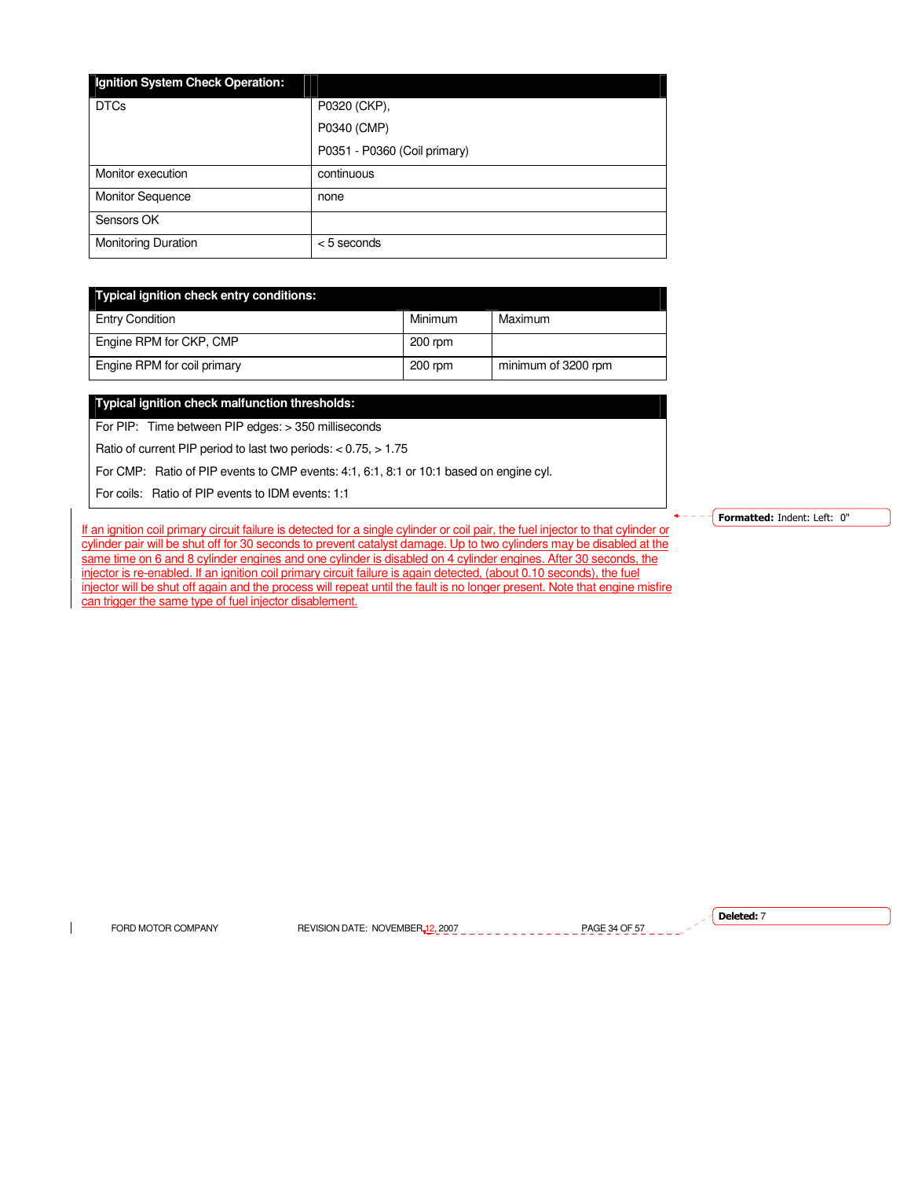| Ignition System Check Operation: | |
|---|---|
| DTCs | P0320 (CKP),<br>P0340 (CMP)<br>P0351 - P0360 (Coil primary) |
| Monitor execution | continuous |
| Monitor Sequence | none |
| Sensors OK | |
| Monitoring Duration | < 5 seconds |

| Typical ignition check entry conditions: | | |
|---|---|---|
| Entry Condition | Minimum | Maximum |
| Engine RPM for CKP, CMP | 200 rpm | |
| Engine RPM for coil primary | 200 rpm | minimum of 3200 rpm |

| Typical ignition check malfunction thresholds: |
|---|
| For PIP: Time between PIP edges: > 350 milliseconds |
| Ratio of current PIP period to last two periods: < 0.75, > 1.75 |
| For CMP: Ratio of PIP events to CMP events: 4:1, 6:1, 8:1 or 10:1 based on engine cyl. |
| For coils: Ratio of PIP events to IDM events: 1:1 |

If an ignition coil primary circuit failure is detected for a single cylinder or coil pair, the fuel injector to that cylinder or cylinder pair will be shut off for 30 seconds to prevent catalyst damage. Up to two cylinders may be disabled at the same time on 6 and 8 cylinder engines and one cylinder is disabled on 4 cylinder engines. After 30 seconds, the injector is re-enabled. If an ignition coil primary circuit failure is again detected, (about 0.10 seconds), the fuel injector will be shut off again and the process will repeat until the fault is no longer present. Note that engine misfire can trigger the same type of fuel injector disablement.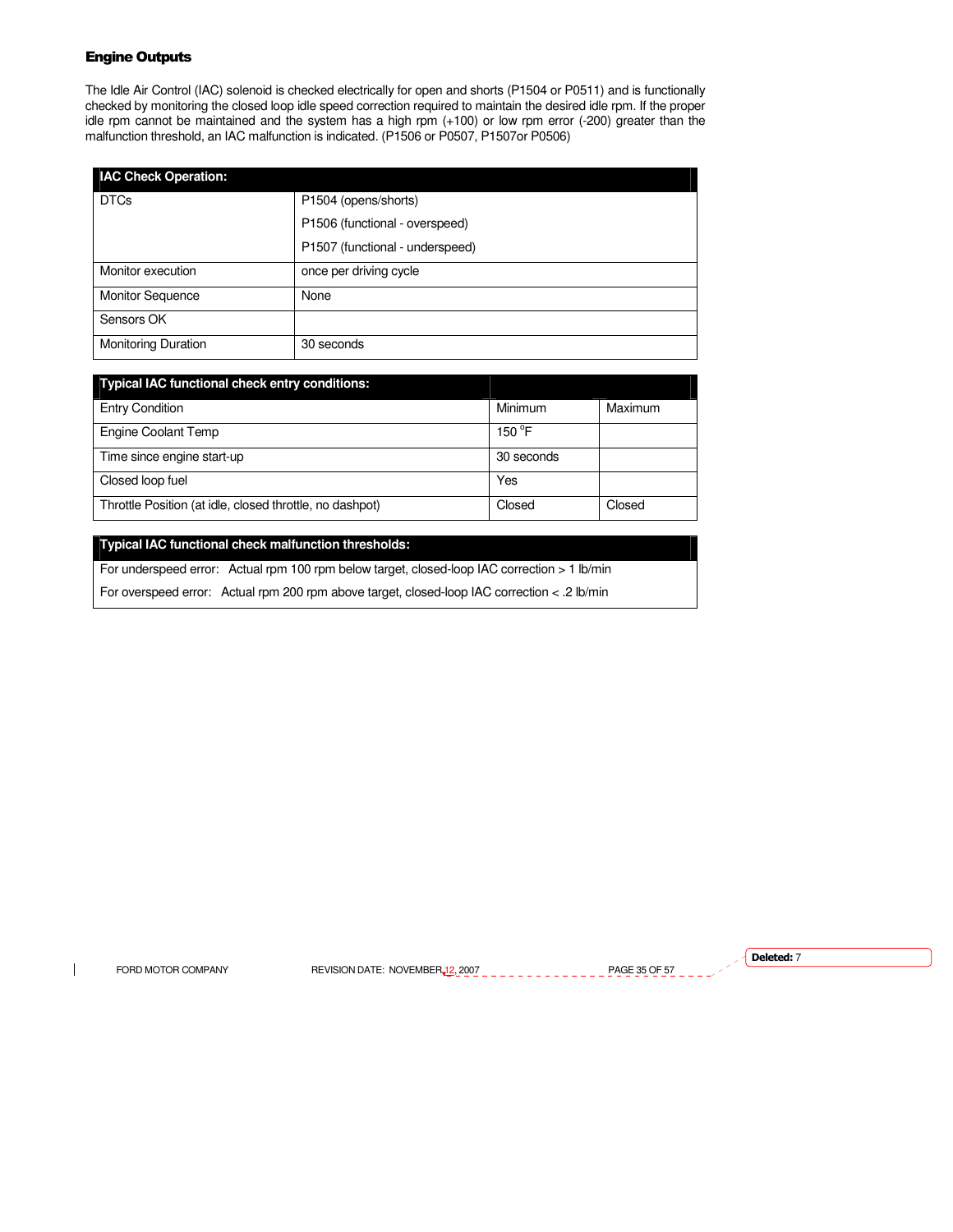## Engine Outputs

The Idle Air Control (IAC) solenoid is checked electrically for open and shorts (P1504 or P0511) and is functionally checked by monitoring the closed loop idle speed correction required to maintain the desired idle rpm. If the proper idle rpm cannot be maintained and the system has a high rpm (+100) or low rpm error (-200) greater than the malfunction threshold, an IAC malfunction is indicated. (P1506 or P0507, P1507or P0506)

| IAC Check Operation: | |
|---|---|
| DTCs | P1504 (opens/shorts)<br>P1506 (functional - overspeed)<br>P1507 (functional - underspeed) |
| Monitor execution | once per driving cycle |
| Monitor Sequence | None |
| Sensors OK | |
| Monitoring Duration | 30 seconds |

| Typical IAC functional check entry conditions: | | |
|---|---|---|
| Entry Condition | Minimum | Maximum |
| Engine Coolant Temp | 150 °F | |
| Time since engine start-up | 30 seconds | |
| Closed loop fuel | Yes | |
| Throttle Position (at idle, closed throttle, no dashpot) | Closed | Closed |

| Typical IAC functional check malfunction thresholds: |
|---|
| For underspeed error: Actual rpm 100 rpm below target, closed-loop IAC correction > 1 lb/min |
| For overspeed error: Actual rpm 200 rpm above target, closed-loop IAC correction < .2 lb/min |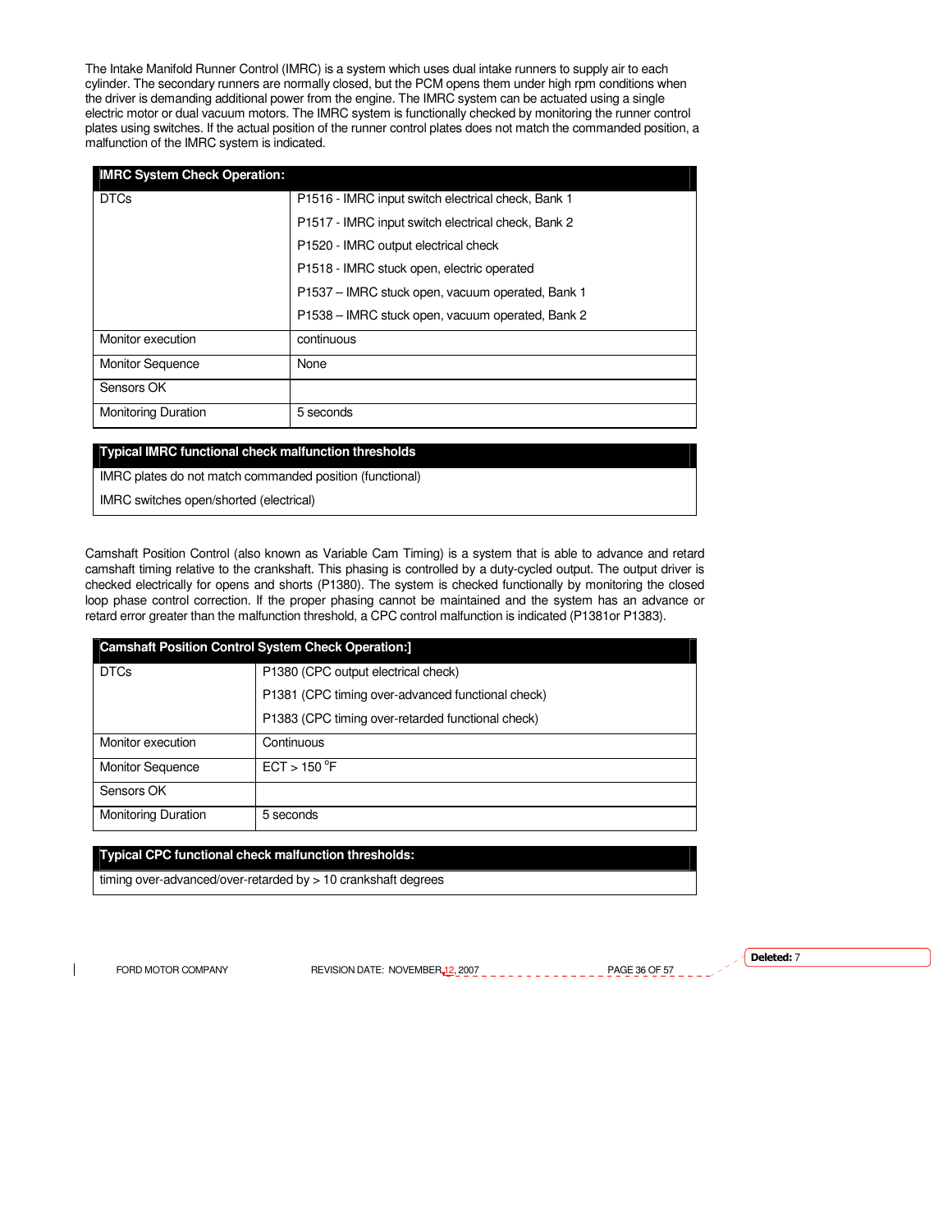The Intake Manifold Runner Control (IMRC) is a system which uses dual intake runners to supply air to each cylinder. The secondary runners are normally closed, but the PCM opens them under high rpm conditions when the driver is demanding additional power from the engine. The IMRC system can be actuated using a single electric motor or dual vacuum motors. The IMRC system is functionally checked by monitoring the runner control plates using switches. If the actual position of the runner control plates does not match the commanded position, a malfunction of the IMRC system is indicated.

| IMRC System Check Operation: | |
|---|---|
| DTCs | P1516 - IMRC input switch electrical check, Bank 1 |
| | P1517 - IMRC input switch electrical check, Bank 2 |
| | P1520 - IMRC output electrical check |
| | P1518 - IMRC stuck open, electric operated |
| | P1537 – IMRC stuck open, vacuum operated, Bank 1 |
| | P1538 – IMRC stuck open, vacuum operated, Bank 2 |
| Monitor execution | continuous |
| Monitor Sequence | None |
| Sensors OK | |
| Monitoring Duration | 5 seconds |

| Typical IMRC functional check malfunction thresholds |
|---|
| IMRC plates do not match commanded position (functional) |
| IMRC switches open/shorted (electrical) |

Camshaft Position Control (also known as Variable Cam Timing) is a system that is able to advance and retard camshaft timing relative to the crankshaft. This phasing is controlled by a duty-cycled output. The output driver is checked electrically for opens and shorts (P1380). The system is checked functionally by monitoring the closed loop phase control correction. If the proper phasing cannot be maintained and the system has an advance or retard error greater than the malfunction threshold, a CPC control malfunction is indicated (P1381or P1383).

| Camshaft Position Control System Check Operation:] | |
|---|---|
| DTCs | P1380 (CPC output electrical check) |
| | P1381 (CPC timing over-advanced functional check) |
| | P1383 (CPC timing over-retarded functional check) |
| Monitor execution | Continuous |
| Monitor Sequence | ECT > 150 °F |
| Sensors OK | |
| Monitoring Duration | 5 seconds |

| Typical CPC functional check malfunction thresholds: |
|---|
| timing over-advanced/over-retarded by > 10 crankshaft degrees |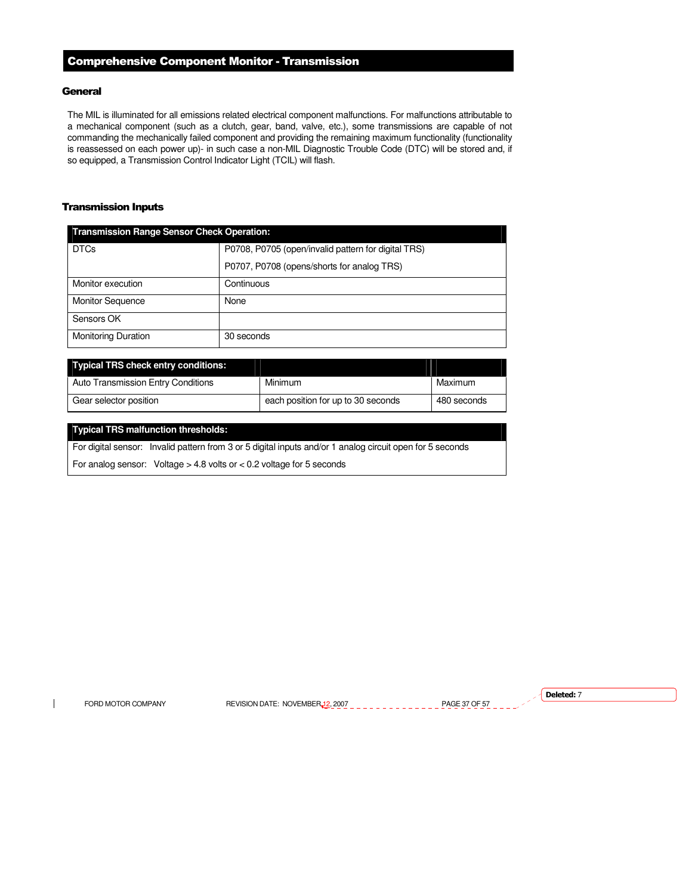## Comprehensive Component Monitor - Transmission

### General

The MIL is illuminated for all emissions related electrical component malfunctions. For malfunctions attributable to a mechanical component (such as a clutch, gear, band, valve, etc.), some transmissions are capable of not commanding the mechanically failed component and providing the remaining maximum functionality (functionality is reassessed on each power up)- in such case a non-MIL Diagnostic Trouble Code (DTC) will be stored and, if so equipped, a Transmission Control Indicator Light (TCIL) will flash.

### Transmission Inputs

| Transmission Range Sensor Check Operation: | |
|---|---|
| DTCs | P0708, P0705 (open/invalid pattern for digital TRS)<br>P0707, P0708 (opens/shorts for analog TRS) |
| Monitor execution | Continuous |
| Monitor Sequence | None |
| Sensors OK | |
| Monitoring Duration | 30 seconds |

| Typical TRS check entry conditions: | | |
|---|---|---|
| Auto Transmission Entry Conditions | Minimum | Maximum |
| Gear selector position | each position for up to 30 seconds | 480 seconds |

| Typical TRS malfunction thresholds: |
|---|
| For digital sensor: Invalid pattern from 3 or 5 digital inputs and/or 1 analog circuit open for 5 seconds |
| For analog sensor: Voltage > 4.8 volts or < 0.2 voltage for 5 seconds |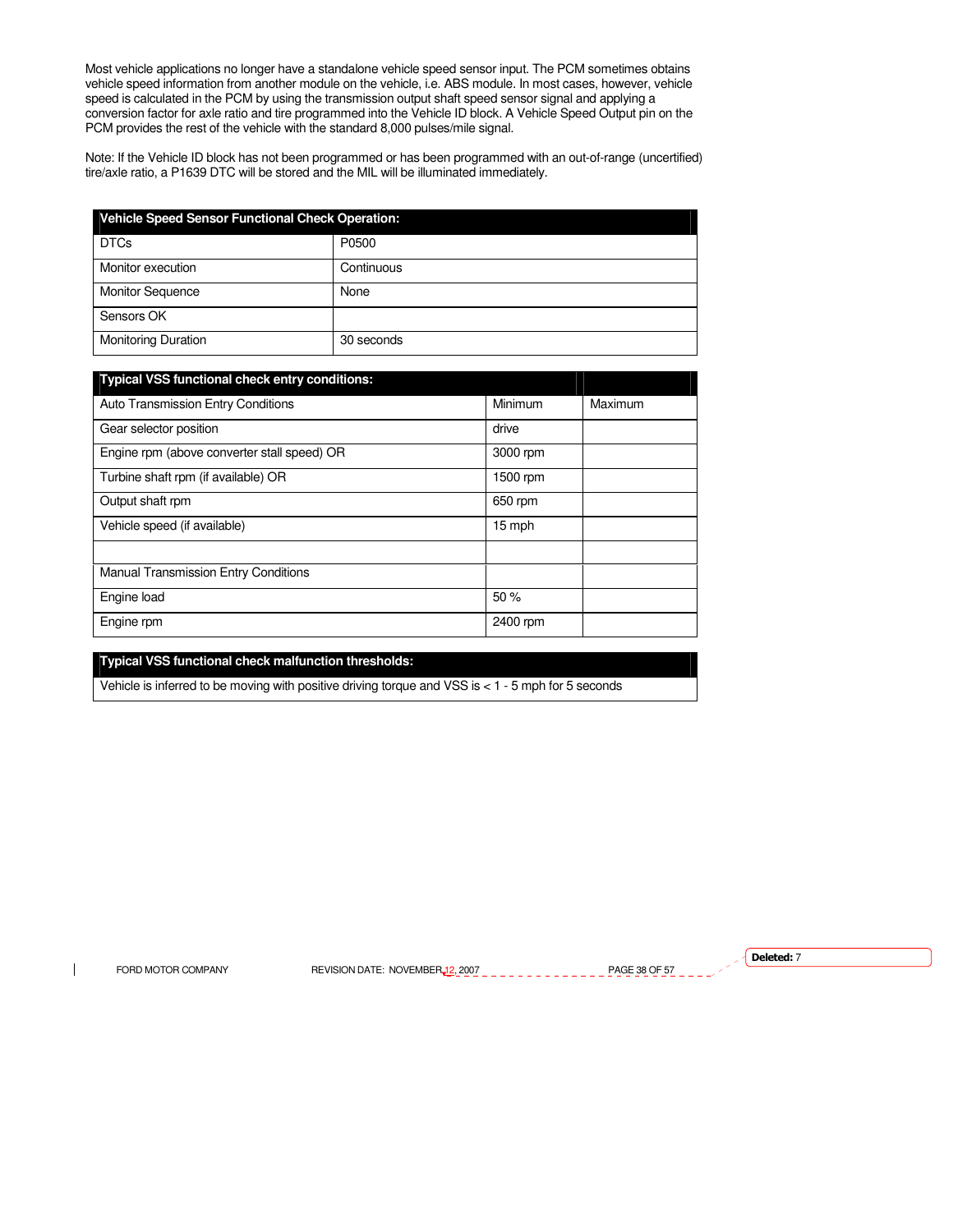Most vehicle applications no longer have a standalone vehicle speed sensor input. The PCM sometimes obtains vehicle speed information from another module on the vehicle, i.e. ABS module. In most cases, however, vehicle speed is calculated in the PCM by using the transmission output shaft speed sensor signal and applying a conversion factor for axle ratio and tire programmed into the Vehicle ID block. A Vehicle Speed Output pin on the PCM provides the rest of the vehicle with the standard 8,000 pulses/mile signal.

Note: If the Vehicle ID block has not been programmed or has been programmed with an out-of-range (uncertified) tire/axle ratio, a P1639 DTC will be stored and the MIL will be illuminated immediately.

| **Vehicle Speed Sensor Functional Check Operation:** | |
|---|---|
| DTCs | P0500 |
| Monitor execution | Continuous |
| Monitor Sequence | None |
| Sensors OK | |
| Monitoring Duration | 30 seconds |

| **Typical VSS functional check entry conditions:** | | |
|---|---|---|
| Auto Transmission Entry Conditions | Minimum | Maximum |
| Gear selector position | drive | |
| Engine rpm (above converter stall speed) OR | 3000 rpm | |
| Turbine shaft rpm (if available) OR | 1500 rpm | |
| Output shaft rpm | 650 rpm | |
| Vehicle speed (if available) | 15 mph | |
| | | |
| Manual Transmission Entry Conditions | | |
| Engine load | 50 % | |
| Engine rpm | 2400 rpm | |

| **Typical VSS functional check malfunction thresholds:** |
|---|
| Vehicle is inferred to be moving with positive driving torque and VSS is < 1 - 5 mph for 5 seconds |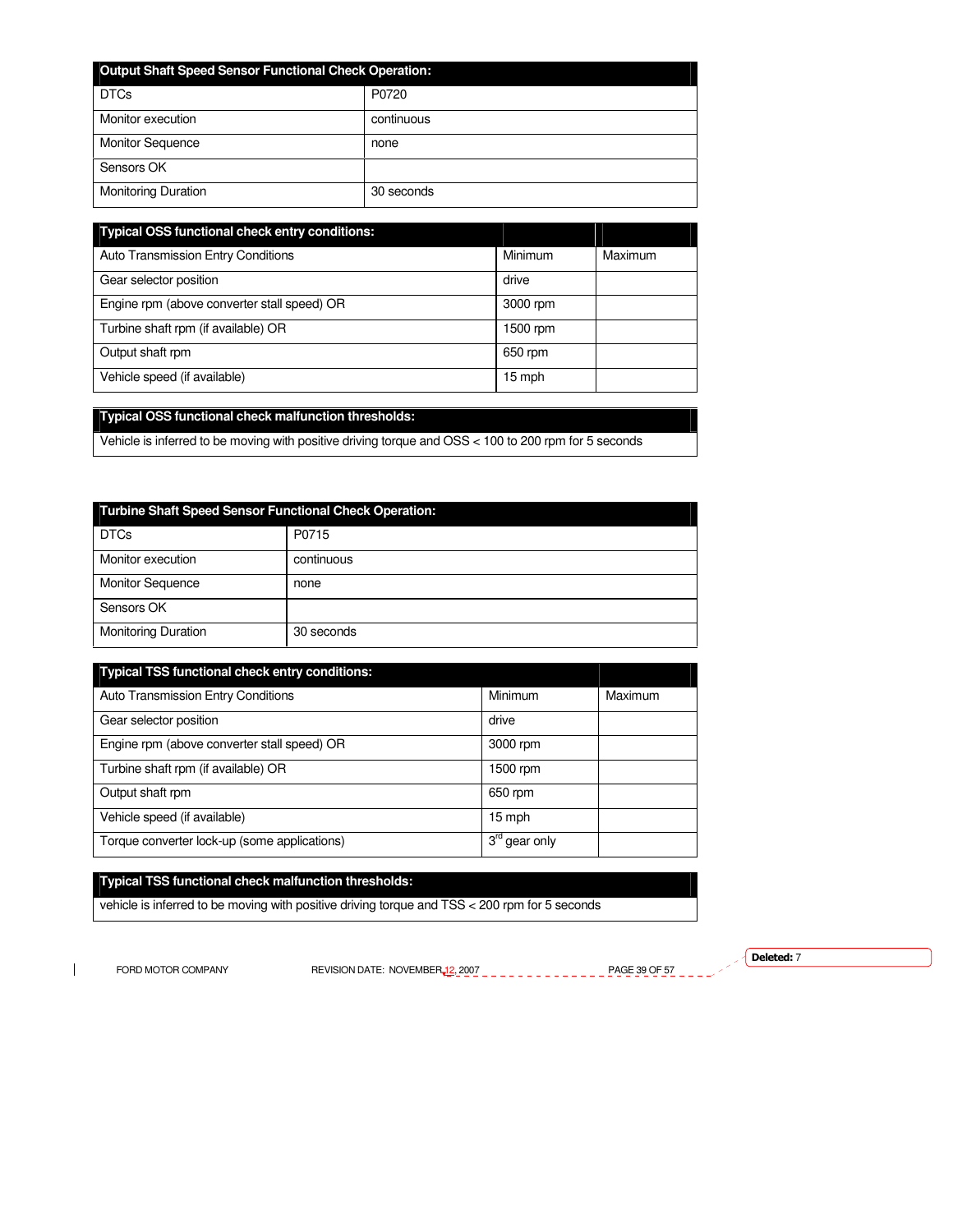| Output Shaft Speed Sensor Functional Check Operation: | |
|---|---|
| DTCs | P0720 |
| Monitor execution | continuous |
| Monitor Sequence | none |
| Sensors OK | |
| Monitoring Duration | 30 seconds |

| Typical OSS functional check entry conditions: | | |
|---|---|---|
| Auto Transmission Entry Conditions | Minimum | Maximum |
| Gear selector position | drive | |
| Engine rpm (above converter stall speed) OR | 3000 rpm | |
| Turbine shaft rpm (if available) OR | 1500 rpm | |
| Output shaft rpm | 650 rpm | |
| Vehicle speed (if available) | 15 mph | |

| Typical OSS functional check malfunction thresholds: |
|---|
| Vehicle is inferred to be moving with positive driving torque and OSS < 100 to 200 rpm for 5 seconds |

| Turbine Shaft Speed Sensor Functional Check Operation: | |
|---|---|
| DTCs | P0715 |
| Monitor execution | continuous |
| Monitor Sequence | none |
| Sensors OK | |
| Monitoring Duration | 30 seconds |

| Typical TSS functional check entry conditions: | | |
|---|---|---|
| Auto Transmission Entry Conditions | Minimum | Maximum |
| Gear selector position | drive | |
| Engine rpm (above converter stall speed) OR | 3000 rpm | |
| Turbine shaft rpm (if available) OR | 1500 rpm | |
| Output shaft rpm | 650 rpm | |
| Vehicle speed (if available) | 15 mph | |
| Torque converter lock-up (some applications) | 3rd gear only | |

| Typical TSS functional check malfunction thresholds: |
|---|
| vehicle is inferred to be moving with positive driving torque and TSS < 200 rpm for 5 seconds |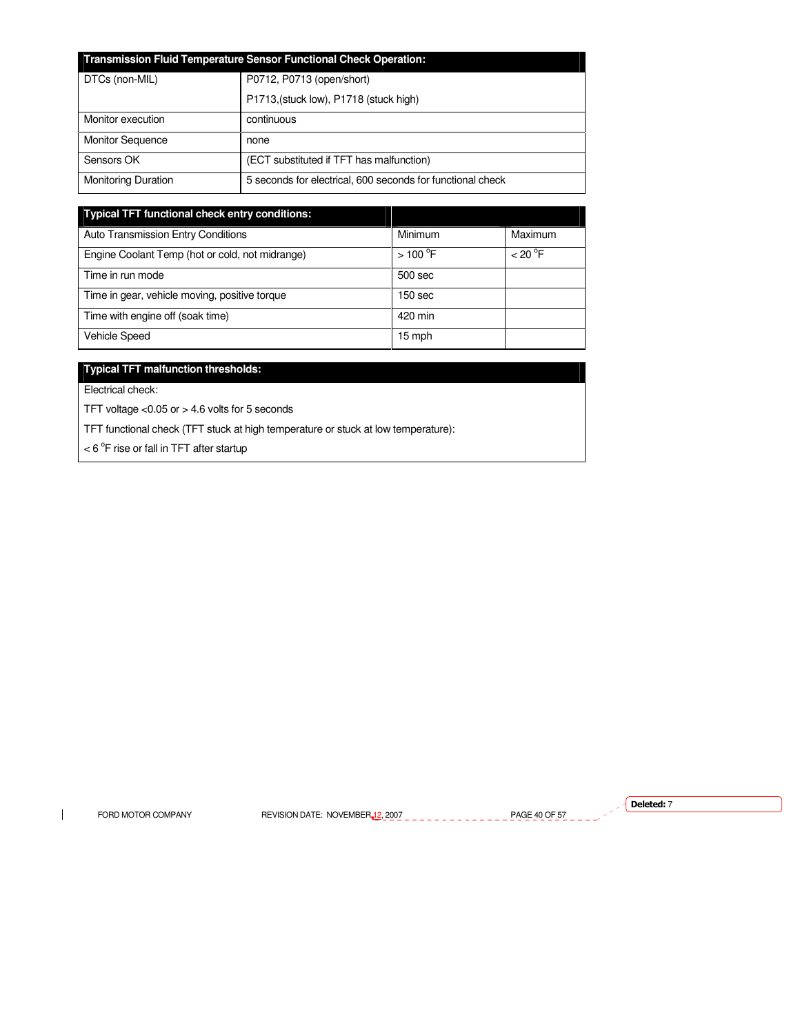| Transmission Fluid Temperature Sensor Functional Check Operation: | |
|---|---|
| DTCs (non-MIL) | P0712, P0713 (open/short)<br>P1713,(stuck low), P1718 (stuck high) |
| Monitor execution | continuous |
| Monitor Sequence | none |
| Sensors OK | (ECT substituted if TFT has malfunction) |
| Monitoring Duration | 5 seconds for electrical, 600 seconds for functional check |

| Typical TFT functional check entry conditions: | | |
|---|---|---|
| Auto Transmission Entry Conditions | Minimum | Maximum |
| Engine Coolant Temp (hot or cold, not midrange) | > 100 °F | < 20 °F |
| Time in run mode | 500 sec | |
| Time in gear, vehicle moving, positive torque | 150 sec | |
| Time with engine off (soak time) | 420 min | |
| Vehicle Speed | 15 mph | |

| Typical TFT malfunction thresholds: |
|---|
| Electrical check:<br>TFT voltage <0.05 or > 4.6 volts for 5 seconds<br>TFT functional check (TFT stuck at high temperature or stuck at low temperature):<br>< 6 °F rise or fall in TFT after startup |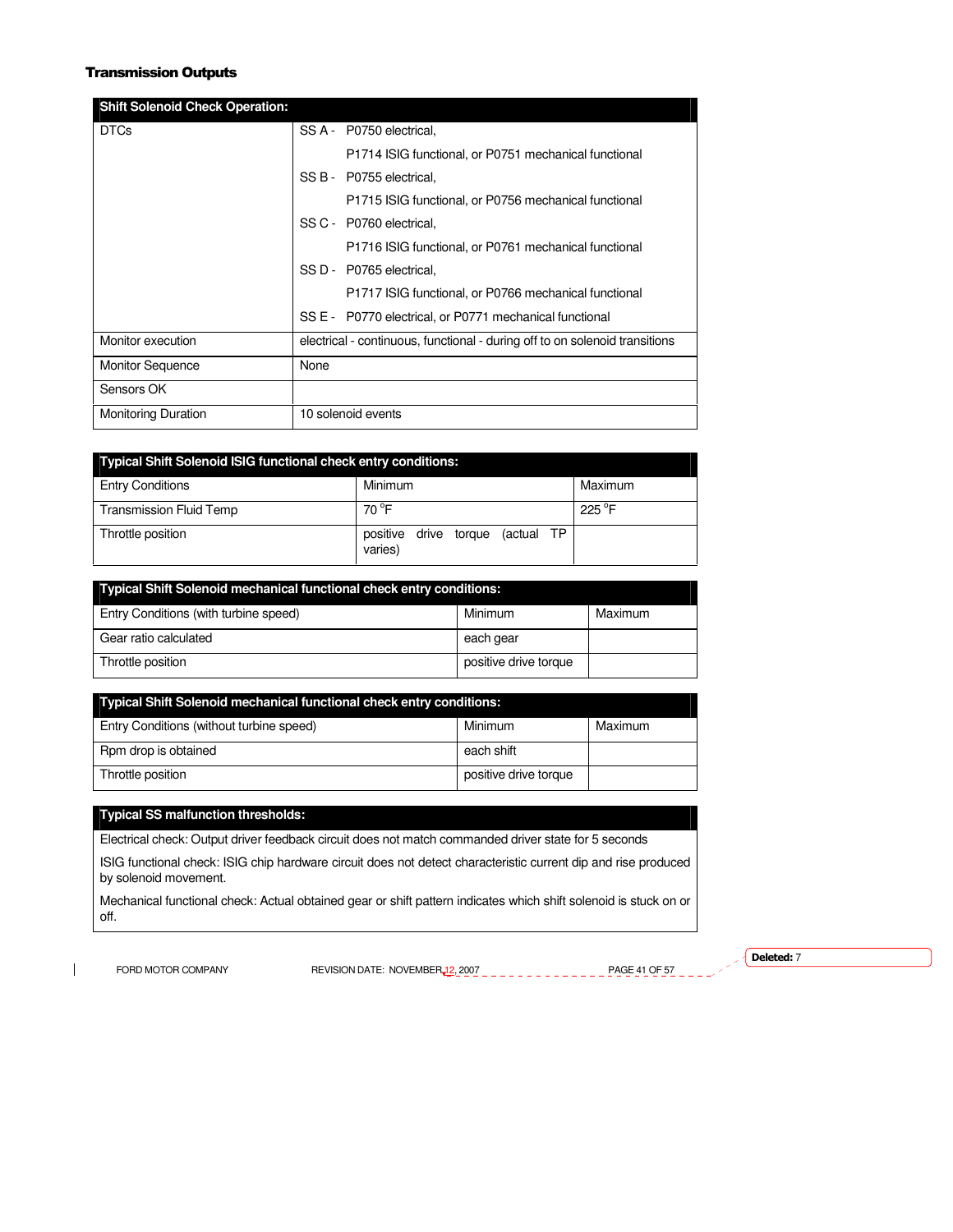## Transmission Outputs

| Shift Solenoid Check Operation: | |
|---|---|
| DTCs | SS A - P0750 electrical,<br>P1714 ISIG functional, or P0751 mechanical functional<br>SS B - P0755 electrical,<br>P1715 ISIG functional, or P0756 mechanical functional<br>SS C - P0760 electrical,<br>P1716 ISIG functional, or P0761 mechanical functional<br>SS D - P0765 electrical,<br>P1717 ISIG functional, or P0766 mechanical functional<br>SS E - P0770 electrical, or P0771 mechanical functional |
| Monitor execution | electrical - continuous, functional - during off to on solenoid transitions |
| Monitor Sequence | None |
| Sensors OK | |
| Monitoring Duration | 10 solenoid events |

| Typical Shift Solenoid ISIG functional check entry conditions: | | |
|---|---|---|
| Entry Conditions | Minimum | Maximum |
| Transmission Fluid Temp | 70 °F | 225 °F |
| Throttle position | positive drive torque (actual TP varies) | |

| Typical Shift Solenoid mechanical functional check entry conditions: | | |
|---|---|---|
| Entry Conditions (with turbine speed) | Minimum | Maximum |
| Gear ratio calculated | each gear | |
| Throttle position | positive drive torque | |

| Typical Shift Solenoid mechanical functional check entry conditions: | | |
|---|---|---|
| Entry Conditions (without turbine speed) | Minimum | Maximum |
| Rpm drop is obtained | each shift | |
| Throttle position | positive drive torque | |

| Typical SS malfunction thresholds: |
|---|
| Electrical check: Output driver feedback circuit does not match commanded driver state for 5 seconds<br>ISIG functional check: ISIG chip hardware circuit does not detect characteristic current dip and rise produced by solenoid movement.<br>Mechanical functional check: Actual obtained gear or shift pattern indicates which shift solenoid is stuck on or off. |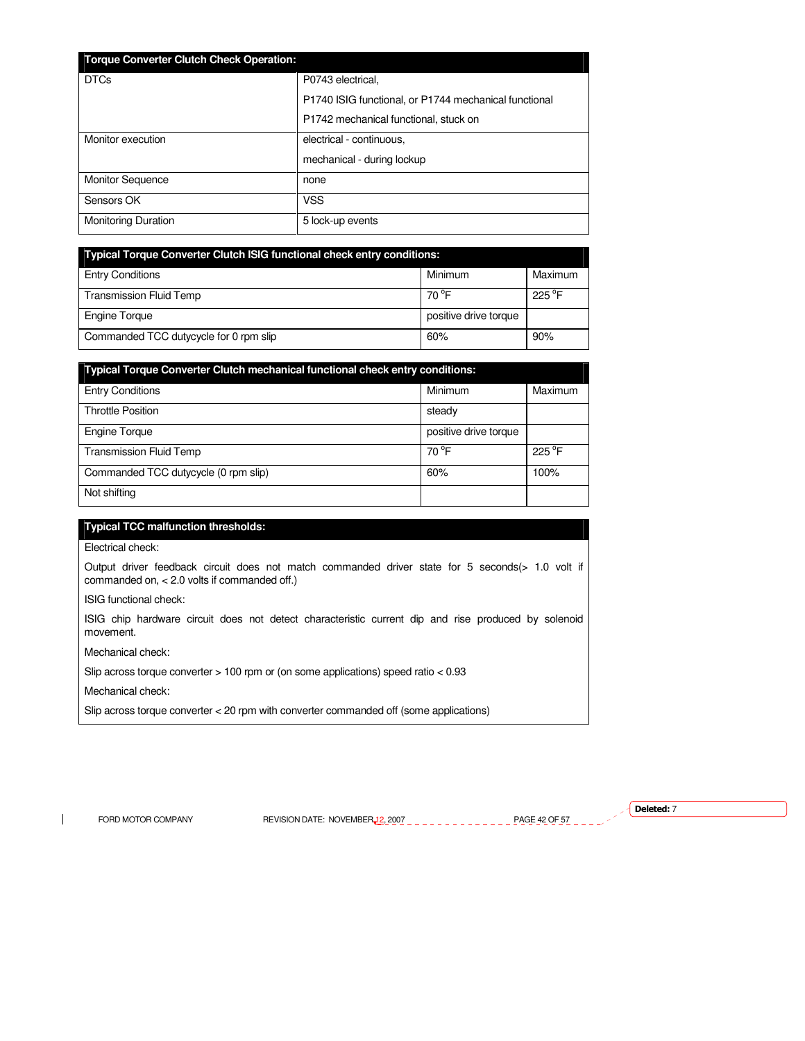| Torque Converter Clutch Check Operation: | |
|---|---|
| DTCs | P0743 electrical,<br>P1740 ISIG functional, or P1744 mechanical functional<br>P1742 mechanical functional, stuck on |
| Monitor execution | electrical - continuous,<br>mechanical - during lockup |
| Monitor Sequence | none |
| Sensors OK | VSS |
| Monitoring Duration | 5 lock-up events |

| Typical Torque Converter Clutch ISIG functional check entry conditions: | | |
|---|---|---|
| Entry Conditions | Minimum | Maximum |
| Transmission Fluid Temp | 70 °F | 225 °F |
| Engine Torque | positive drive torque | |
| Commanded TCC dutycycle for 0 rpm slip | 60% | 90% |

| Typical Torque Converter Clutch mechanical functional check entry conditions: | | |
|---|---|---|
| Entry Conditions | Minimum | Maximum |
| Throttle Position | steady | |
| Engine Torque | positive drive torque | |
| Transmission Fluid Temp | 70 °F | 225 °F |
| Commanded TCC dutycycle (0 rpm slip) | 60% | 100% |
| Not shifting | | |

**Typical TCC malfunction thresholds:**

Electrical check:

Output driver feedback circuit does not match commanded driver state for 5 seconds(> 1.0 volt if commanded on, < 2.0 volts if commanded off.)

ISIG functional check:

ISIG chip hardware circuit does not detect characteristic current dip and rise produced by solenoid movement.

Mechanical check:

Slip across torque converter > 100 rpm or (on some applications) speed ratio < 0.93

Mechanical check:

Slip across torque converter < 20 rpm with converter commanded off (some applications)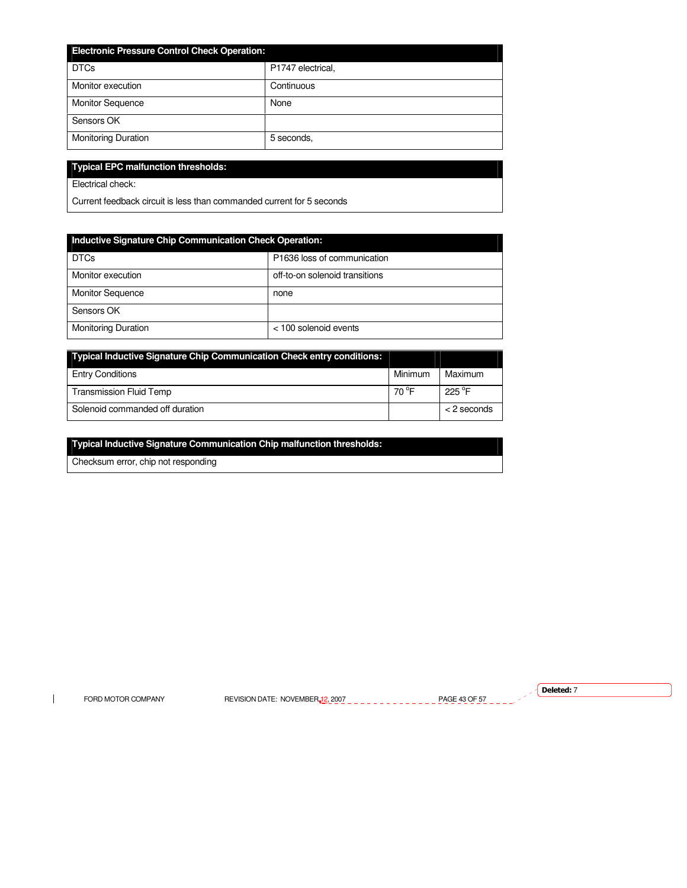| Electronic Pressure Control Check Operation: | |
| --- | --- |
| DTCs | P1747 electrical, |
| Monitor execution | Continuous |
| Monitor Sequence | None |
| Sensors OK | |
| Monitoring Duration | 5 seconds, |

| Typical EPC malfunction thresholds: |
| --- |
| Electrical check: |
| Current feedback circuit is less than commanded current for 5 seconds |

| Inductive Signature Chip Communication Check Operation: | |
| --- | --- |
| DTCs | P1636 loss of communication |
| Monitor execution | off-to-on solenoid transitions |
| Monitor Sequence | none |
| Sensors OK | |
| Monitoring Duration | < 100 solenoid events |

| Typical Inductive Signature Chip Communication Check entry conditions: | | |
| --- | --- | --- |
| Entry Conditions | Minimum | Maximum |
| Transmission Fluid Temp | 70 °F | 225 °F |
| Solenoid commanded off duration | | < 2 seconds |

| Typical Inductive Signature Communication Chip malfunction thresholds: |
| --- |
| Checksum error, chip not responding |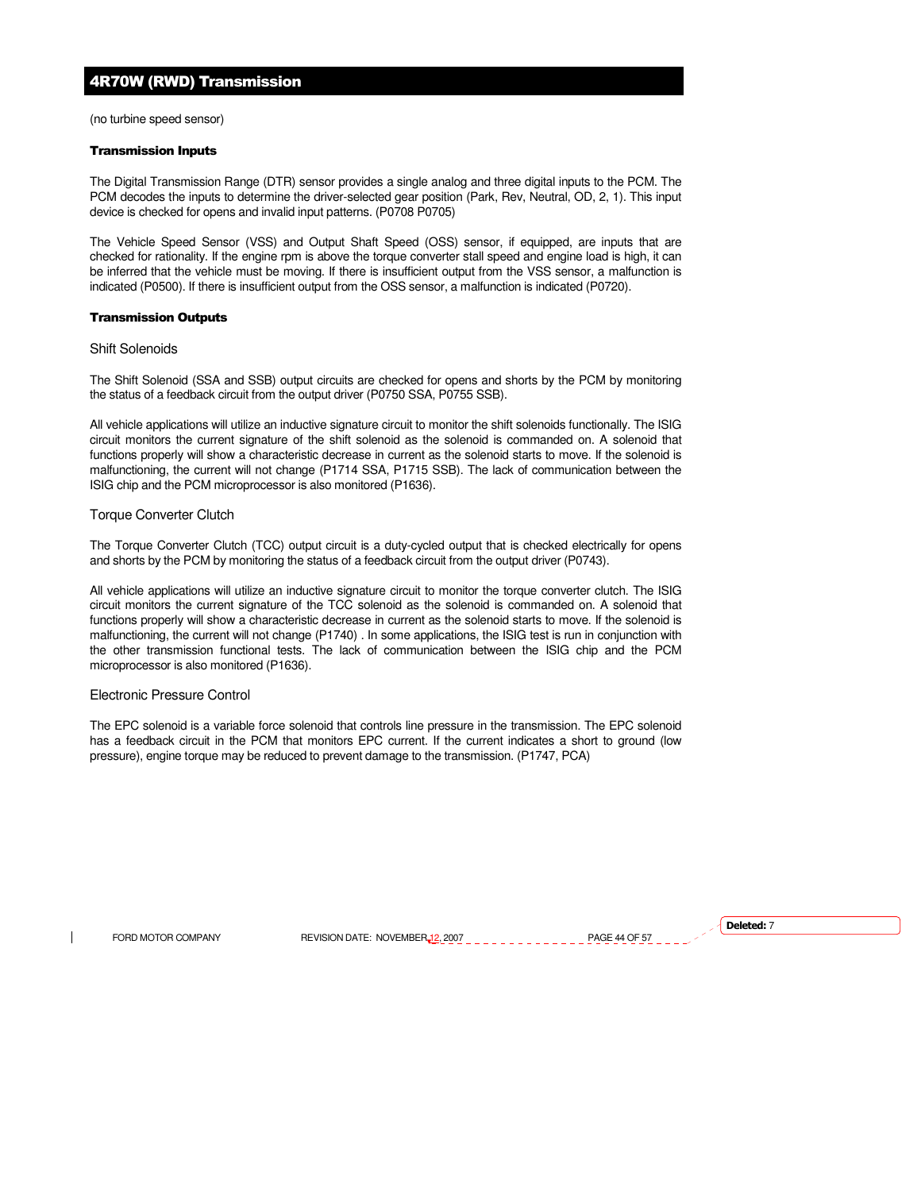## 4R70W (RWD) Transmission

(no turbine speed sensor)

**Transmission Inputs**

The Digital Transmission Range (DTR) sensor provides a single analog and three digital inputs to the PCM. The PCM decodes the inputs to determine the driver-selected gear position (Park, Rev, Neutral, OD, 2, 1). This input device is checked for opens and invalid input patterns. (P0708 P0705)

The Vehicle Speed Sensor (VSS) and Output Shaft Speed (OSS) sensor, if equipped, are inputs that are checked for rationality. If the engine rpm is above the torque converter stall speed and engine load is high, it can be inferred that the vehicle must be moving. If there is insufficient output from the VSS sensor, a malfunction is indicated (P0500). If there is insufficient output from the OSS sensor, a malfunction is indicated (P0720).

**Transmission Outputs**

### Shift Solenoids

The Shift Solenoid (SSA and SSB) output circuits are checked for opens and shorts by the PCM by monitoring the status of a feedback circuit from the output driver (P0750 SSA, P0755 SSB).

All vehicle applications will utilize an inductive signature circuit to monitor the shift solenoids functionally. The ISIG circuit monitors the current signature of the shift solenoid as the solenoid is commanded on. A solenoid that functions properly will show a characteristic decrease in current as the solenoid starts to move. If the solenoid is malfunctioning, the current will not change (P1714 SSA, P1715 SSB). The lack of communication between the ISIG chip and the PCM microprocessor is also monitored (P1636).

### Torque Converter Clutch

The Torque Converter Clutch (TCC) output circuit is a duty-cycled output that is checked electrically for opens and shorts by the PCM by monitoring the status of a feedback circuit from the output driver (P0743).

All vehicle applications will utilize an inductive signature circuit to monitor the torque converter clutch. The ISIG circuit monitors the current signature of the TCC solenoid as the solenoid is commanded on. A solenoid that functions properly will show a characteristic decrease in current as the solenoid starts to move. If the solenoid is malfunctioning, the current will not change (P1740) . In some applications, the ISIG test is run in conjunction with the other transmission functional tests. The lack of communication between the ISIG chip and the PCM microprocessor is also monitored (P1636).

### Electronic Pressure Control

The EPC solenoid is a variable force solenoid that controls line pressure in the transmission. The EPC solenoid has a feedback circuit in the PCM that monitors EPC current. If the current indicates a short to ground (low pressure), engine torque may be reduced to prevent damage to the transmission. (P1747, PCA)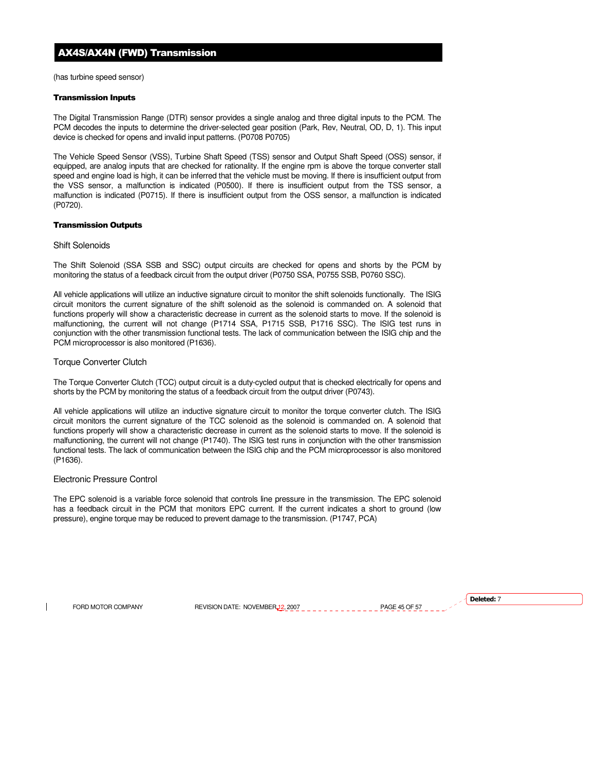## AX4S/AX4N (FWD) Transmission

(has turbine speed sensor)

### Transmission Inputs

The Digital Transmission Range (DTR) sensor provides a single analog and three digital inputs to the PCM. The PCM decodes the inputs to determine the driver-selected gear position (Park, Rev, Neutral, OD, D, 1). This input device is checked for opens and invalid input patterns. (P0708 P0705)

The Vehicle Speed Sensor (VSS), Turbine Shaft Speed (TSS) sensor and Output Shaft Speed (OSS) sensor, if equipped, are analog inputs that are checked for rationality. If the engine rpm is above the torque converter stall speed and engine load is high, it can be inferred that the vehicle must be moving. If there is insufficient output from the VSS sensor, a malfunction is indicated (P0500). If there is insufficient output from the TSS sensor, a malfunction is indicated (P0715). If there is insufficient output from the OSS sensor, a malfunction is indicated (P0720).

### Transmission Outputs

#### Shift Solenoids

The Shift Solenoid (SSA SSB and SSC) output circuits are checked for opens and shorts by the PCM by monitoring the status of a feedback circuit from the output driver (P0750 SSA, P0755 SSB, P0760 SSC).

All vehicle applications will utilize an inductive signature circuit to monitor the shift solenoids functionally. The ISIG circuit monitors the current signature of the shift solenoid as the solenoid is commanded on. A solenoid that functions properly will show a characteristic decrease in current as the solenoid starts to move. If the solenoid is malfunctioning, the current will not change (P1714 SSA, P1715 SSB, P1716 SSC). The ISIG test runs in conjunction with the other transmission functional tests. The lack of communication between the ISIG chip and the PCM microprocessor is also monitored (P1636).

#### Torque Converter Clutch

The Torque Converter Clutch (TCC) output circuit is a duty-cycled output that is checked electrically for opens and shorts by the PCM by monitoring the status of a feedback circuit from the output driver (P0743).

All vehicle applications will utilize an inductive signature circuit to monitor the torque converter clutch. The ISIG circuit monitors the current signature of the TCC solenoid as the solenoid is commanded on. A solenoid that functions properly will show a characteristic decrease in current as the solenoid starts to move. If the solenoid is malfunctioning, the current will not change (P1740). The ISIG test runs in conjunction with the other transmission functional tests. The lack of communication between the ISIG chip and the PCM microprocessor is also monitored (P1636).

#### Electronic Pressure Control

The EPC solenoid is a variable force solenoid that controls line pressure in the transmission. The EPC solenoid has a feedback circuit in the PCM that monitors EPC current. If the current indicates a short to ground (low pressure), engine torque may be reduced to prevent damage to the transmission. (P1747, PCA)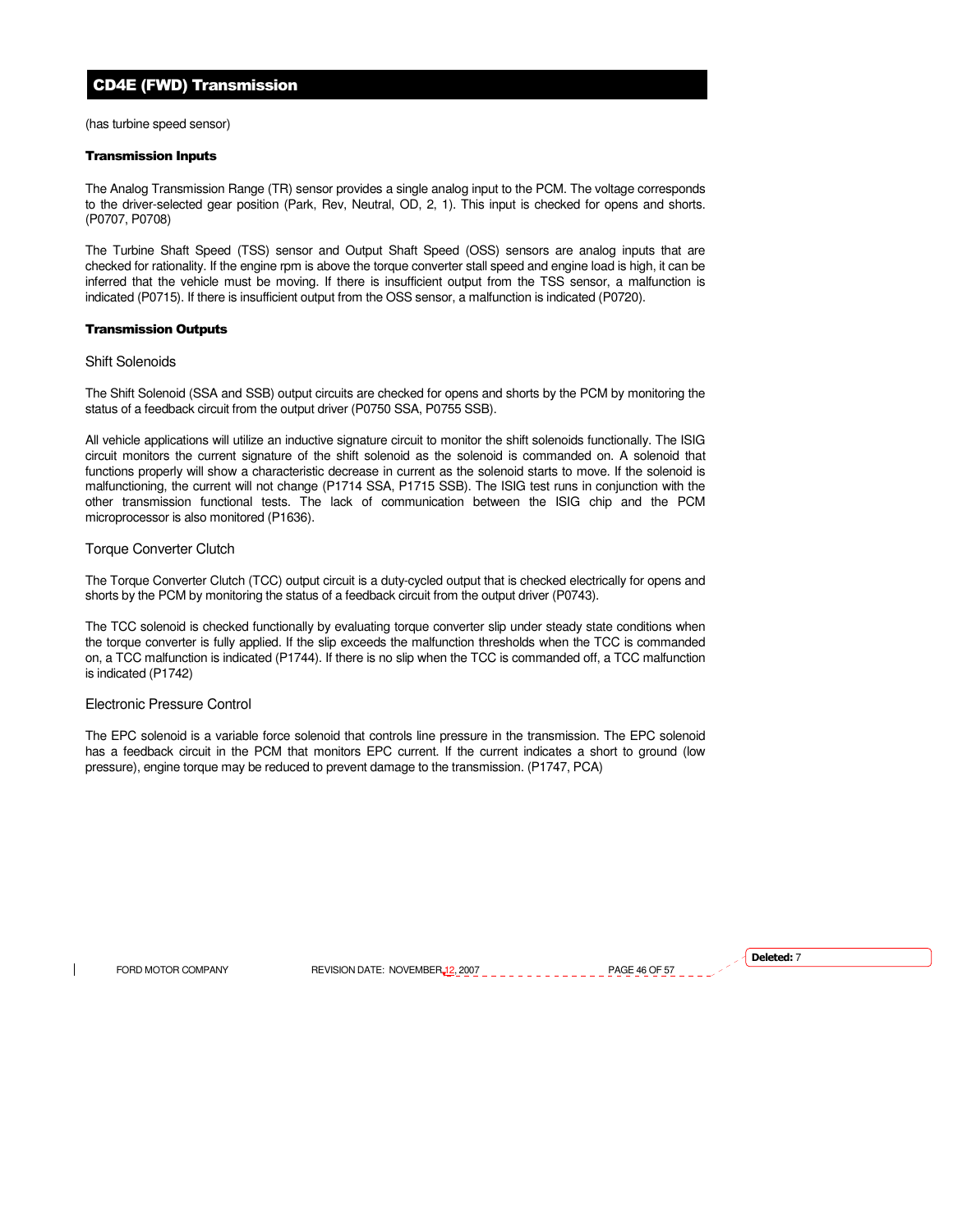## CD4E (FWD) Transmission

(has turbine speed sensor)

### Transmission Inputs

The Analog Transmission Range (TR) sensor provides a single analog input to the PCM. The voltage corresponds to the driver-selected gear position (Park, Rev, Neutral, OD, 2, 1). This input is checked for opens and shorts. (P0707, P0708)

The Turbine Shaft Speed (TSS) sensor and Output Shaft Speed (OSS) sensors are analog inputs that are checked for rationality. If the engine rpm is above the torque converter stall speed and engine load is high, it can be inferred that the vehicle must be moving. If there is insufficient output from the TSS sensor, a malfunction is indicated (P0715). If there is insufficient output from the OSS sensor, a malfunction is indicated (P0720).

### Transmission Outputs

#### Shift Solenoids

The Shift Solenoid (SSA and SSB) output circuits are checked for opens and shorts by the PCM by monitoring the status of a feedback circuit from the output driver (P0750 SSA, P0755 SSB).

All vehicle applications will utilize an inductive signature circuit to monitor the shift solenoids functionally. The ISIG circuit monitors the current signature of the shift solenoid as the solenoid is commanded on. A solenoid that functions properly will show a characteristic decrease in current as the solenoid starts to move. If the solenoid is malfunctioning, the current will not change (P1714 SSA, P1715 SSB). The ISIG test runs in conjunction with the other transmission functional tests. The lack of communication between the ISIG chip and the PCM microprocessor is also monitored (P1636).

#### Torque Converter Clutch

The Torque Converter Clutch (TCC) output circuit is a duty-cycled output that is checked electrically for opens and shorts by the PCM by monitoring the status of a feedback circuit from the output driver (P0743).

The TCC solenoid is checked functionally by evaluating torque converter slip under steady state conditions when the torque converter is fully applied. If the slip exceeds the malfunction thresholds when the TCC is commanded on, a TCC malfunction is indicated (P1744). If there is no slip when the TCC is commanded off, a TCC malfunction is indicated (P1742)

#### Electronic Pressure Control

The EPC solenoid is a variable force solenoid that controls line pressure in the transmission. The EPC solenoid has a feedback circuit in the PCM that monitors EPC current. If the current indicates a short to ground (low pressure), engine torque may be reduced to prevent damage to the transmission. (P1747, PCA)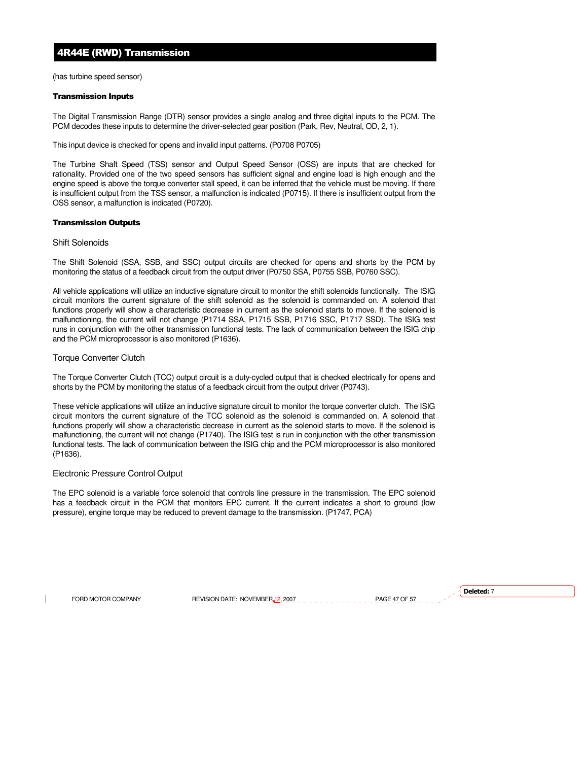## 4R44E (RWD) Transmission

(has turbine speed sensor)

**Transmission Inputs**

The Digital Transmission Range (DTR) sensor provides a single analog and three digital inputs to the PCM. The PCM decodes these inputs to determine the driver-selected gear position (Park, Rev, Neutral, OD, 2, 1).

This input device is checked for opens and invalid input patterns. (P0708 P0705)

The Turbine Shaft Speed (TSS) sensor and Output Speed Sensor (OSS) are inputs that are checked for rationality. Provided one of the two speed sensors has sufficient signal and engine load is high enough and the engine speed is above the torque converter stall speed, it can be inferred that the vehicle must be moving. If there is insufficient output from the TSS sensor, a malfunction is indicated (P0715). If there is insufficient output from the OSS sensor, a malfunction is indicated (P0720).

**Transmission Outputs**

### Shift Solenoids

The Shift Solenoid (SSA, SSB, and SSC) output circuits are checked for opens and shorts by the PCM by monitoring the status of a feedback circuit from the output driver (P0750 SSA, P0755 SSB, P0760 SSC).

All vehicle applications will utilize an inductive signature circuit to monitor the shift solenoids functionally. The ISIG circuit monitors the current signature of the shift solenoid as the solenoid is commanded on. A solenoid that functions properly will show a characteristic decrease in current as the solenoid starts to move. If the solenoid is malfunctioning, the current will not change (P1714 SSA, P1715 SSB, P1716 SSC, P1717 SSD). The ISIG test runs in conjunction with the other transmission functional tests. The lack of communication between the ISIG chip and the PCM microprocessor is also monitored (P1636).

### Torque Converter Clutch

The Torque Converter Clutch (TCC) output circuit is a duty-cycled output that is checked electrically for opens and shorts by the PCM by monitoring the status of a feedback circuit from the output driver (P0743).

These vehicle applications will utilize an inductive signature circuit to monitor the torque converter clutch. The ISIG circuit monitors the current signature of the TCC solenoid as the solenoid is commanded on. A solenoid that functions properly will show a characteristic decrease in current as the solenoid starts to move. If the solenoid is malfunctioning, the current will not change (P1740). The ISIG test is run in conjunction with the other transmission functional tests. The lack of communication between the ISIG chip and the PCM microprocessor is also monitored (P1636).

### Electronic Pressure Control Output

The EPC solenoid is a variable force solenoid that controls line pressure in the transmission. The EPC solenoid has a feedback circuit in the PCM that monitors EPC current. If the current indicates a short to ground (low pressure), engine torque may be reduced to prevent damage to the transmission. (P1747, PCA)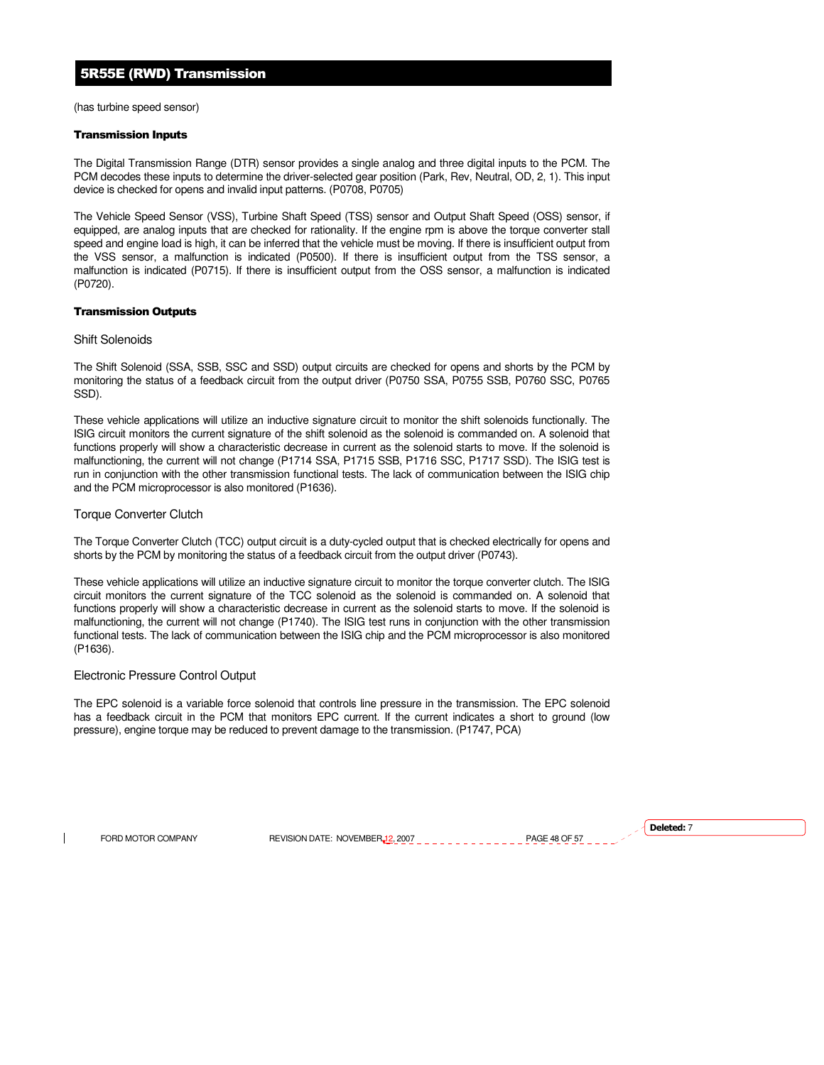## 5R55E (RWD) Transmission

(has turbine speed sensor)

#### Transmission Inputs

The Digital Transmission Range (DTR) sensor provides a single analog and three digital inputs to the PCM. The PCM decodes these inputs to determine the driver-selected gear position (Park, Rev, Neutral, OD, 2, 1). This input device is checked for opens and invalid input patterns. (P0708, P0705)

The Vehicle Speed Sensor (VSS), Turbine Shaft Speed (TSS) sensor and Output Shaft Speed (OSS) sensor, if equipped, are analog inputs that are checked for rationality. If the engine rpm is above the torque converter stall speed and engine load is high, it can be inferred that the vehicle must be moving. If there is insufficient output from the VSS sensor, a malfunction is indicated (P0500). If there is insufficient output from the TSS sensor, a malfunction is indicated (P0715). If there is insufficient output from the OSS sensor, a malfunction is indicated (P0720).

#### Transmission Outputs

##### Shift Solenoids

The Shift Solenoid (SSA, SSB, SSC and SSD) output circuits are checked for opens and shorts by the PCM by monitoring the status of a feedback circuit from the output driver (P0750 SSA, P0755 SSB, P0760 SSC, P0765 SSD).

These vehicle applications will utilize an inductive signature circuit to monitor the shift solenoids functionally. The ISIG circuit monitors the current signature of the shift solenoid as the solenoid is commanded on. A solenoid that functions properly will show a characteristic decrease in current as the solenoid starts to move. If the solenoid is malfunctioning, the current will not change (P1714 SSA, P1715 SSB, P1716 SSC, P1717 SSD). The ISIG test is run in conjunction with the other transmission functional tests. The lack of communication between the ISIG chip and the PCM microprocessor is also monitored (P1636).

##### Torque Converter Clutch

The Torque Converter Clutch (TCC) output circuit is a duty-cycled output that is checked electrically for opens and shorts by the PCM by monitoring the status of a feedback circuit from the output driver (P0743).

These vehicle applications will utilize an inductive signature circuit to monitor the torque converter clutch. The ISIG circuit monitors the current signature of the TCC solenoid as the solenoid is commanded on. A solenoid that functions properly will show a characteristic decrease in current as the solenoid starts to move. If the solenoid is malfunctioning, the current will not change (P1740). The ISIG test runs in conjunction with the other transmission functional tests. The lack of communication between the ISIG chip and the PCM microprocessor is also monitored (P1636).

##### Electronic Pressure Control Output

The EPC solenoid is a variable force solenoid that controls line pressure in the transmission. The EPC solenoid has a feedback circuit in the PCM that monitors EPC current. If the current indicates a short to ground (low pressure), engine torque may be reduced to prevent damage to the transmission. (P1747, PCA)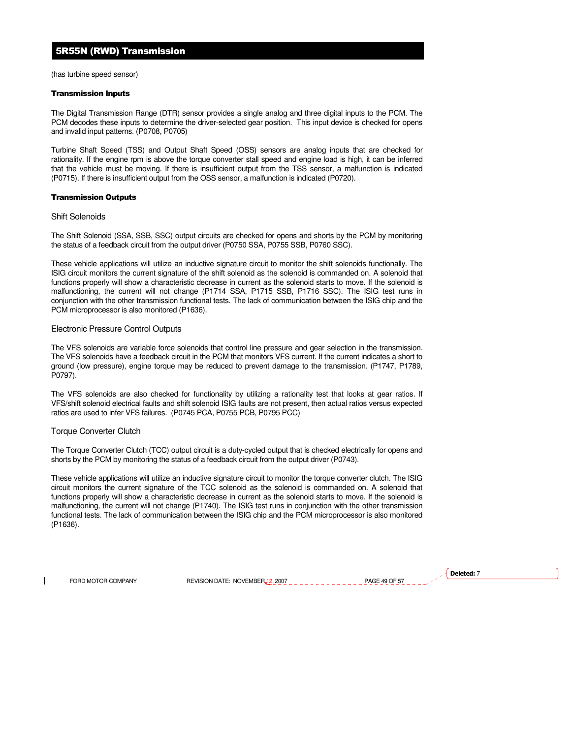## 5R55N (RWD) Transmission

(has turbine speed sensor)

### Transmission Inputs

The Digital Transmission Range (DTR) sensor provides a single analog and three digital inputs to the PCM. The PCM decodes these inputs to determine the driver-selected gear position. This input device is checked for opens and invalid input patterns. (P0708, P0705)

Turbine Shaft Speed (TSS) and Output Shaft Speed (OSS) sensors are analog inputs that are checked for rationality. If the engine rpm is above the torque converter stall speed and engine load is high, it can be inferred that the vehicle must be moving. If there is insufficient output from the TSS sensor, a malfunction is indicated (P0715). If there is insufficient output from the OSS sensor, a malfunction is indicated (P0720).

### Transmission Outputs

#### Shift Solenoids

The Shift Solenoid (SSA, SSB, SSC) output circuits are checked for opens and shorts by the PCM by monitoring the status of a feedback circuit from the output driver (P0750 SSA, P0755 SSB, P0760 SSC).

These vehicle applications will utilize an inductive signature circuit to monitor the shift solenoids functionally. The ISIG circuit monitors the current signature of the shift solenoid as the solenoid is commanded on. A solenoid that functions properly will show a characteristic decrease in current as the solenoid starts to move. If the solenoid is malfunctioning, the current will not change (P1714 SSA, P1715 SSB, P1716 SSC). The ISIG test runs in conjunction with the other transmission functional tests. The lack of communication between the ISIG chip and the PCM microprocessor is also monitored (P1636).

#### Electronic Pressure Control Outputs

The VFS solenoids are variable force solenoids that control line pressure and gear selection in the transmission. The VFS solenoids have a feedback circuit in the PCM that monitors VFS current. If the current indicates a short to ground (low pressure), engine torque may be reduced to prevent damage to the transmission. (P1747, P1789, P0797).

The VFS solenoids are also checked for functionality by utilizing a rationality test that looks at gear ratios. If VFS/shift solenoid electrical faults and shift solenoid ISIG faults are not present, then actual ratios versus expected ratios are used to infer VFS failures. (P0745 PCA, P0755 PCB, P0795 PCC)

#### Torque Converter Clutch

The Torque Converter Clutch (TCC) output circuit is a duty-cycled output that is checked electrically for opens and shorts by the PCM by monitoring the status of a feedback circuit from the output driver (P0743).

These vehicle applications will utilize an inductive signature circuit to monitor the torque converter clutch. The ISIG circuit monitors the current signature of the TCC solenoid as the solenoid is commanded on. A solenoid that functions properly will show a characteristic decrease in current as the solenoid starts to move. If the solenoid is malfunctioning, the current will not change (P1740). The ISIG test runs in conjunction with the other transmission functional tests. The lack of communication between the ISIG chip and the PCM microprocessor is also monitored (P1636).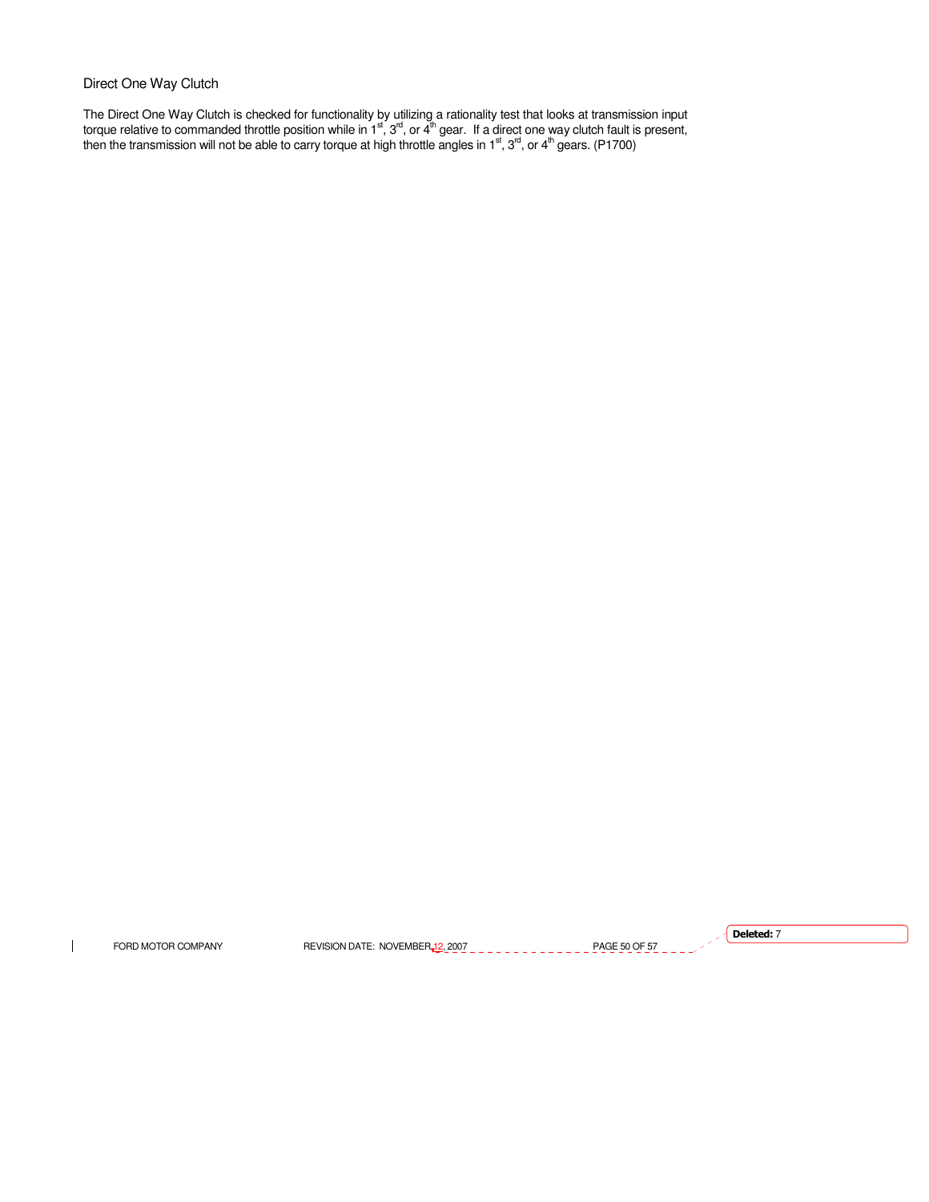## Direct One Way Clutch

The Direct One Way Clutch is checked for functionality by utilizing a rationality test that looks at transmission input torque relative to commanded throttle position while in 1st, 3rd, or 4th gear. If a direct one way clutch fault is present, then the transmission will not be able to carry torque at high throttle angles in 1st, 3rd, or 4th gears. (P1700)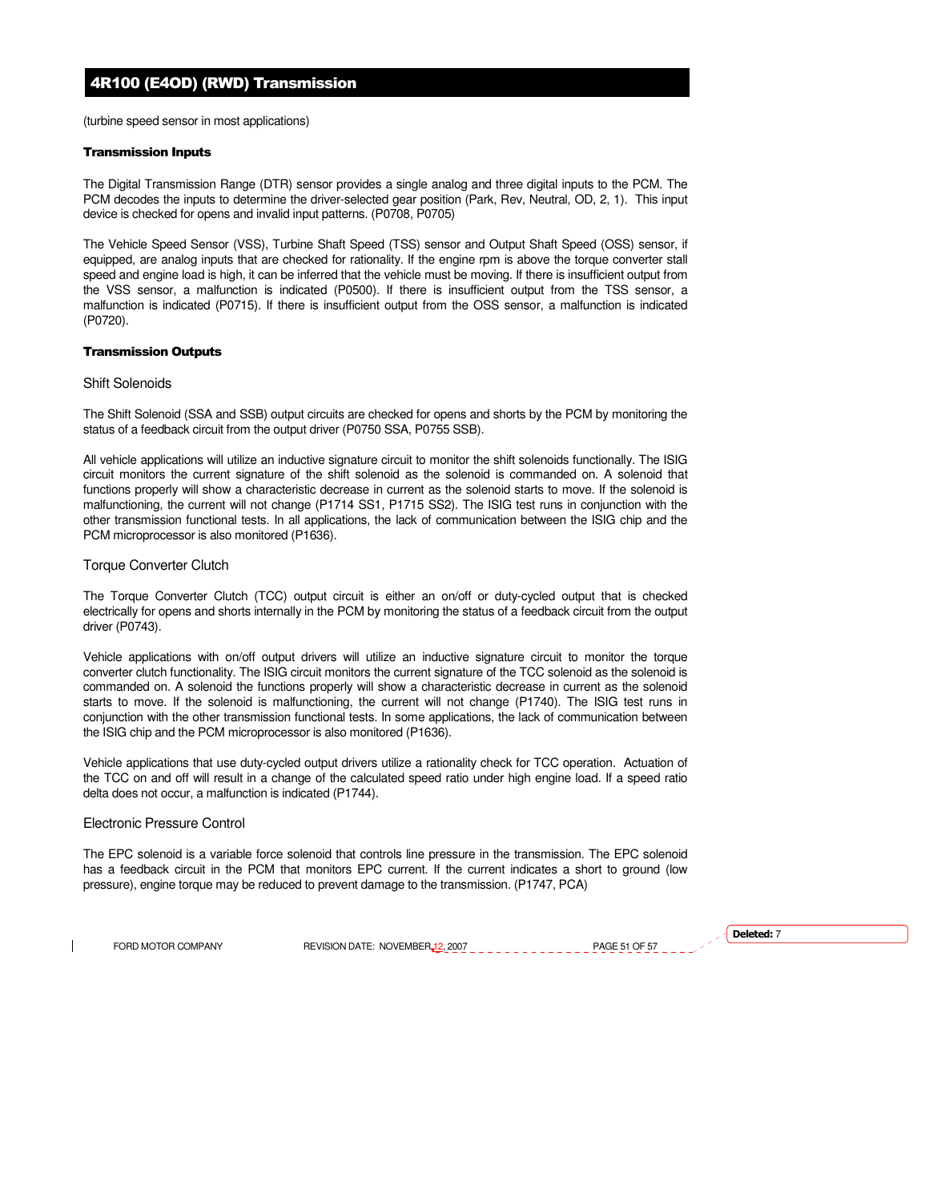(turbine speed sensor in most applications)

**Transmission Inputs**

The Digital Transmission Range (DTR) sensor provides a single analog and three digital inputs to the PCM. The PCM decodes the inputs to determine the driver-selected gear position (Park, Rev, Neutral, OD, 2, 1). This input device is checked for opens and invalid input patterns. (P0708, P0705)

The Vehicle Speed Sensor (VSS), Turbine Shaft Speed (TSS) sensor and Output Shaft Speed (OSS) sensor, if equipped, are analog inputs that are checked for rationality. If the engine rpm is above the torque converter stall speed and engine load is high, it can be inferred that the vehicle must be moving. If there is insufficient output from the VSS sensor, a malfunction is indicated (P0500). If there is insufficient output from the TSS sensor, a malfunction is indicated (P0715). If there is insufficient output from the OSS sensor, a malfunction is indicated (P0720).

**Transmission Outputs**

### Shift Solenoids

The Shift Solenoid (SSA and SSB) output circuits are checked for opens and shorts by the PCM by monitoring the status of a feedback circuit from the output driver (P0750 SSA, P0755 SSB).

All vehicle applications will utilize an inductive signature circuit to monitor the shift solenoids functionally. The ISIG circuit monitors the current signature of the shift solenoid as the solenoid is commanded on. A solenoid that functions properly will show a characteristic decrease in current as the solenoid starts to move. If the solenoid is malfunctioning, the current will not change (P1714 SS1, P1715 SS2). The ISIG test runs in conjunction with the other transmission functional tests. In all applications, the lack of communication between the ISIG chip and the PCM microprocessor is also monitored (P1636).

### Torque Converter Clutch

The Torque Converter Clutch (TCC) output circuit is either an on/off or duty-cycled output that is checked electrically for opens and shorts internally in the PCM by monitoring the status of a feedback circuit from the output driver (P0743).

Vehicle applications with on/off output drivers will utilize an inductive signature circuit to monitor the torque converter clutch functionality. The ISIG circuit monitors the current signature of the TCC solenoid as the solenoid is commanded on. A solenoid the functions properly will show a characteristic decrease in current as the solenoid starts to move. If the solenoid is malfunctioning, the current will not change (P1740). The ISIG test runs in conjunction with the other transmission functional tests. In some applications, the lack of communication between the ISIG chip and the PCM microprocessor is also monitored (P1636).

Vehicle applications that use duty-cycled output drivers utilize a rationality check for TCC operation. Actuation of the TCC on and off will result in a change of the calculated speed ratio under high engine load. If a speed ratio delta does not occur, a malfunction is indicated (P1744).

### Electronic Pressure Control

The EPC solenoid is a variable force solenoid that controls line pressure in the transmission. The EPC solenoid has a feedback circuit in the PCM that monitors EPC current. If the current indicates a short to ground (low pressure), engine torque may be reduced to prevent damage to the transmission. (P1747, PCA)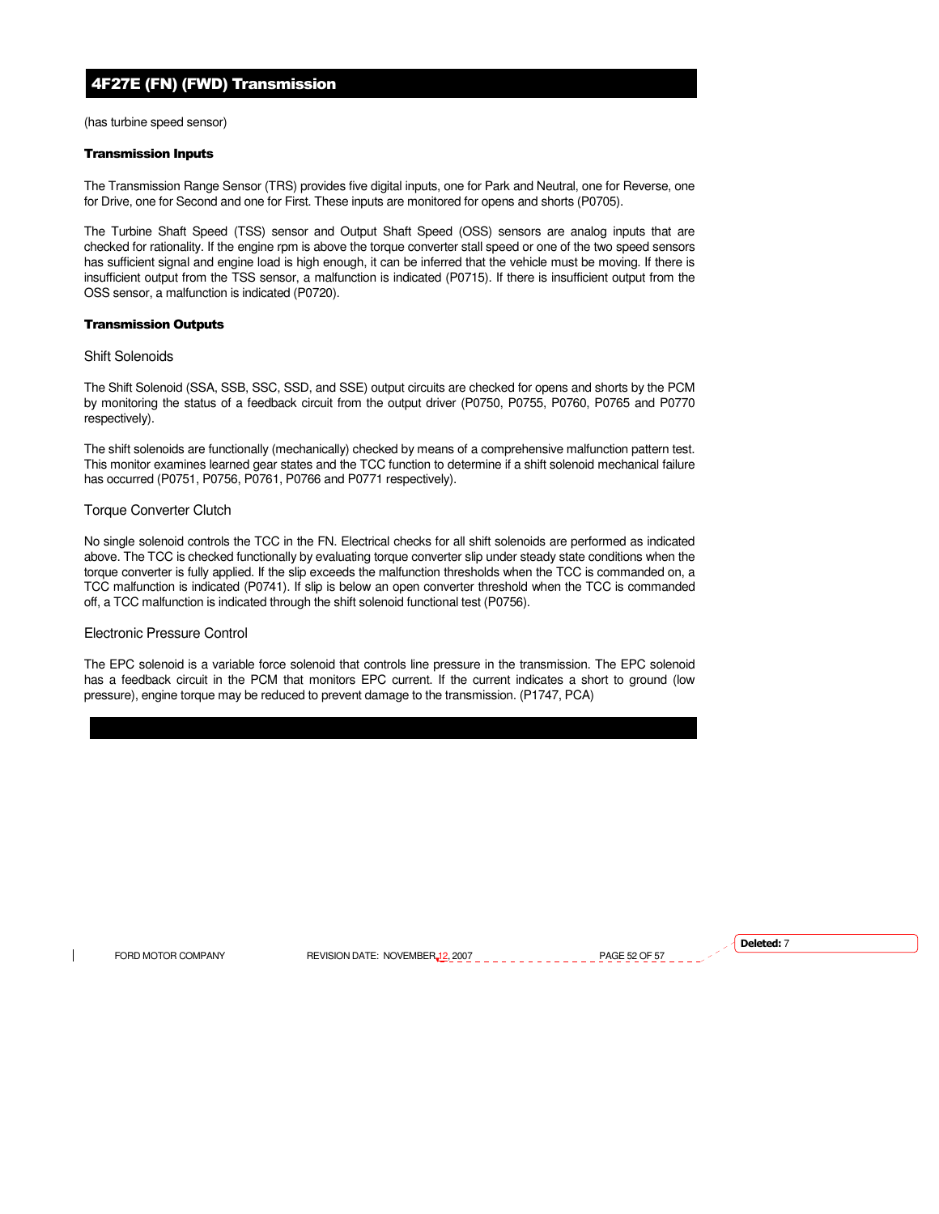## 4F27E (FN) (FWD) Transmission

(has turbine speed sensor)

**Transmission Inputs**

The Transmission Range Sensor (TRS) provides five digital inputs, one for Park and Neutral, one for Reverse, one for Drive, one for Second and one for First. These inputs are monitored for opens and shorts (P0705).

The Turbine Shaft Speed (TSS) sensor and Output Shaft Speed (OSS) sensors are analog inputs that are checked for rationality. If the engine rpm is above the torque converter stall speed or one of the two speed sensors has sufficient signal and engine load is high enough, it can be inferred that the vehicle must be moving. If there is insufficient output from the TSS sensor, a malfunction is indicated (P0715). If there is insufficient output from the OSS sensor, a malfunction is indicated (P0720).

**Transmission Outputs**

### Shift Solenoids

The Shift Solenoid (SSA, SSB, SSC, SSD, and SSE) output circuits are checked for opens and shorts by the PCM by monitoring the status of a feedback circuit from the output driver (P0750, P0755, P0760, P0765 and P0770 respectively).

The shift solenoids are functionally (mechanically) checked by means of a comprehensive malfunction pattern test. This monitor examines learned gear states and the TCC function to determine if a shift solenoid mechanical failure has occurred (P0751, P0756, P0761, P0766 and P0771 respectively).

### Torque Converter Clutch

No single solenoid controls the TCC in the FN. Electrical checks for all shift solenoids are performed as indicated above. The TCC is checked functionally by evaluating torque converter slip under steady state conditions when the torque converter is fully applied. If the slip exceeds the malfunction thresholds when the TCC is commanded on, a TCC malfunction is indicated (P0741). If slip is below an open converter threshold when the TCC is commanded off, a TCC malfunction is indicated through the shift solenoid functional test (P0756).

### Electronic Pressure Control

The EPC solenoid is a variable force solenoid that controls line pressure in the transmission. The EPC solenoid has a feedback circuit in the PCM that monitors EPC current. If the current indicates a short to ground (low pressure), engine torque may be reduced to prevent damage to the transmission. (P1747, PCA)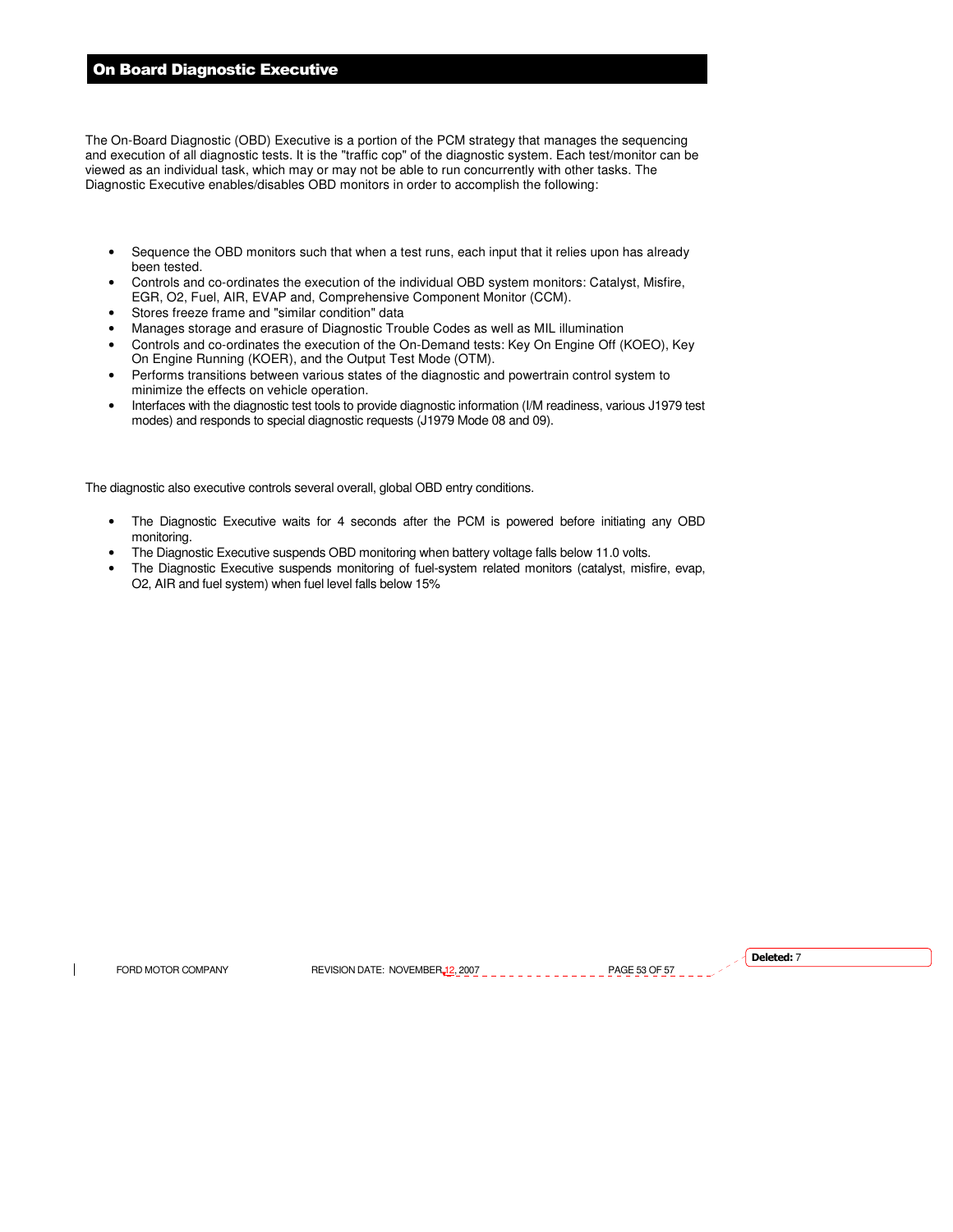## On Board Diagnostic Executive

The On-Board Diagnostic (OBD) Executive is a portion of the PCM strategy that manages the sequencing and execution of all diagnostic tests. It is the "traffic cop" of the diagnostic system. Each test/monitor can be viewed as an individual task, which may or may not be able to run concurrently with other tasks. The Diagnostic Executive enables/disables OBD monitors in order to accomplish the following:

- Sequence the OBD monitors such that when a test runs, each input that it relies upon has already been tested.
- Controls and co-ordinates the execution of the individual OBD system monitors: Catalyst, Misfire, EGR, O2, Fuel, AIR, EVAP and, Comprehensive Component Monitor (CCM).
- Stores freeze frame and "similar condition" data
- Manages storage and erasure of Diagnostic Trouble Codes as well as MIL illumination
- Controls and co-ordinates the execution of the On-Demand tests: Key On Engine Off (KOEO), Key On Engine Running (KOER), and the Output Test Mode (OTM).
- Performs transitions between various states of the diagnostic and powertrain control system to minimize the effects on vehicle operation.
- Interfaces with the diagnostic test tools to provide diagnostic information (I/M readiness, various J1979 test modes) and responds to special diagnostic requests (J1979 Mode 08 and 09).

The diagnostic also executive controls several overall, global OBD entry conditions.

- The Diagnostic Executive waits for 4 seconds after the PCM is powered before initiating any OBD monitoring.
- The Diagnostic Executive suspends OBD monitoring when battery voltage falls below 11.0 volts.
- The Diagnostic Executive suspends monitoring of fuel-system related monitors (catalyst, misfire, evap, O2, AIR and fuel system) when fuel level falls below 15%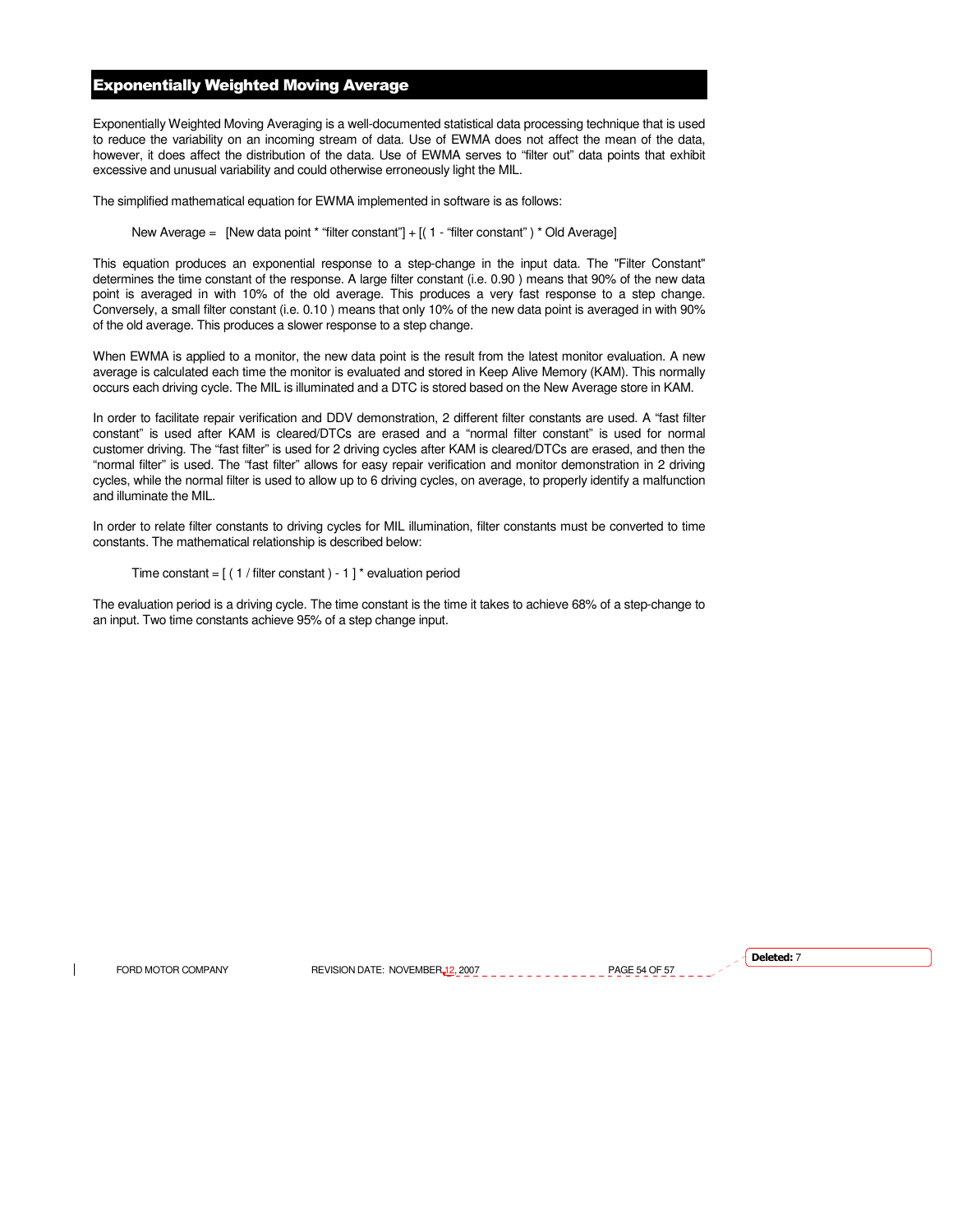## Exponentially Weighted Moving Average

Exponentially Weighted Moving Averaging is a well-documented statistical data processing technique that is used to reduce the variability on an incoming stream of data. Use of EWMA does not affect the mean of the data, however, it does affect the distribution of the data. Use of EWMA serves to "filter out" data points that exhibit excessive and unusual variability and could otherwise erroneously light the MIL.

The simplified mathematical equation for EWMA implemented in software is as follows:

New Average = [New data point * "filter constant"] + [( 1 - "filter constant" ) * Old Average]

This equation produces an exponential response to a step-change in the input data. The "Filter Constant" determines the time constant of the response. A large filter constant (i.e. 0.90 ) means that 90% of the new data point is averaged in with 10% of the old average. This produces a very fast response to a step change. Conversely, a small filter constant (i.e. 0.10 ) means that only 10% of the new data point is averaged in with 90% of the old average. This produces a slower response to a step change.

When EWMA is applied to a monitor, the new data point is the result from the latest monitor evaluation. A new average is calculated each time the monitor is evaluated and stored in Keep Alive Memory (KAM). This normally occurs each driving cycle. The MIL is illuminated and a DTC is stored based on the New Average store in KAM.

In order to facilitate repair verification and DDV demonstration, 2 different filter constants are used. A "fast filter constant" is used after KAM is cleared/DTCs are erased and a "normal filter constant" is used for normal customer driving. The "fast filter" is used for 2 driving cycles after KAM is cleared/DTCs are erased, and then the "normal filter" is used. The "fast filter" allows for easy repair verification and monitor demonstration in 2 driving cycles, while the normal filter is used to allow up to 6 driving cycles, on average, to properly identify a malfunction and illuminate the MIL.

In order to relate filter constants to driving cycles for MIL illumination, filter constants must be converted to time constants. The mathematical relationship is described below:

Time constant = [ ( 1 / filter constant ) - 1 ] * evaluation period

The evaluation period is a driving cycle. The time constant is the time it takes to achieve 68% of a step-change to an input. Two time constants achieve 95% of a step change input.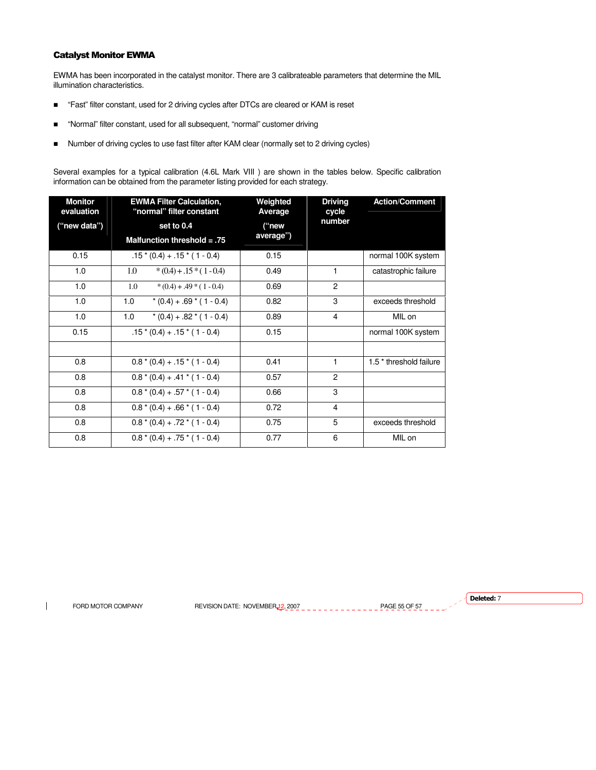### Catalyst Monitor EWMA

EWMA has been incorporated in the catalyst monitor. There are 3 calibrateable parameters that determine the MIL illumination characteristics.

- "Fast" filter constant, used for 2 driving cycles after DTCs are cleared or KAM is reset
- "Normal" filter constant, used for all subsequent, "normal" customer driving
- Number of driving cycles to use fast filter after KAM clear (normally set to 2 driving cycles)

Several examples for a typical calibration (4.6L Mark VIII ) are shown in the tables below. Specific calibration information can be obtained from the parameter listing provided for each strategy.

| Monitor evaluation ("new data") | EWMA Filter Calculation, "normal" filter constant set to 0.4 Malfunction threshold = .75 | Weighted Average ("new average") | Driving cycle number | Action/Comment |
|---|---|---|---|---|
| 0.15 | .15 * (0.4) + .15 * ( 1 - 0.4) | 0.15 | | normal 100K system |
| 1.0 | 1.0 * (0.4) + .15 * ( 1 - 0.4) | 0.49 | 1 | catastrophic failure |
| 1.0 | 1.0 * (0.4) + .49 * ( 1 - 0.4) | 0.69 | 2 | |
| 1.0 | 1.0 * (0.4) + .69 * ( 1 - 0.4) | 0.82 | 3 | exceeds threshold |
| 1.0 | 1.0 * (0.4) + .82 * ( 1 - 0.4) | 0.89 | 4 | MIL on |
| 0.15 | .15 * (0.4) + .15 * ( 1 - 0.4) | 0.15 | | normal 100K system |
| | | | | |
| 0.8 | 0.8 * (0.4) + .15 * ( 1 - 0.4) | 0.41 | 1 | 1.5 * threshold failure |
| 0.8 | 0.8 * (0.4) + .41 * ( 1 - 0.4) | 0.57 | 2 | |
| 0.8 | 0.8 * (0.4) + .57 * ( 1 - 0.4) | 0.66 | 3 | |
| 0.8 | 0.8 * (0.4) + .66 * ( 1 - 0.4) | 0.72 | 4 | |
| 0.8 | 0.8 * (0.4) + .72 * ( 1 - 0.4) | 0.75 | 5 | exceeds threshold |
| 0.8 | 0.8 * (0.4) + .75 * ( 1 - 0.4) | 0.77 | 6 | MIL on |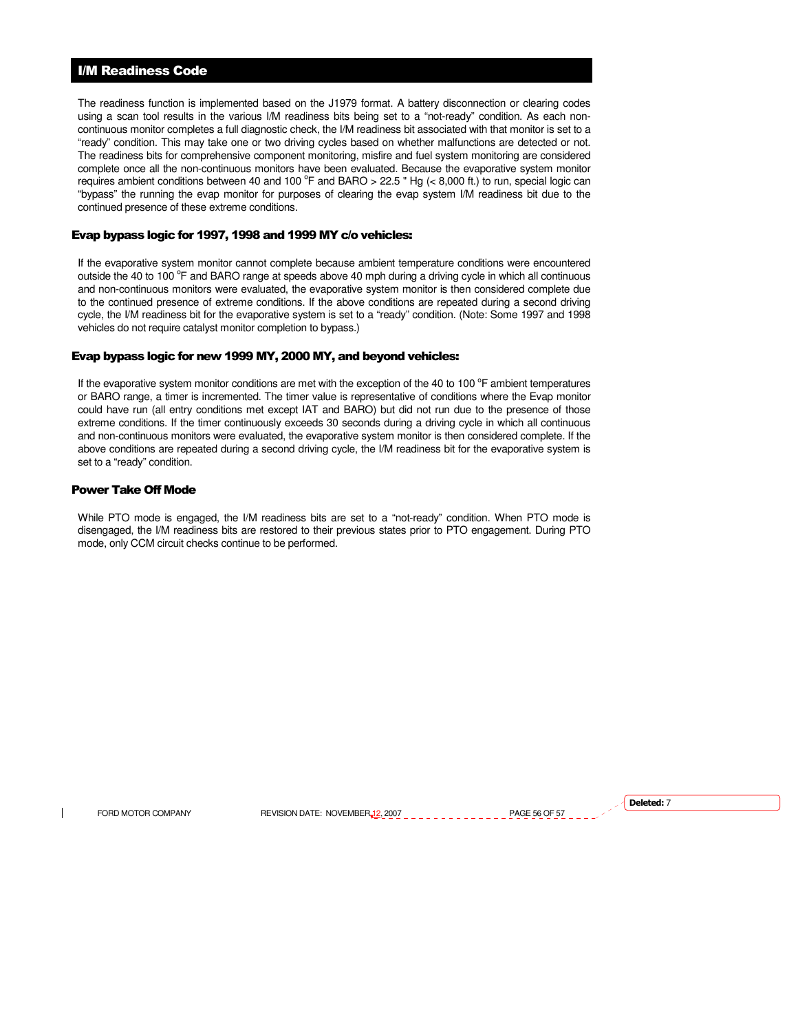## I/M Readiness Code

The readiness function is implemented based on the J1979 format. A battery disconnection or clearing codes using a scan tool results in the various I/M readiness bits being set to a "not-ready" condition. As each non-continuous monitor completes a full diagnostic check, the I/M readiness bit associated with that monitor is set to a "ready" condition. This may take one or two driving cycles based on whether malfunctions are detected or not. The readiness bits for comprehensive component monitoring, misfire and fuel system monitoring are considered complete once all the non-continuous monitors have been evaluated. Because the evaporative system monitor requires ambient conditions between 40 and 100 $^{o}$F and BARO > 22.5 " Hg (< 8,000 ft.) to run, special logic can "bypass" the running the evap monitor for purposes of clearing the evap system I/M readiness bit due to the continued presence of these extreme conditions.

### Evap bypass logic for 1997, 1998 and 1999 MY c/o vehicles:

If the evaporative system monitor cannot complete because ambient temperature conditions were encountered outside the 40 to 100 $^{o}$F and BARO range at speeds above 40 mph during a driving cycle in which all continuous and non-continuous monitors were evaluated, the evaporative system monitor is then considered complete due to the continued presence of extreme conditions. If the above conditions are repeated during a second driving cycle, the I/M readiness bit for the evaporative system is set to a "ready" condition. (Note: Some 1997 and 1998 vehicles do not require catalyst monitor completion to bypass.)

### Evap bypass logic for new 1999 MY, 2000 MY, and beyond vehicles:

If the evaporative system monitor conditions are met with the exception of the 40 to 100 $^{o}$F ambient temperatures or BARO range, a timer is incremented. The timer value is representative of conditions where the Evap monitor could have run (all entry conditions met except IAT and BARO) but did not run due to the presence of those extreme conditions. If the timer continuously exceeds 30 seconds during a driving cycle in which all continuous and non-continuous monitors were evaluated, the evaporative system monitor is then considered complete. If the above conditions are repeated during a second driving cycle, the I/M readiness bit for the evaporative system is set to a "ready" condition.

### Power Take Off Mode

While PTO mode is engaged, the I/M readiness bits are set to a "not-ready" condition. When PTO mode is disengaged, the I/M readiness bits are restored to their previous states prior to PTO engagement. During PTO mode, only CCM circuit checks continue to be performed.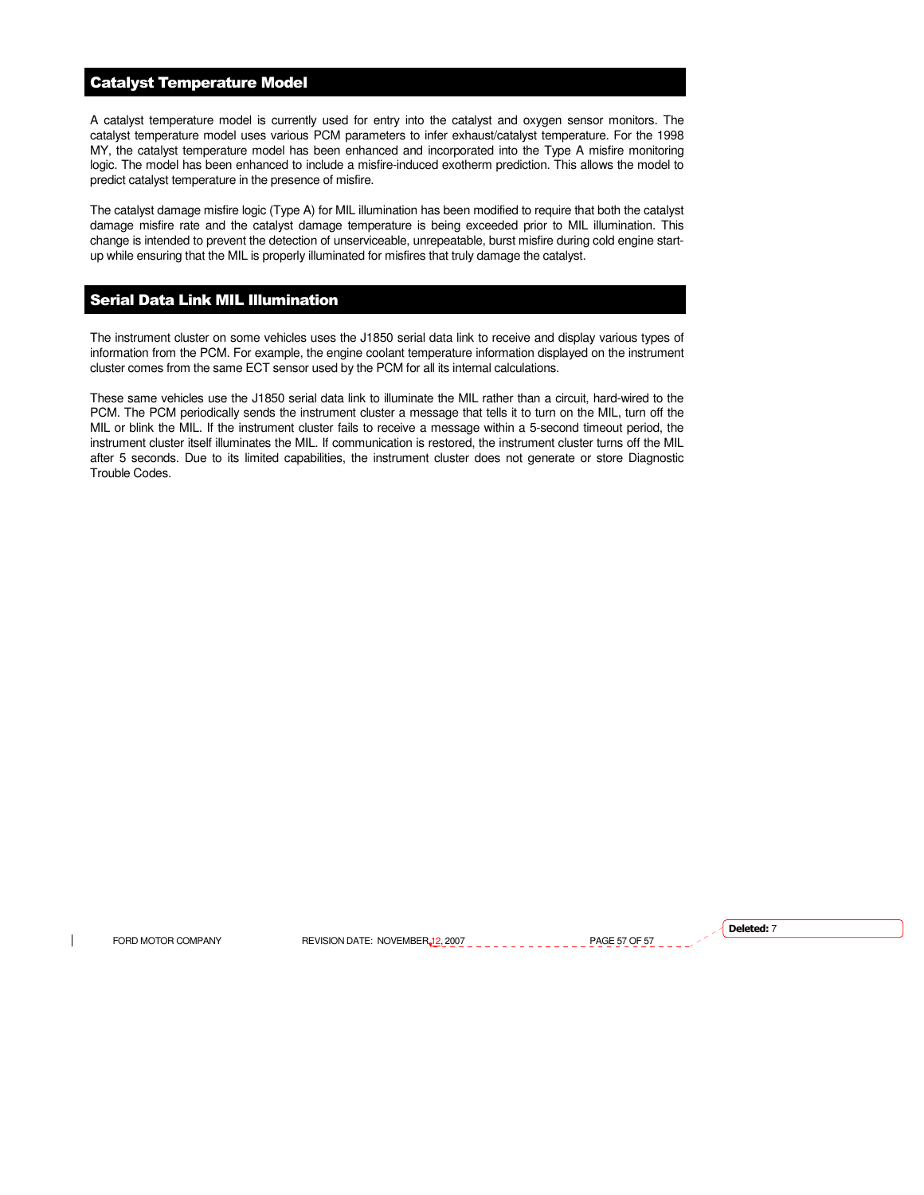## Catalyst Temperature Model

A catalyst temperature model is currently used for entry into the catalyst and oxygen sensor monitors. The catalyst temperature model uses various PCM parameters to infer exhaust/catalyst temperature. For the 1998 MY, the catalyst temperature model has been enhanced and incorporated into the Type A misfire monitoring logic. The model has been enhanced to include a misfire-induced exotherm prediction. This allows the model to predict catalyst temperature in the presence of misfire.

The catalyst damage misfire logic (Type A) for MIL illumination has been modified to require that both the catalyst damage misfire rate and the catalyst damage temperature is being exceeded prior to MIL illumination. This change is intended to prevent the detection of unserviceable, unrepeatable, burst misfire during cold engine start-up while ensuring that the MIL is properly illuminated for misfires that truly damage the catalyst.

## Serial Data Link MIL Illumination

The instrument cluster on some vehicles uses the J1850 serial data link to receive and display various types of information from the PCM. For example, the engine coolant temperature information displayed on the instrument cluster comes from the same ECT sensor used by the PCM for all its internal calculations.

These same vehicles use the J1850 serial data link to illuminate the MIL rather than a circuit, hard-wired to the PCM. The PCM periodically sends the instrument cluster a message that tells it to turn on the MIL, turn off the MIL or blink the MIL. If the instrument cluster fails to receive a message within a 5-second timeout period, the instrument cluster itself illuminates the MIL. If communication is restored, the instrument cluster turns off the MIL after 5 seconds. Due to its limited capabilities, the instrument cluster does not generate or store Diagnostic Trouble Codes.